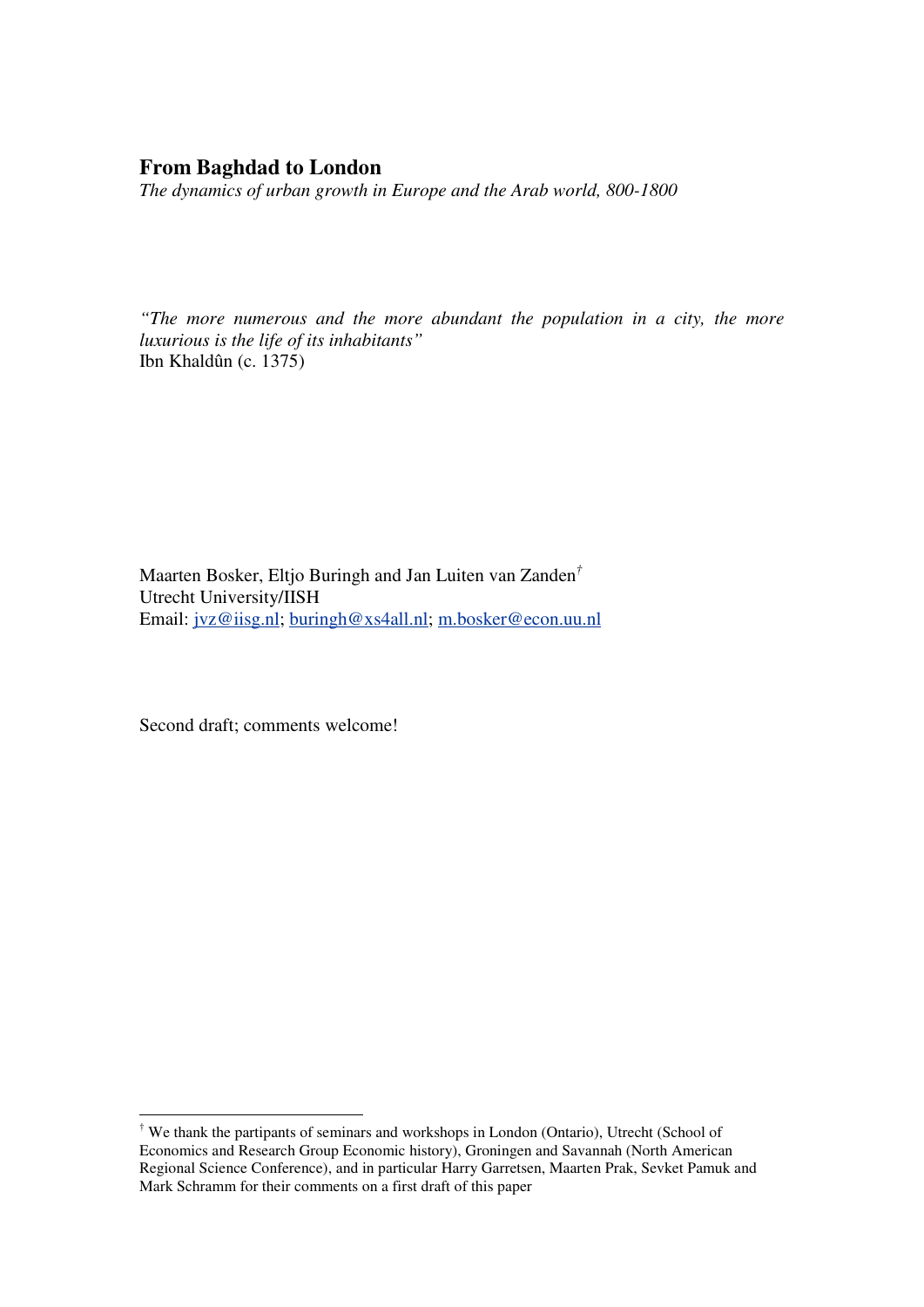# From Baghdad to London

*The dynamics of urban growth in Europe and the Arab world, 800-1800*

*"The more numerous and the more abundant the population in a city, the more luxurious is the life of its inhabitants"*
Ibn Khaldûn (c. 1375)

Maarten Bosker, Eltjo Buringh and Jan Luiten van Zanden[†]
Utrecht University/IISH
Email: jvz@iisg.nl; buringh@xs4all.nl; m.bosker@econ.uu.nl

Second draft; comments welcome!

---

[†] We thank the partipants of seminars and workshops in London (Ontario), Utrecht (School of Economics and Research Group Economic history), Groningen and Savannah (North American Regional Science Conference), and in particular Harry Garretsen, Maarten Prak, Sevket Pamuk and Mark Schramm for their comments on a first draft of this paper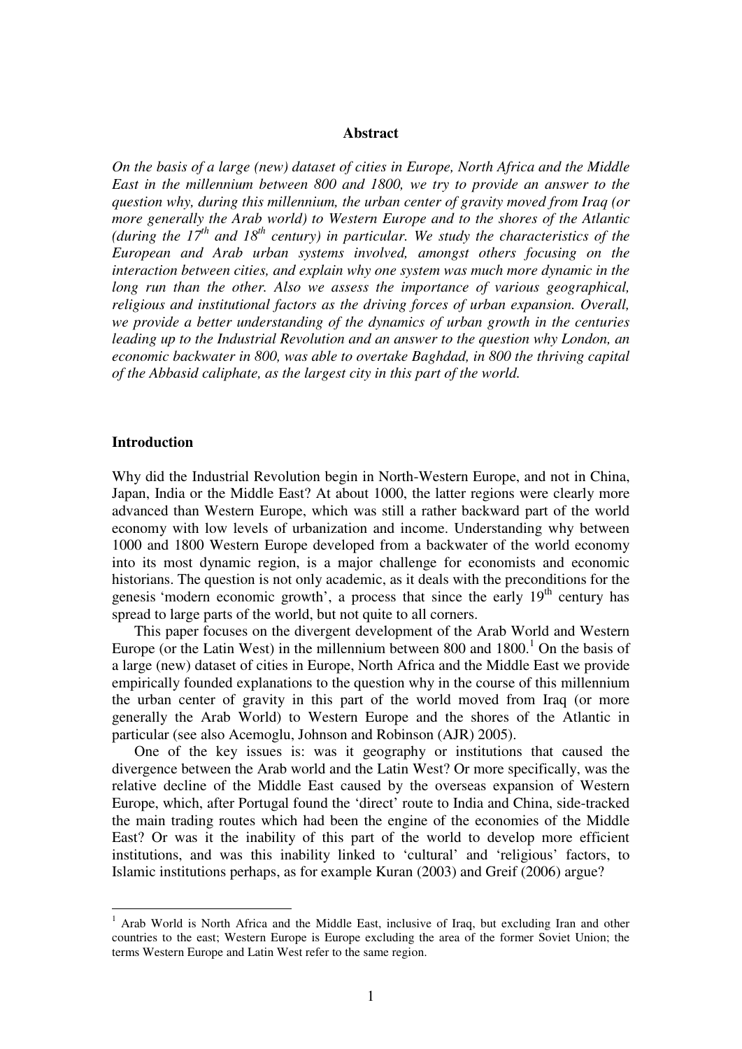## Abstract

*On the basis of a large (new) dataset of cities in Europe, North Africa and the Middle East in the millennium between 800 and 1800, we try to provide an answer to the question why, during this millennium, the urban center of gravity moved from Iraq (or more generally the Arab world) to Western Europe and to the shores of the Atlantic (during the 17th and 18th century) in particular. We study the characteristics of the European and Arab urban systems involved, amongst others focusing on the interaction between cities, and explain why one system was much more dynamic in the long run than the other. Also we assess the importance of various geographical, religious and institutional factors as the driving forces of urban expansion. Overall, we provide a better understanding of the dynamics of urban growth in the centuries leading up to the Industrial Revolution and an answer to the question why London, an economic backwater in 800, was able to overtake Baghdad, in 800 the thriving capital of the Abbasid caliphate, as the largest city in this part of the world.*

## Introduction

Why did the Industrial Revolution begin in North-Western Europe, and not in China, Japan, India or the Middle East? At about 1000, the latter regions were clearly more advanced than Western Europe, which was still a rather backward part of the world economy with low levels of urbanization and income. Understanding why between 1000 and 1800 Western Europe developed from a backwater of the world economy into its most dynamic region, is a major challenge for economists and economic historians. The question is not only academic, as it deals with the preconditions for the genesis 'modern economic growth', a process that since the early 19th century has spread to large parts of the world, but not quite to all corners.

This paper focuses on the divergent development of the Arab World and Western Europe (or the Latin West) in the millennium between 800 and 1800.[1] On the basis of a large (new) dataset of cities in Europe, North Africa and the Middle East we provide empirically founded explanations to the question why in the course of this millennium the urban center of gravity in this part of the world moved from Iraq (or more generally the Arab World) to Western Europe and the shores of the Atlantic in particular (see also Acemoglu, Johnson and Robinson (AJR) 2005).

One of the key issues is: was it geography or institutions that caused the divergence between the Arab world and the Latin West? Or more specifically, was the relative decline of the Middle East caused by the overseas expansion of Western Europe, which, after Portugal found the 'direct' route to India and China, side-tracked the main trading routes which had been the engine of the economies of the Middle East? Or was it the inability of this part of the world to develop more efficient institutions, and was this inability linked to 'cultural' and 'religious' factors, to Islamic institutions perhaps, as for example Kuran (2003) and Greif (2006) argue?

[1] Arab World is North Africa and the Middle East, inclusive of Iraq, but excluding Iran and other countries to the east; Western Europe is Europe excluding the area of the former Soviet Union; the terms Western Europe and Latin West refer to the same region.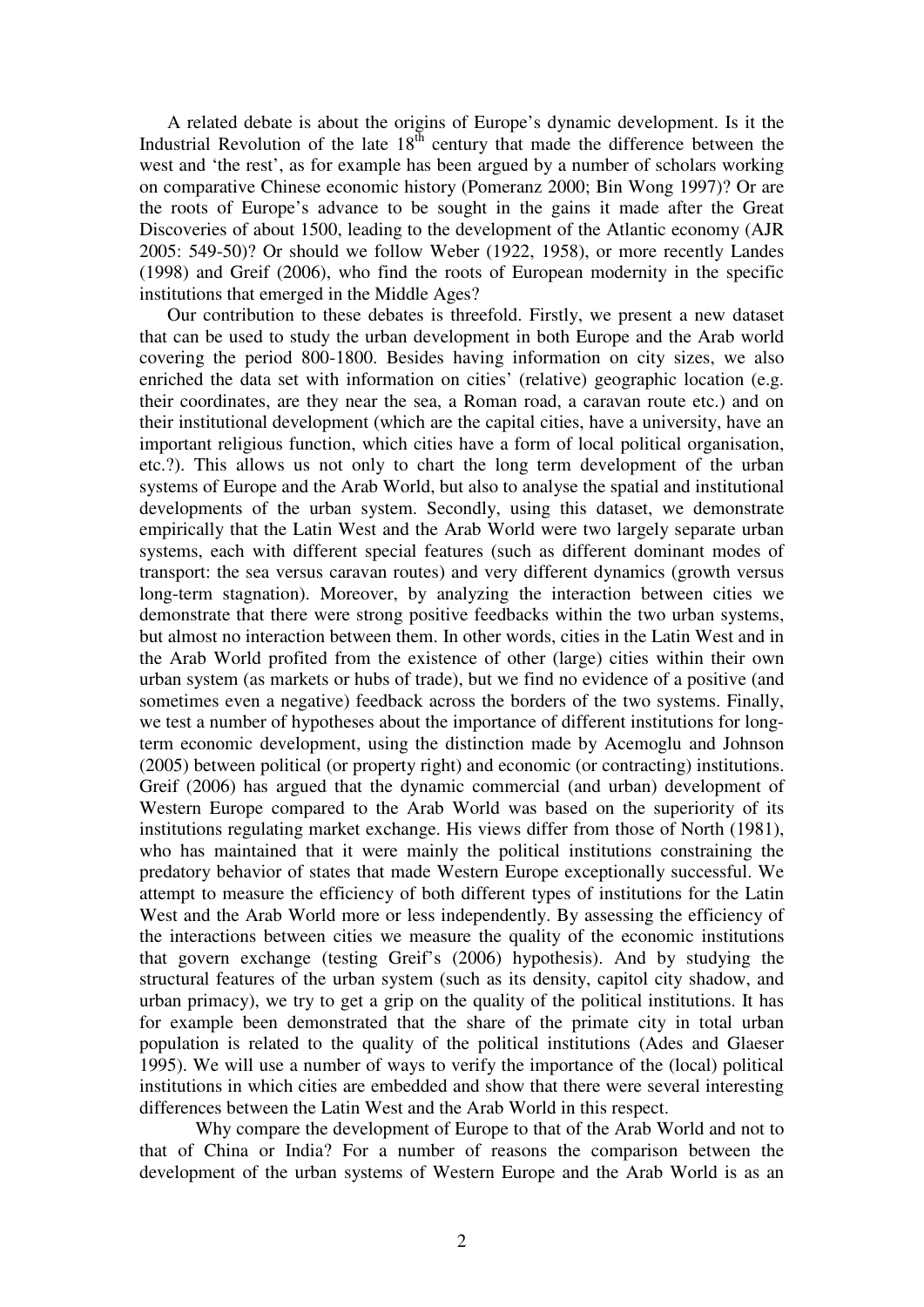A related debate is about the origins of Europe's dynamic development. Is it the Industrial Revolution of the late $18^{th}$ century that made the difference between the west and 'the rest', as for example has been argued by a number of scholars working on comparative Chinese economic history (Pomeranz 2000; Bin Wong 1997)? Or are the roots of Europe's advance to be sought in the gains it made after the Great Discoveries of about 1500, leading to the development of the Atlantic economy (AJR 2005: 549-50)? Or should we follow Weber (1922, 1958), or more recently Landes (1998) and Greif (2006), who find the roots of European modernity in the specific institutions that emerged in the Middle Ages?

Our contribution to these debates is threefold. Firstly, we present a new dataset that can be used to study the urban development in both Europe and the Arab world covering the period 800-1800. Besides having information on city sizes, we also enriched the data set with information on cities' (relative) geographic location (e.g. their coordinates, are they near the sea, a Roman road, a caravan route etc.) and on their institutional development (which are the capital cities, have a university, have an important religious function, which cities have a form of local political organisation, etc.?). This allows us not only to chart the long term development of the urban systems of Europe and the Arab World, but also to analyse the spatial and institutional developments of the urban system. Secondly, using this dataset, we demonstrate empirically that the Latin West and the Arab World were two largely separate urban systems, each with different special features (such as different dominant modes of transport: the sea versus caravan routes) and very different dynamics (growth versus long-term stagnation). Moreover, by analyzing the interaction between cities we demonstrate that there were strong positive feedbacks within the two urban systems, but almost no interaction between them. In other words, cities in the Latin West and in the Arab World profited from the existence of other (large) cities within their own urban system (as markets or hubs of trade), but we find no evidence of a positive (and sometimes even a negative) feedback across the borders of the two systems. Finally, we test a number of hypotheses about the importance of different institutions for long-term economic development, using the distinction made by Acemoglu and Johnson (2005) between political (or property right) and economic (or contracting) institutions. Greif (2006) has argued that the dynamic commercial (and urban) development of Western Europe compared to the Arab World was based on the superiority of its institutions regulating market exchange. His views differ from those of North (1981), who has maintained that it were mainly the political institutions constraining the predatory behavior of states that made Western Europe exceptionally successful. We attempt to measure the efficiency of both different types of institutions for the Latin West and the Arab World more or less independently. By assessing the efficiency of the interactions between cities we measure the quality of the economic institutions that govern exchange (testing Greif's (2006) hypothesis). And by studying the structural features of the urban system (such as its density, capitol city shadow, and urban primacy), we try to get a grip on the quality of the political institutions. It has for example been demonstrated that the share of the primate city in total urban population is related to the quality of the political institutions (Ades and Glaeser 1995). We will use a number of ways to verify the importance of the (local) political institutions in which cities are embedded and show that there were several interesting differences between the Latin West and the Arab World in this respect.

Why compare the development of Europe to that of the Arab World and not to that of China or India? For a number of reasons the comparison between the development of the urban systems of Western Europe and the Arab World is as an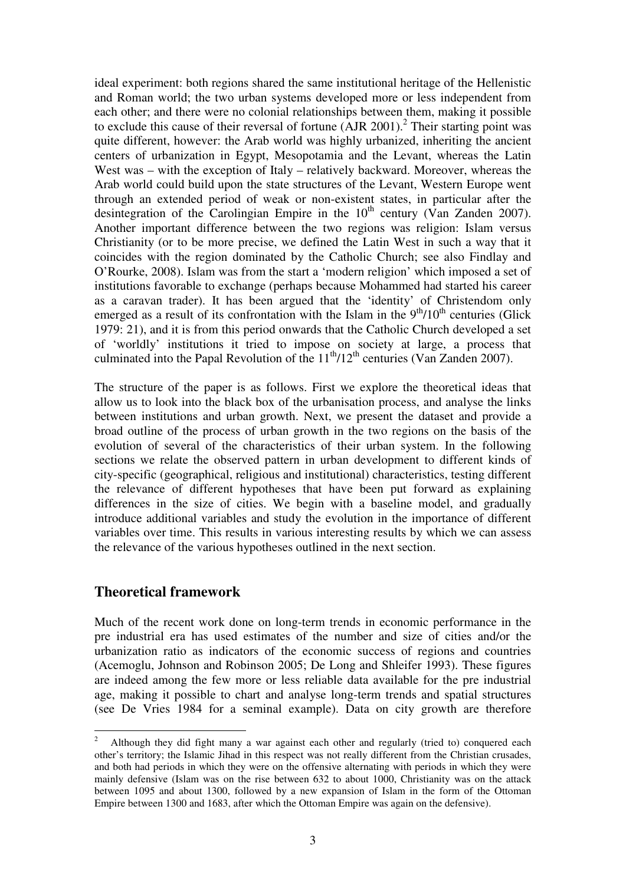ideal experiment: both regions shared the same institutional heritage of the Hellenistic and Roman world; the two urban systems developed more or less independent from each other; and there were no colonial relationships between them, making it possible to exclude this cause of their reversal of fortune (AJR 2001).[2] Their starting point was quite different, however: the Arab world was highly urbanized, inheriting the ancient centers of urbanization in Egypt, Mesopotamia and the Levant, whereas the Latin West was – with the exception of Italy – relatively backward. Moreover, whereas the Arab world could build upon the state structures of the Levant, Western Europe went through an extended period of weak or non-existent states, in particular after the desintegration of the Carolingian Empire in the 10th century (Van Zanden 2007). Another important difference between the two regions was religion: Islam versus Christianity (or to be more precise, we defined the Latin West in such a way that it coincides with the region dominated by the Catholic Church; see also Findlay and O'Rourke, 2008). Islam was from the start a 'modern religion' which imposed a set of institutions favorable to exchange (perhaps because Mohammed had started his career as a caravan trader). It has been argued that the 'identity' of Christendom only emerged as a result of its confrontation with the Islam in the 9th/10th centuries (Glick 1979: 21), and it is from this period onwards that the Catholic Church developed a set of 'worldly' institutions it tried to impose on society at large, a process that culminated into the Papal Revolution of the 11th/12th centuries (Van Zanden 2007).

The structure of the paper is as follows. First we explore the theoretical ideas that allow us to look into the black box of the urbanisation process, and analyse the links between institutions and urban growth. Next, we present the dataset and provide a broad outline of the process of urban growth in the two regions on the basis of the evolution of several of the characteristics of their urban system. In the following sections we relate the observed pattern in urban development to different kinds of city-specific (geographical, religious and institutional) characteristics, testing different the relevance of different hypotheses that have been put forward as explaining differences in the size of cities. We begin with a baseline model, and gradually introduce additional variables and study the evolution in the importance of different variables over time. This results in various interesting results by which we can assess the relevance of the various hypotheses outlined in the next section.

## Theoretical framework

Much of the recent work done on long-term trends in economic performance in the pre industrial era has used estimates of the number and size of cities and/or the urbanization ratio as indicators of the economic success of regions and countries (Acemoglu, Johnson and Robinson 2005; De Long and Shleifer 1993). These figures are indeed among the few more or less reliable data available for the pre industrial age, making it possible to chart and analyse long-term trends and spatial structures (see De Vries 1984 for a seminal example). Data on city growth are therefore

---

[2] Although they did fight many a war against each other and regularly (tried to) conquered each other's territory; the Islamic Jihad in this respect was not really different from the Christian crusades, and both had periods in which they were on the offensive alternating with periods in which they were mainly defensive (Islam was on the rise between 632 to about 1000, Christianity was on the attack between 1095 and about 1300, followed by a new expansion of Islam in the form of the Ottoman Empire between 1300 and 1683, after which the Ottoman Empire was again on the defensive).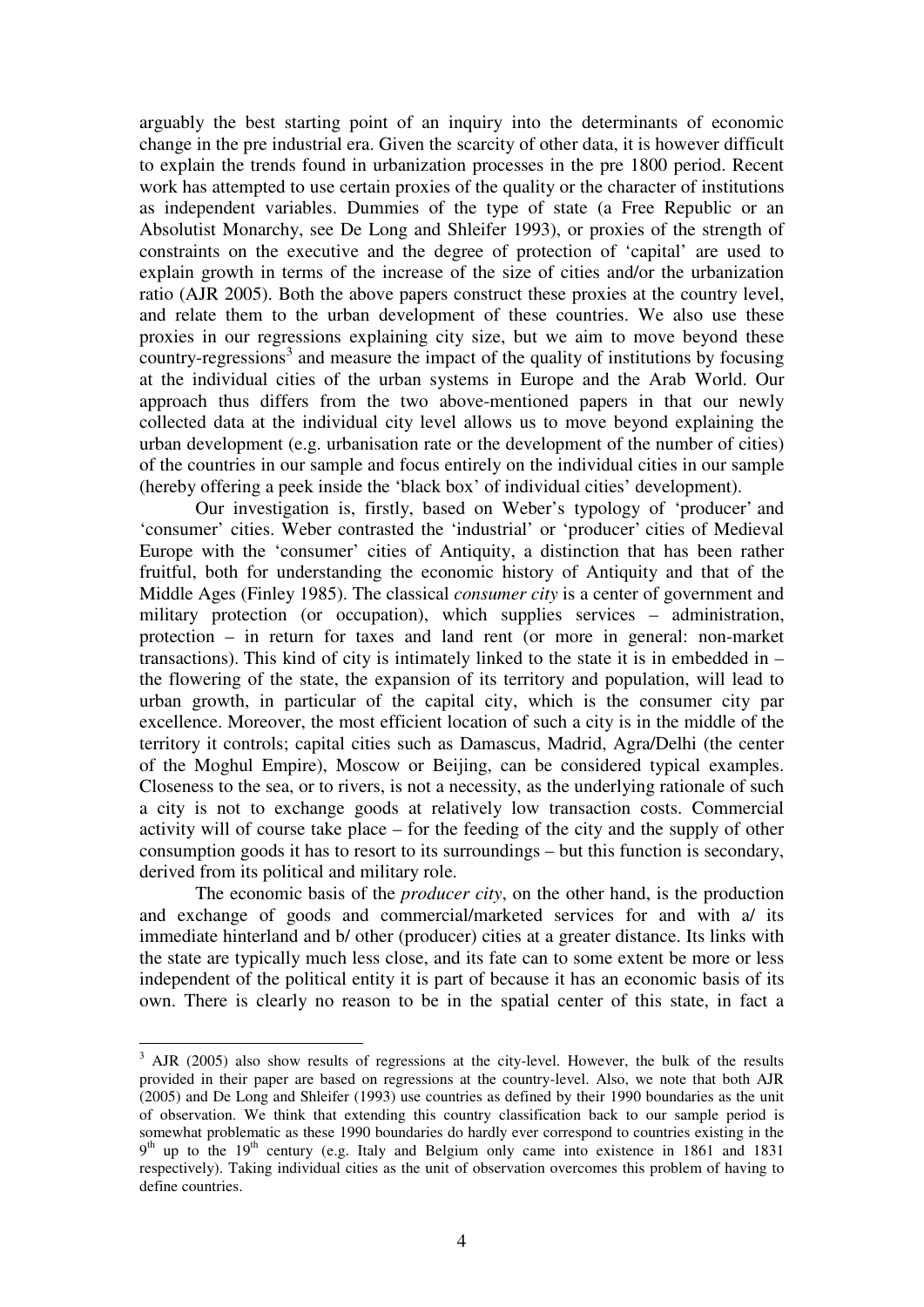arguably the best starting point of an inquiry into the determinants of economic change in the pre industrial era. Given the scarcity of other data, it is however difficult to explain the trends found in urbanization processes in the pre 1800 period. Recent work has attempted to use certain proxies of the quality or the character of institutions as independent variables. Dummies of the type of state (a Free Republic or an Absolutist Monarchy, see De Long and Shleifer 1993), or proxies of the strength of constraints on the executive and the degree of protection of 'capital' are used to explain growth in terms of the increase of the size of cities and/or the urbanization ratio (AJR 2005). Both the above papers construct these proxies at the country level, and relate them to the urban development of these countries. We also use these proxies in our regressions explaining city size, but we aim to move beyond these country-regressions[3] and measure the impact of the quality of institutions by focusing at the individual cities of the urban systems in Europe and the Arab World. Our approach thus differs from the two above-mentioned papers in that our newly collected data at the individual city level allows us to move beyond explaining the urban development (e.g. urbanisation rate or the development of the number of cities) of the countries in our sample and focus entirely on the individual cities in our sample (hereby offering a peek inside the 'black box' of individual cities' development).

Our investigation is, firstly, based on Weber's typology of 'producer' and 'consumer' cities. Weber contrasted the 'industrial' or 'producer' cities of Medieval Europe with the 'consumer' cities of Antiquity, a distinction that has been rather fruitful, both for understanding the economic history of Antiquity and that of the Middle Ages (Finley 1985). The classical *consumer city* is a center of government and military protection (or occupation), which supplies services – administration, protection – in return for taxes and land rent (or more in general: non-market transactions). This kind of city is intimately linked to the state it is in embedded in – the flowering of the state, the expansion of its territory and population, will lead to urban growth, in particular of the capital city, which is the consumer city par excellence. Moreover, the most efficient location of such a city is in the middle of the territory it controls; capital cities such as Damascus, Madrid, Agra/Delhi (the center of the Moghul Empire), Moscow or Beijing, can be considered typical examples. Closeness to the sea, or to rivers, is not a necessity, as the underlying rationale of such a city is not to exchange goods at relatively low transaction costs. Commercial activity will of course take place – for the feeding of the city and the supply of other consumption goods it has to resort to its surroundings – but this function is secondary, derived from its political and military role.

The economic basis of the *producer city*, on the other hand, is the production and exchange of goods and commercial/marketed services for and with a/ its immediate hinterland and b/ other (producer) cities at a greater distance. Its links with the state are typically much less close, and its fate can to some extent be more or less independent of the political entity it is part of because it has an economic basis of its own. There is clearly no reason to be in the spatial center of this state, in fact a

[3] AJR (2005) also show results of regressions at the city-level. However, the bulk of the results provided in their paper are based on regressions at the country-level. Also, we note that both AJR (2005) and De Long and Shleifer (1993) use countries as defined by their 1990 boundaries as the unit of observation. We think that extending this country classification back to our sample period is somewhat problematic as these 1990 boundaries do hardly ever correspond to countries existing in the 9th up to the 19th century (e.g. Italy and Belgium only came into existence in 1861 and 1831 respectively). Taking individual cities as the unit of observation overcomes this problem of having to define countries.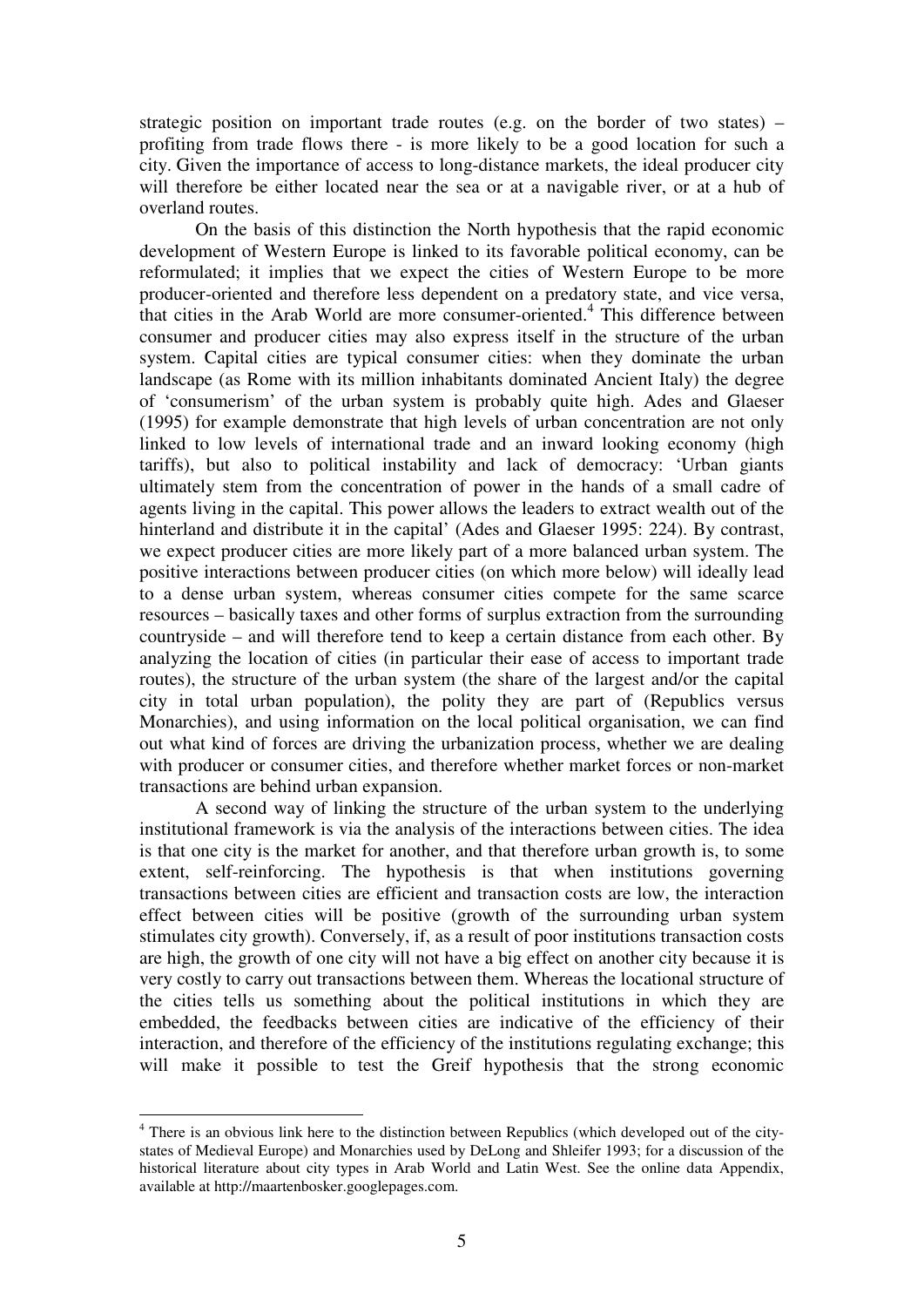strategic position on important trade routes (e.g. on the border of two states) – profiting from trade flows there - is more likely to be a good location for such a city. Given the importance of access to long-distance markets, the ideal producer city will therefore be either located near the sea or at a navigable river, or at a hub of overland routes.

On the basis of this distinction the North hypothesis that the rapid economic development of Western Europe is linked to its favorable political economy, can be reformulated; it implies that we expect the cities of Western Europe to be more producer-oriented and therefore less dependent on a predatory state, and vice versa, that cities in the Arab World are more consumer-oriented.[4] This difference between consumer and producer cities may also express itself in the structure of the urban system. Capital cities are typical consumer cities: when they dominate the urban landscape (as Rome with its million inhabitants dominated Ancient Italy) the degree of 'consumerism' of the urban system is probably quite high. Ades and Glaeser (1995) for example demonstrate that high levels of urban concentration are not only linked to low levels of international trade and an inward looking economy (high tariffs), but also to political instability and lack of democracy: 'Urban giants ultimately stem from the concentration of power in the hands of a small cadre of agents living in the capital. This power allows the leaders to extract wealth out of the hinterland and distribute it in the capital' (Ades and Glaeser 1995: 224). By contrast, we expect producer cities are more likely part of a more balanced urban system. The positive interactions between producer cities (on which more below) will ideally lead to a dense urban system, whereas consumer cities compete for the same scarce resources – basically taxes and other forms of surplus extraction from the surrounding countryside – and will therefore tend to keep a certain distance from each other. By analyzing the location of cities (in particular their ease of access to important trade routes), the structure of the urban system (the share of the largest and/or the capital city in total urban population), the polity they are part of (Republics versus Monarchies), and using information on the local political organisation, we can find out what kind of forces are driving the urbanization process, whether we are dealing with producer or consumer cities, and therefore whether market forces or non-market transactions are behind urban expansion.

A second way of linking the structure of the urban system to the underlying institutional framework is via the analysis of the interactions between cities. The idea is that one city is the market for another, and that therefore urban growth is, to some extent, self-reinforcing. The hypothesis is that when institutions governing transactions between cities are efficient and transaction costs are low, the interaction effect between cities will be positive (growth of the surrounding urban system stimulates city growth). Conversely, if, as a result of poor institutions transaction costs are high, the growth of one city will not have a big effect on another city because it is very costly to carry out transactions between them. Whereas the locational structure of the cities tells us something about the political institutions in which they are embedded, the feedbacks between cities are indicative of the efficiency of their interaction, and therefore of the efficiency of the institutions regulating exchange; this will make it possible to test the Greif hypothesis that the strong economic

[4] There is an obvious link here to the distinction between Republics (which developed out of the city-states of Medieval Europe) and Monarchies used by DeLong and Shleifer 1993; for a discussion of the historical literature about city types in Arab World and Latin West. See the online data Appendix, available at http://maartenbosker.googlepages.com.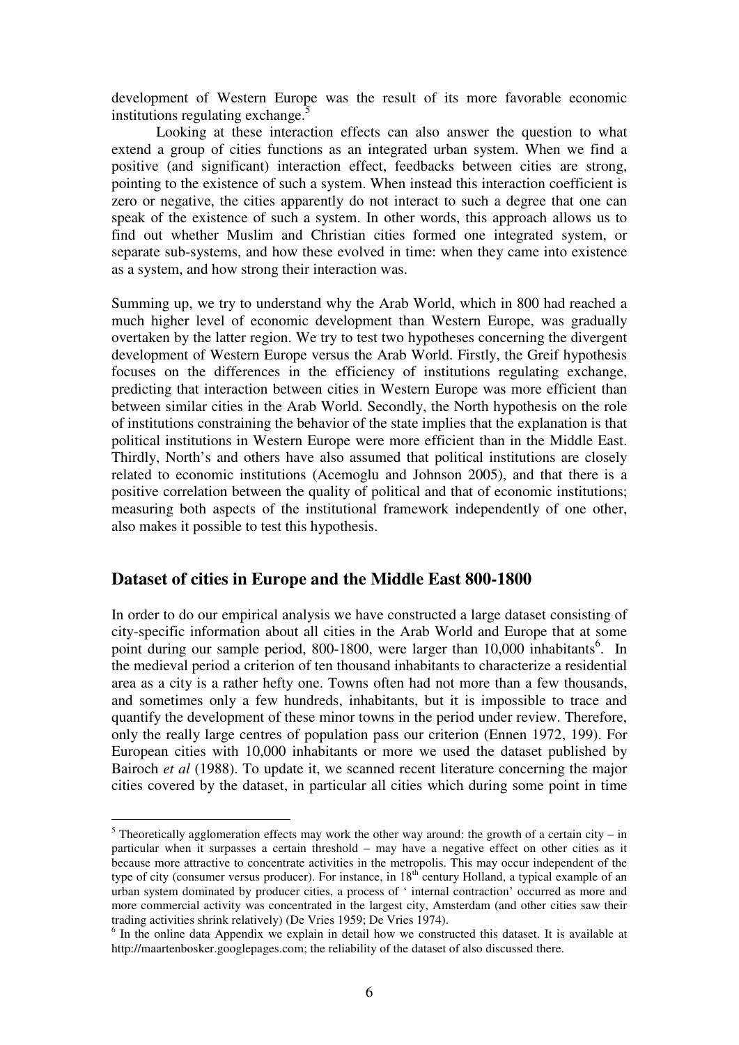development of Western Europe was the result of its more favorable economic institutions regulating exchange.[5]

Looking at these interaction effects can also answer the question to what extend a group of cities functions as an integrated urban system. When we find a positive (and significant) interaction effect, feedbacks between cities are strong, pointing to the existence of such a system. When instead this interaction coefficient is zero or negative, the cities apparently do not interact to such a degree that one can speak of the existence of such a system. In other words, this approach allows us to find out whether Muslim and Christian cities formed one integrated system, or separate sub-systems, and how these evolved in time: when they came into existence as a system, and how strong their interaction was.

Summing up, we try to understand why the Arab World, which in 800 had reached a much higher level of economic development than Western Europe, was gradually overtaken by the latter region. We try to test two hypotheses concerning the divergent development of Western Europe versus the Arab World. Firstly, the Greif hypothesis focuses on the differences in the efficiency of institutions regulating exchange, predicting that interaction between cities in Western Europe was more efficient than between similar cities in the Arab World. Secondly, the North hypothesis on the role of institutions constraining the behavior of the state implies that the explanation is that political institutions in Western Europe were more efficient than in the Middle East. Thirdly, North's and others have also assumed that political institutions are closely related to economic institutions (Acemoglu and Johnson 2005), and that there is a positive correlation between the quality of political and that of economic institutions; measuring both aspects of the institutional framework independently of one other, also makes it possible to test this hypothesis.

## Dataset of cities in Europe and the Middle East 800-1800

In order to do our empirical analysis we have constructed a large dataset consisting of city-specific information about all cities in the Arab World and Europe that at some point during our sample period, 800-1800, were larger than 10,000 inhabitants[6]. In the medieval period a criterion of ten thousand inhabitants to characterize a residential area as a city is a rather hefty one. Towns often had not more than a few thousands, and sometimes only a few hundreds, inhabitants, but it is impossible to trace and quantify the development of these minor towns in the period under review. Therefore, only the really large centres of population pass our criterion (Ennen 1972, 199). For European cities with 10,000 inhabitants or more we used the dataset published by Bairoch *et al* (1988). To update it, we scanned recent literature concerning the major cities covered by the dataset, in particular all cities which during some point in time

---

[5] Theoretically agglomeration effects may work the other way around: the growth of a certain city – in particular when it surpasses a certain threshold – may have a negative effect on other cities as it because more attractive to concentrate activities in the metropolis. This may occur independent of the type of city (consumer versus producer). For instance, in 18th century Holland, a typical example of an urban system dominated by producer cities, a process of ' internal contraction' occurred as more and more commercial activity was concentrated in the largest city, Amsterdam (and other cities saw their trading activities shrink relatively) (De Vries 1959; De Vries 1974).

[6] In the online data Appendix we explain in detail how we constructed this dataset. It is available at http://maartenbosker.googlepages.com; the reliability of the dataset of also discussed there.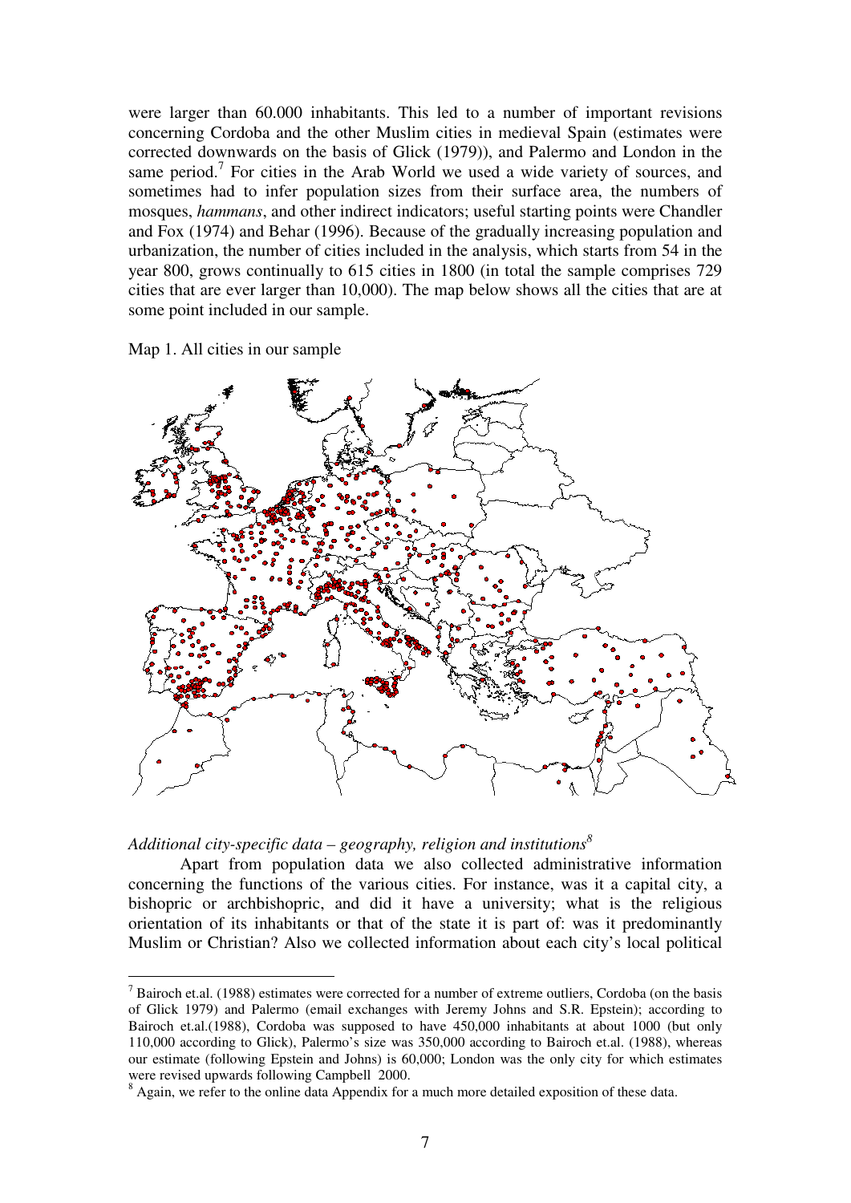were larger than 60.000 inhabitants. This led to a number of important revisions concerning Cordoba and the other Muslim cities in medieval Spain (estimates were corrected downwards on the basis of Glick (1979)), and Palermo and London in the same period.[7] For cities in the Arab World we used a wide variety of sources, and sometimes had to infer population sizes from their surface area, the numbers of mosques, *hammans*, and other indirect indicators; useful starting points were Chandler and Fox (1974) and Behar (1996). Because of the gradually increasing population and urbanization, the number of cities included in the analysis, which starts from 54 in the year 800, grows continually to 615 cities in 1800 (in total the sample comprises 729 cities that are ever larger than 10,000). The map below shows all the cities that are at some point included in our sample.

Map 1. All cities in our sample

*Additional city-specific data – geography, religion and institutions*[8]

Apart from population data we also collected administrative information concerning the functions of the various cities. For instance, was it a capital city, a bishopric or archbishopric, and did it have a university; what is the religious orientation of its inhabitants or that of the state it is part of: was it predominantly Muslim or Christian? Also we collected information about each city's local political

---

[7] Bairoch et.al. (1988) estimates were corrected for a number of extreme outliers, Cordoba (on the basis of Glick 1979) and Palermo (email exchanges with Jeremy Johns and S.R. Epstein); according to Bairoch et.al.(1988), Cordoba was supposed to have 450,000 inhabitants at about 1000 (but only 110,000 according to Glick), Palermo's size was 350,000 according to Bairoch et.al. (1988), whereas our estimate (following Epstein and Johns) is 60,000; London was the only city for which estimates were revised upwards following Campbell 2000.

[8] Again, we refer to the online data Appendix for a much more detailed exposition of these data.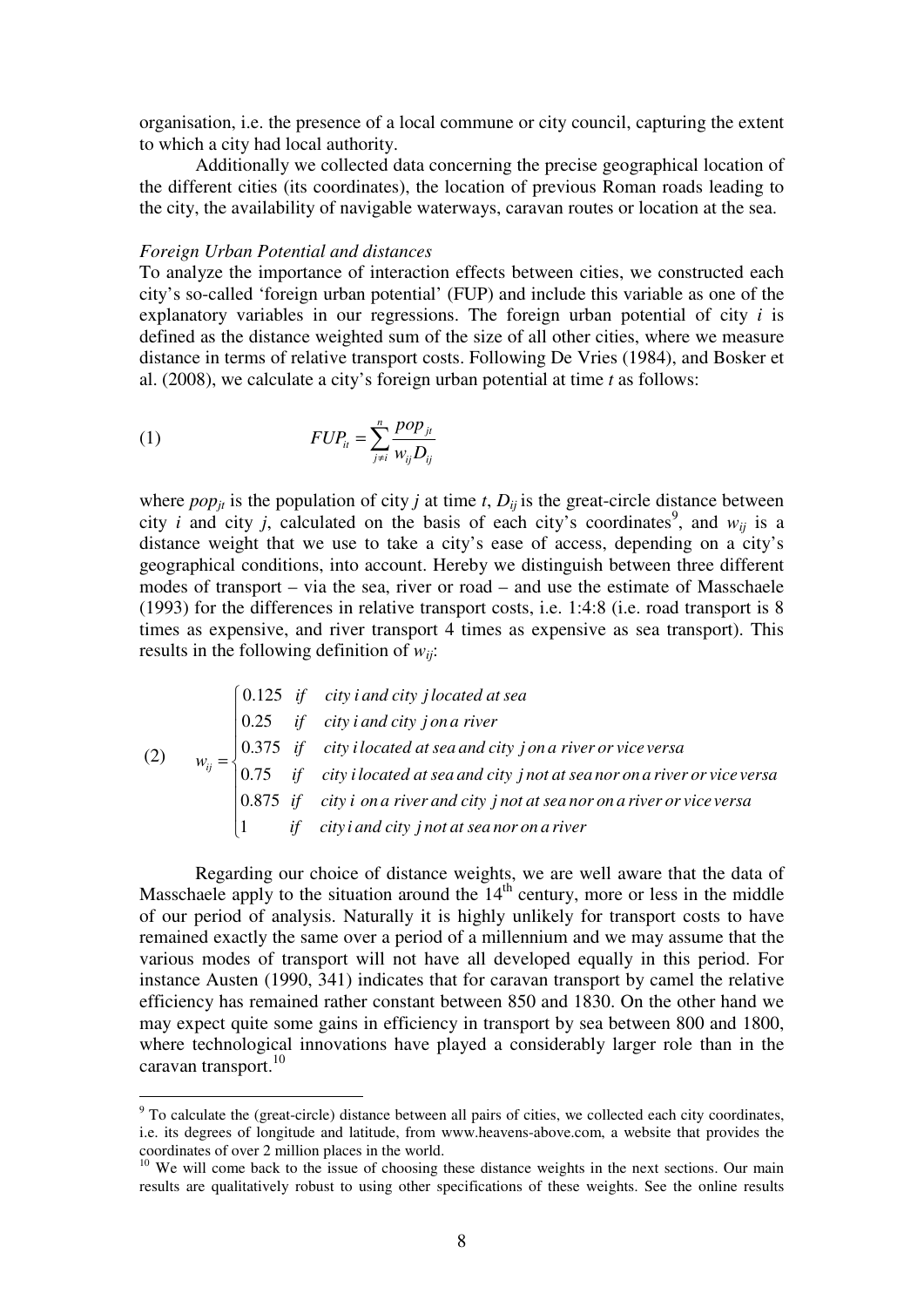organisation, i.e. the presence of a local commune or city council, capturing the extent to which a city had local authority.

Additionally we collected data concerning the precise geographical location of the different cities (its coordinates), the location of previous Roman roads leading to the city, the availability of navigable waterways, caravan routes or location at the sea.

*Foreign Urban Potential and distances*

To analyze the importance of interaction effects between cities, we constructed each city's so-called 'foreign urban potential' (FUP) and include this variable as one of the explanatory variables in our regressions. The foreign urban potential of city $i$ is defined as the distance weighted sum of the size of all other cities, where we measure distance in terms of relative transport costs. Following De Vries (1984), and Bosker et al. (2008), we calculate a city's foreign urban potential at time $t$ as follows:

$$(1) \qquad FUP_{it} = \sum_{j \neq i}^{n} \frac{pop_{jt}}{w_{ij} D_{ij}}$$

where $pop_{jt}$ is the population of city $j$ at time $t$, $D_{ij}$ is the great-circle distance between city $i$ and city $j$, calculated on the basis of each city's coordinates[9], and $w_{ij}$ is a distance weight that we use to take a city's ease of access, depending on a city's geographical conditions, into account. Hereby we distinguish between three different modes of transport – via the sea, river or road – and use the estimate of Masschaele (1993) for the differences in relative transport costs, i.e. 1:4:8 (i.e. road transport is 8 times as expensive, and river transport 4 times as expensive as sea transport). This results in the following definition of $w_{ij}$:

$$(2) \qquad w_{ij} = \begin{cases} 0.125 & \text{if} \quad \text{city } i \text{ and city } j \text{ located at sea} \\ 0.25 & \text{if} \quad \text{city } i \text{ and city } j \text{ on a river} \\ 0.375 & \text{if} \quad \text{city } i \text{ located at sea and city } j \text{ on a river or vice versa} \\ 0.75 & \text{if} \quad \text{city } i \text{ located at sea and city } j \text{ not at sea nor on a river or vice versa} \\ 0.875 & \text{if} \quad \text{city } i \text{ on a river and city } j \text{ not at sea nor on a river or vice versa} \\ 1 & \text{if} \quad \text{city } i \text{ and city } j \text{ not at sea nor on a river} \end{cases}$$

Regarding our choice of distance weights, we are well aware that the data of Masschaele apply to the situation around the 14th century, more or less in the middle of our period of analysis. Naturally it is highly unlikely for transport costs to have remained exactly the same over a period of a millennium and we may assume that the various modes of transport will not have all developed equally in this period. For instance Austen (1990, 341) indicates that for caravan transport by camel the relative efficiency has remained rather constant between 850 and 1830. On the other hand we may expect quite some gains in efficiency in transport by sea between 800 and 1800, where technological innovations have played a considerably larger role than in the caravan transport.[10]

---

[9] To calculate the (great-circle) distance between all pairs of cities, we collected each city coordinates, i.e. its degrees of longitude and latitude, from www.heavens-above.com, a website that provides the coordinates of over 2 million places in the world.

[10] We will come back to the issue of choosing these distance weights in the next sections. Our main results are qualitatively robust to using other specifications of these weights. See the online results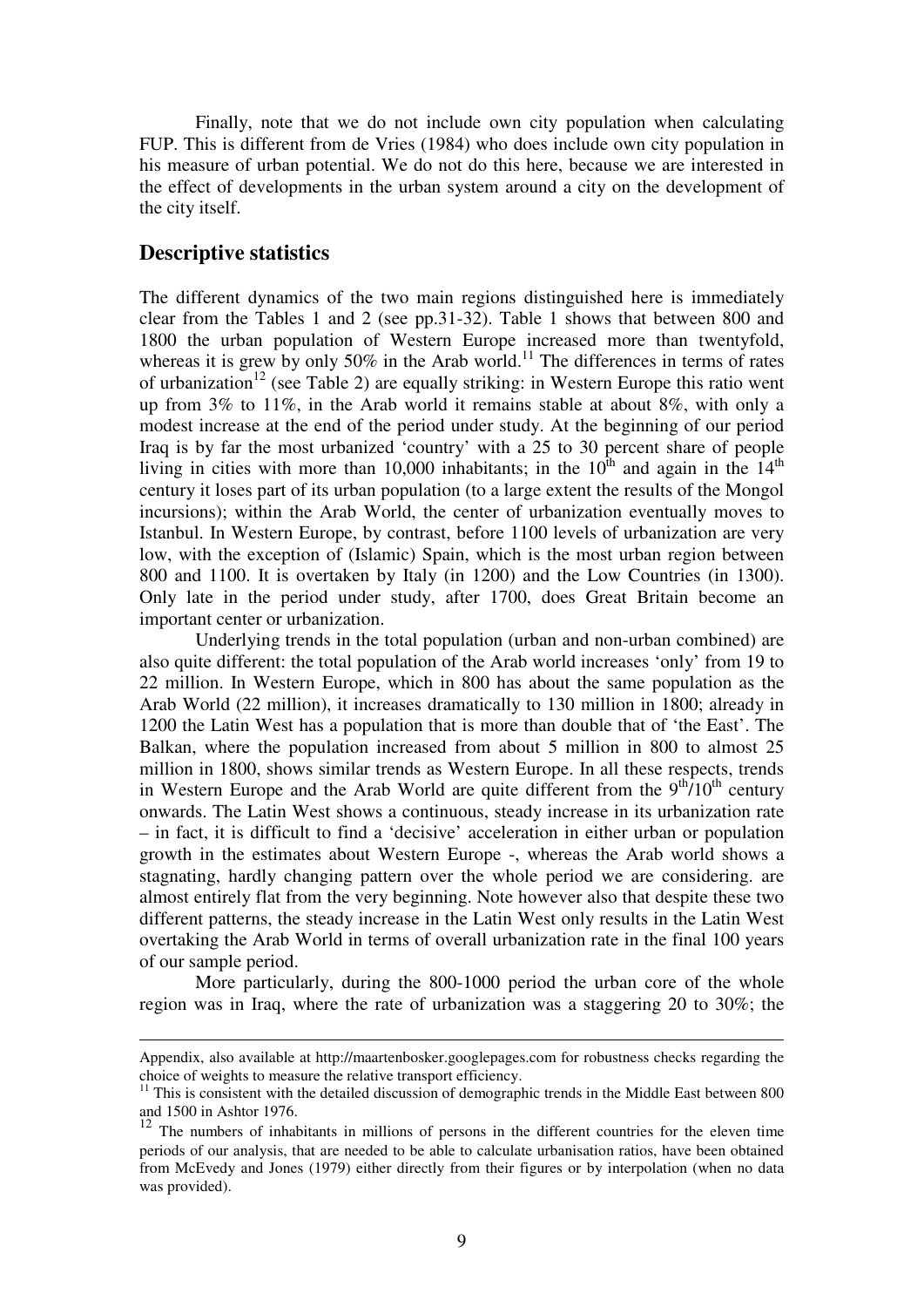Finally, note that we do not include own city population when calculating FUP. This is different from de Vries (1984) who does include own city population in his measure of urban potential. We do not do this here, because we are interested in the effect of developments in the urban system around a city on the development of the city itself.

## Descriptive statistics

The different dynamics of the two main regions distinguished here is immediately clear from the Tables 1 and 2 (see pp.31-32). Table 1 shows that between 800 and 1800 the urban population of Western Europe increased more than twentyfold, whereas it is grew by only 50% in the Arab world.[11] The differences in terms of rates of urbanization[12] (see Table 2) are equally striking: in Western Europe this ratio went up from 3% to 11%, in the Arab world it remains stable at about 8%, with only a modest increase at the end of the period under study. At the beginning of our period Iraq is by far the most urbanized 'country' with a 25 to 30 percent share of people living in cities with more than 10,000 inhabitants; in the 10th and again in the 14th century it loses part of its urban population (to a large extent the results of the Mongol incursions); within the Arab World, the center of urbanization eventually moves to Istanbul. In Western Europe, by contrast, before 1100 levels of urbanization are very low, with the exception of (Islamic) Spain, which is the most urban region between 800 and 1100. It is overtaken by Italy (in 1200) and the Low Countries (in 1300). Only late in the period under study, after 1700, does Great Britain become an important center or urbanization.

Underlying trends in the total population (urban and non-urban combined) are also quite different: the total population of the Arab world increases 'only' from 19 to 22 million. In Western Europe, which in 800 has about the same population as the Arab World (22 million), it increases dramatically to 130 million in 1800; already in 1200 the Latin West has a population that is more than double that of 'the East'. The Balkan, where the population increased from about 5 million in 800 to almost 25 million in 1800, shows similar trends as Western Europe. In all these respects, trends in Western Europe and the Arab World are quite different from the 9th/10th century onwards. The Latin West shows a continuous, steady increase in its urbanization rate – in fact, it is difficult to find a 'decisive' acceleration in either urban or population growth in the estimates about Western Europe -, whereas the Arab world shows a stagnating, hardly changing pattern over the whole period we are considering. are almost entirely flat from the very beginning. Note however also that despite these two different patterns, the steady increase in the Latin West only results in the Latin West overtaking the Arab World in terms of overall urbanization rate in the final 100 years of our sample period.

More particularly, during the 800-1000 period the urban core of the whole region was in Iraq, where the rate of urbanization was a staggering 20 to 30%; the

---

Appendix, also available at http://maartenbosker.googlepages.com for robustness checks regarding the choice of weights to measure the relative transport efficiency.

[11] This is consistent with the detailed discussion of demographic trends in the Middle East between 800 and 1500 in Ashtor 1976.

[12] The numbers of inhabitants in millions of persons in the different countries for the eleven time periods of our analysis, that are needed to be able to calculate urbanisation ratios, have been obtained from McEvedy and Jones (1979) either directly from their figures or by interpolation (when no data was provided).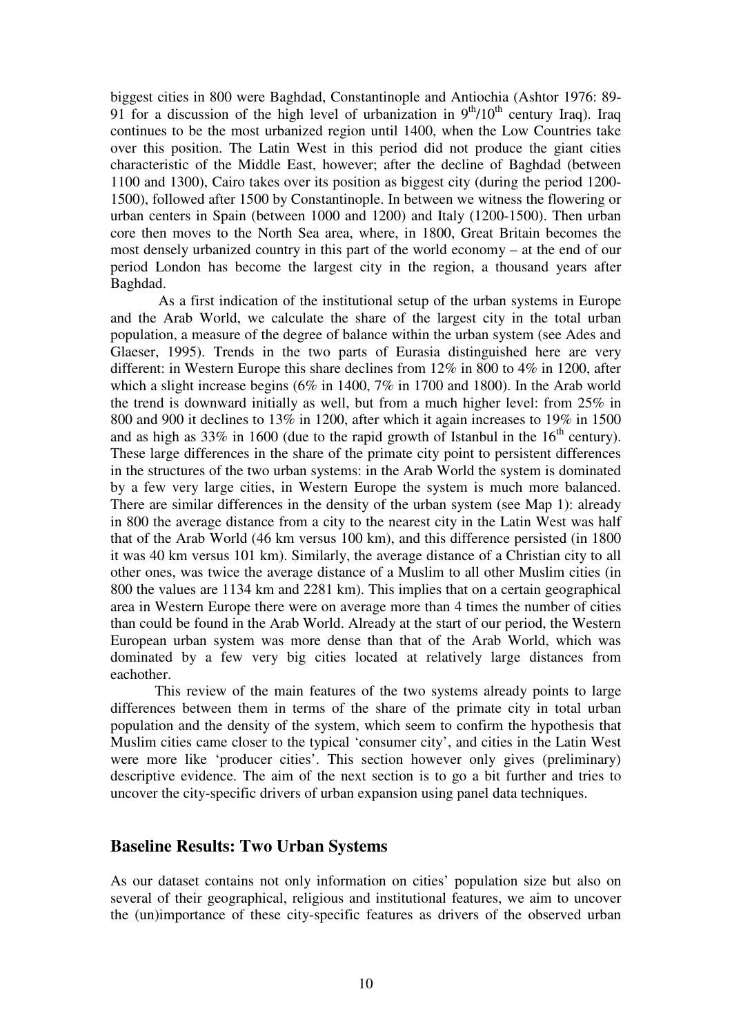biggest cities in 800 were Baghdad, Constantinople and Antiochia (Ashtor 1976: 89-91 for a discussion of the high level of urbanization in 9th/10th century Iraq). Iraq continues to be the most urbanized region until 1400, when the Low Countries take over this position. The Latin West in this period did not produce the giant cities characteristic of the Middle East, however; after the decline of Baghdad (between 1100 and 1300), Cairo takes over its position as biggest city (during the period 1200-1500), followed after 1500 by Constantinople. In between we witness the flowering or urban centers in Spain (between 1000 and 1200) and Italy (1200-1500). Then urban core then moves to the North Sea area, where, in 1800, Great Britain becomes the most densely urbanized country in this part of the world economy – at the end of our period London has become the largest city in the region, a thousand years after Baghdad.

As a first indication of the institutional setup of the urban systems in Europe and the Arab World, we calculate the share of the largest city in the total urban population, a measure of the degree of balance within the urban system (see Ades and Glaeser, 1995). Trends in the two parts of Eurasia distinguished here are very different: in Western Europe this share declines from 12% in 800 to 4% in 1200, after which a slight increase begins (6% in 1400, 7% in 1700 and 1800). In the Arab world the trend is downward initially as well, but from a much higher level: from 25% in 800 and 900 it declines to 13% in 1200, after which it again increases to 19% in 1500 and as high as 33% in 1600 (due to the rapid growth of Istanbul in the 16th century). These large differences in the share of the primate city point to persistent differences in the structures of the two urban systems: in the Arab World the system is dominated by a few very large cities, in Western Europe the system is much more balanced. There are similar differences in the density of the urban system (see Map 1): already in 800 the average distance from a city to the nearest city in the Latin West was half that of the Arab World (46 km versus 100 km), and this difference persisted (in 1800 it was 40 km versus 101 km). Similarly, the average distance of a Christian city to all other ones, was twice the average distance of a Muslim to all other Muslim cities (in 800 the values are 1134 km and 2281 km). This implies that on a certain geographical area in Western Europe there were on average more than 4 times the number of cities than could be found in the Arab World. Already at the start of our period, the Western European urban system was more dense than that of the Arab World, which was dominated by a few very big cities located at relatively large distances from eachother.

This review of the main features of the two systems already points to large differences between them in terms of the share of the primate city in total urban population and the density of the system, which seem to confirm the hypothesis that Muslim cities came closer to the typical 'consumer city', and cities in the Latin West were more like 'producer cities'. This section however only gives (preliminary) descriptive evidence. The aim of the next section is to go a bit further and tries to uncover the city-specific drivers of urban expansion using panel data techniques.

## Baseline Results: Two Urban Systems

As our dataset contains not only information on cities' population size but also on several of their geographical, religious and institutional features, we aim to uncover the (un)importance of these city-specific features as drivers of the observed urban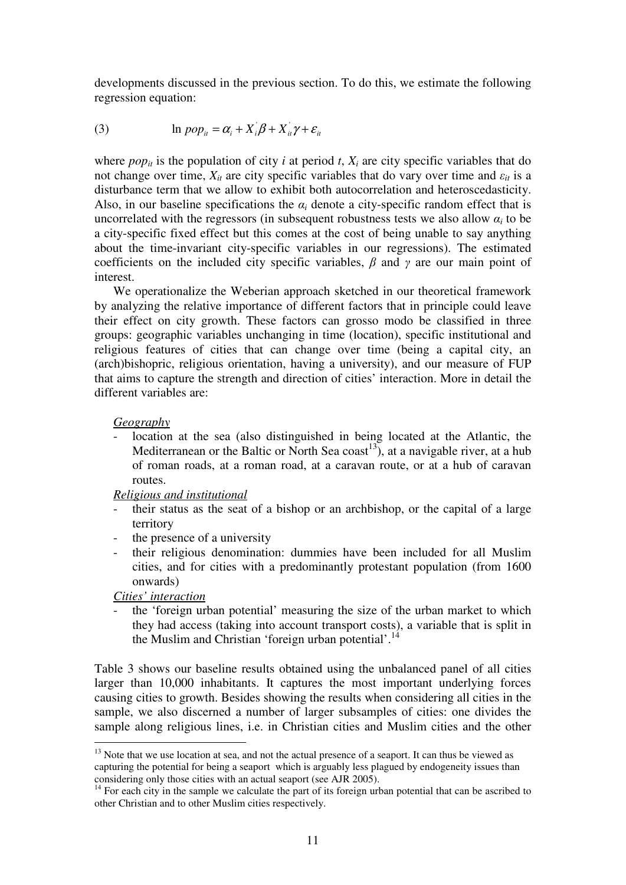developments discussed in the previous section. To do this, we estimate the following regression equation:

$$\text{(3)} \qquad \ln pop_{it} = \alpha_i + X_i^{'}\beta + X_{it}^{'}\gamma + \varepsilon_{it}$$

where $pop_{it}$ is the population of city $i$ at period $t$, $X_i$ are city specific variables that do not change over time, $X_{it}$ are city specific variables that do vary over time and $\varepsilon_{it}$ is a disturbance term that we allow to exhibit both autocorrelation and heteroscedasticity. Also, in our baseline specifications the $\alpha_i$ denote a city-specific random effect that is uncorrelated with the regressors (in subsequent robustness tests we also allow $\alpha_i$ to be a city-specific fixed effect but this comes at the cost of being unable to say anything about the time-invariant city-specific variables in our regressions). The estimated coefficients on the included city specific variables, $\beta$ and $\gamma$ are our main point of interest.

We operationalize the Weberian approach sketched in our theoretical framework by analyzing the relative importance of different factors that in principle could leave their effect on city growth. These factors can grosso modo be classified in three groups: geographic variables unchanging in time (location), specific institutional and religious features of cities that can change over time (being a capital city, an (arch)bishopric, religious orientation, having a university), and our measure of FUP that aims to capture the strength and direction of cities' interaction. More in detail the different variables are:

*Geography*

- location at the sea (also distinguished in being located at the Atlantic, the Mediterranean or the Baltic or North Sea coast[13]), at a navigable river, at a hub of roman roads, at a roman road, at a caravan route, or at a hub of caravan routes.

*Religious and institutional*

- their status as the seat of a bishop or an archbishop, or the capital of a large territory
- the presence of a university
- their religious denomination: dummies have been included for all Muslim cities, and for cities with a predominantly protestant population (from 1600 onwards)

*Cities' interaction*

- the 'foreign urban potential' measuring the size of the urban market to which they had access (taking into account transport costs), a variable that is split in the Muslim and Christian 'foreign urban potential'.[14]

Table 3 shows our baseline results obtained using the unbalanced panel of all cities larger than 10,000 inhabitants. It captures the most important underlying forces causing cities to growth. Besides showing the results when considering all cities in the sample, we also discerned a number of larger subsamples of cities: one divides the sample along religious lines, i.e. in Christian cities and Muslim cities and the other

---

[13] Note that we use location at sea, and not the actual presence of a seaport. It can thus be viewed as capturing the potential for being a seaport which is arguably less plagued by endogeneity issues than considering only those cities with an actual seaport (see AJR 2005).

[14] For each city in the sample we calculate the part of its foreign urban potential that can be ascribed to other Christian and to other Muslim cities respectively.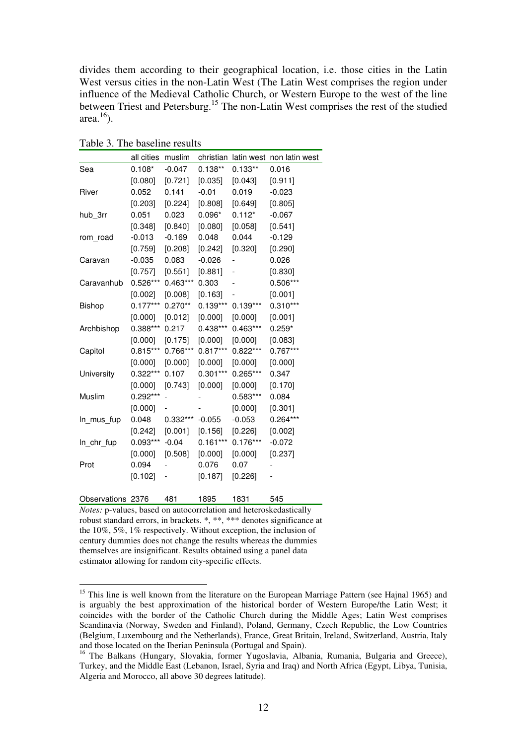divides them according to their geographical location, i.e. those cities in the Latin West versus cities in the non-Latin West (The Latin West comprises the region under influence of the Medieval Catholic Church, or Western Europe to the west of the line between Triest and Petersburg.[15] The non-Latin West comprises the rest of the studied area.[16]).

Table 3. The baseline results

| | all cities | muslim | christian | latin west | non latin west |
|---|---|---|---|---|---|
| Sea | 0.108* | -0.047 | 0.138** | 0.133** | 0.016 |
| | [0.080] | [0.721] | [0.035] | [0.043] | [0.911] |
| River | 0.052 | 0.141 | -0.01 | 0.019 | -0.023 |
| | [0.203] | [0.224] | [0.808] | [0.649] | [0.805] |
| hub_3rr | 0.051 | 0.023 | 0.096* | 0.112* | -0.067 |
| | [0.348] | [0.840] | [0.080] | [0.058] | [0.541] |
| rom_road | -0.013 | -0.169 | 0.048 | 0.044 | -0.129 |
| | [0.759] | [0.208] | [0.242] | [0.320] | [0.290] |
| Caravan | -0.035 | 0.083 | -0.026 | - | 0.026 |
| | [0.757] | [0.551] | [0.881] | - | [0.830] |
| Caravanhub | 0.526*** | 0.463*** | 0.303 | - | 0.506*** |
| | [0.002] | [0.008] | [0.163] | - | [0.001] |
| Bishop | 0.177*** | 0.270** | 0.139*** | 0.139*** | 0.310*** |
| | [0.000] | [0.012] | [0.000] | [0.000] | [0.001] |
| Archbishop | 0.388*** | 0.217 | 0.438*** | 0.463*** | 0.259* |
| | [0.000] | [0.175] | [0.000] | [0.000] | [0.083] |
| Capitol | 0.815*** | 0.766*** | 0.817*** | 0.822*** | 0.767*** |
| | [0.000] | [0.000] | [0.000] | [0.000] | [0.000] |
| University | 0.322*** | 0.107 | 0.301*** | 0.265*** | 0.347 |
| | [0.000] | [0.743] | [0.000] | [0.000] | [0.170] |
| Muslim | 0.292*** | - | - | 0.583*** | 0.084 |
| | [0.000] | - | - | [0.000] | [0.301] |
| ln_mus_fup | 0.048 | 0.332*** | -0.055 | -0.053 | 0.264*** |
| | [0.242] | [0.001] | [0.156] | [0.226] | [0.002] |
| ln_chr_fup | 0.093*** | -0.04 | 0.161*** | 0.176*** | -0.072 |
| | [0.000] | [0.508] | [0.000] | [0.000] | [0.237] |
| Prot | 0.094 | - | 0.076 | 0.07 | - |
| | [0.102] | - | [0.187] | [0.226] | - |
| Observations | 2376 | 481 | 1895 | 1831 | 545 |

*Notes:* p-values, based on autocorrelation and heteroskedastically robust standard errors, in brackets. *, **, *** denotes significance at the 10%, 5%, 1% respectively. Without exception, the inclusion of century dummies does not change the results whereas the dummies themselves are insignificant. Results obtained using a panel data estimator allowing for random city-specific effects.

[15] This line is well known from the literature on the European Marriage Pattern (see Hajnal 1965) and is arguably the best approximation of the historical border of Western Europe/the Latin West; it coincides with the border of the Catholic Church during the Middle Ages; Latin West comprises Scandinavia (Norway, Sweden and Finland), Poland, Germany, Czech Republic, the Low Countries (Belgium, Luxembourg and the Netherlands), France, Great Britain, Ireland, Switzerland, Austria, Italy and those located on the Iberian Peninsula (Portugal and Spain).

[16] The Balkans (Hungary, Slovakia, former Yugoslavia, Albania, Rumania, Bulgaria and Greece), Turkey, and the Middle East (Lebanon, Israel, Syria and Iraq) and North Africa (Egypt, Libya, Tunisia, Algeria and Morocco, all above 30 degrees latitude).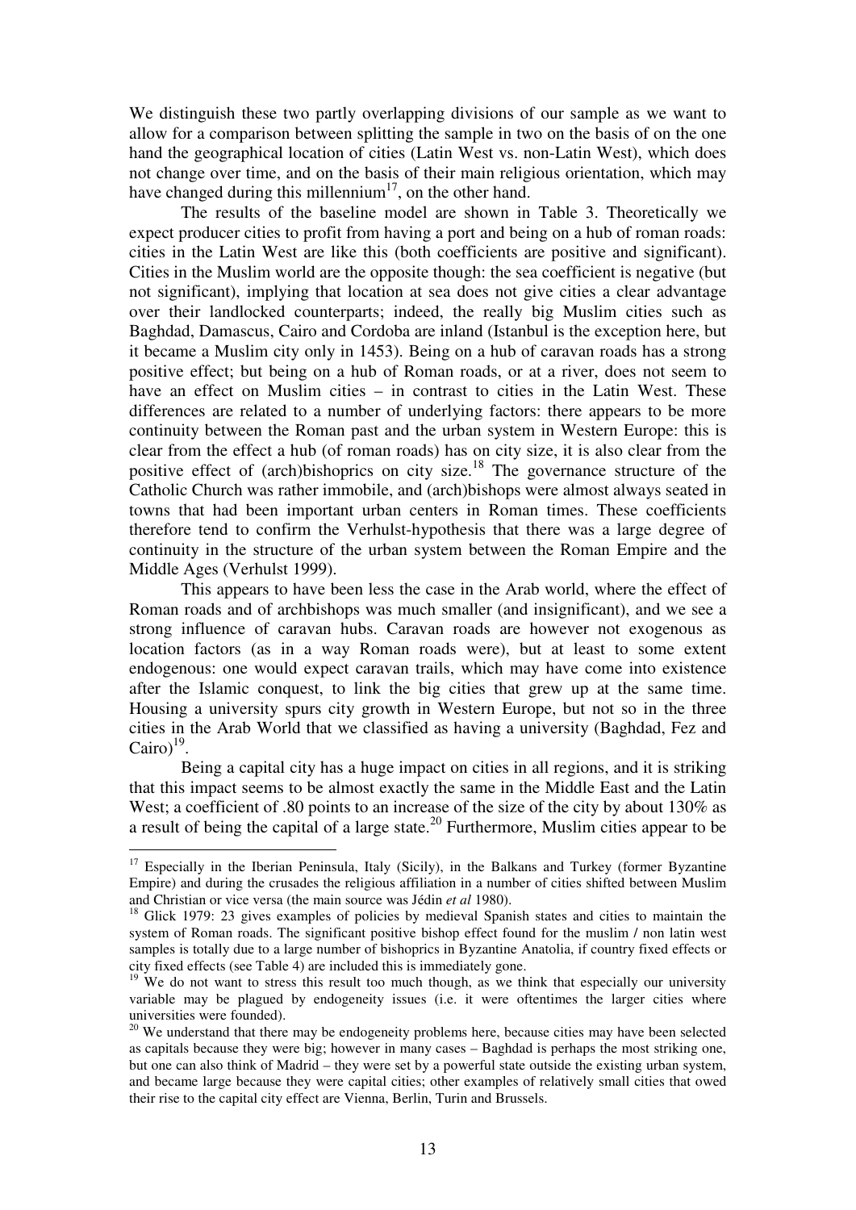We distinguish these two partly overlapping divisions of our sample as we want to allow for a comparison between splitting the sample in two on the basis of on the one hand the geographical location of cities (Latin West vs. non-Latin West), which does not change over time, and on the basis of their main religious orientation, which may have changed during this millennium[17], on the other hand.

The results of the baseline model are shown in Table 3. Theoretically we expect producer cities to profit from having a port and being on a hub of roman roads: cities in the Latin West are like this (both coefficients are positive and significant). Cities in the Muslim world are the opposite though: the sea coefficient is negative (but not significant), implying that location at sea does not give cities a clear advantage over their landlocked counterparts; indeed, the really big Muslim cities such as Baghdad, Damascus, Cairo and Cordoba are inland (Istanbul is the exception here, but it became a Muslim city only in 1453). Being on a hub of caravan roads has a strong positive effect; but being on a hub of Roman roads, or at a river, does not seem to have an effect on Muslim cities – in contrast to cities in the Latin West. These differences are related to a number of underlying factors: there appears to be more continuity between the Roman past and the urban system in Western Europe: this is clear from the effect a hub (of roman roads) has on city size, it is also clear from the positive effect of (arch)bishoprics on city size.[18] The governance structure of the Catholic Church was rather immobile, and (arch)bishops were almost always seated in towns that had been important urban centers in Roman times. These coefficients therefore tend to confirm the Verhulst-hypothesis that there was a large degree of continuity in the structure of the urban system between the Roman Empire and the Middle Ages (Verhulst 1999).

This appears to have been less the case in the Arab world, where the effect of Roman roads and of archbishops was much smaller (and insignificant), and we see a strong influence of caravan hubs. Caravan roads are however not exogenous as location factors (as in a way Roman roads were), but at least to some extent endogenous: one would expect caravan trails, which may have come into existence after the Islamic conquest, to link the big cities that grew up at the same time. Housing a university spurs city growth in Western Europe, but not so in the three cities in the Arab World that we classified as having a university (Baghdad, Fez and Cairo)[19].

Being a capital city has a huge impact on cities in all regions, and it is striking that this impact seems to be almost exactly the same in the Middle East and the Latin West; a coefficient of .80 points to an increase of the size of the city by about 130% as a result of being the capital of a large state.[20] Furthermore, Muslim cities appear to be

---

[17] Especially in the Iberian Peninsula, Italy (Sicily), in the Balkans and Turkey (former Byzantine Empire) and during the crusades the religious affiliation in a number of cities shifted between Muslim and Christian or vice versa (the main source was Jédin *et al* 1980).

[18] Glick 1979: 23 gives examples of policies by medieval Spanish states and cities to maintain the system of Roman roads. The significant positive bishop effect found for the muslim / non latin west samples is totally due to a large number of bishoprics in Byzantine Anatolia, if country fixed effects or city fixed effects (see Table 4) are included this is immediately gone.

[19] We do not want to stress this result too much though, as we think that especially our university variable may be plagued by endogeneity issues (i.e. it were oftentimes the larger cities where universities were founded).

[20] We understand that there may be endogeneity problems here, because cities may have been selected as capitals because they were big; however in many cases – Baghdad is perhaps the most striking one, but one can also think of Madrid – they were set by a powerful state outside the existing urban system, and became large because they were capital cities; other examples of relatively small cities that owed their rise to the capital city effect are Vienna, Berlin, Turin and Brussels.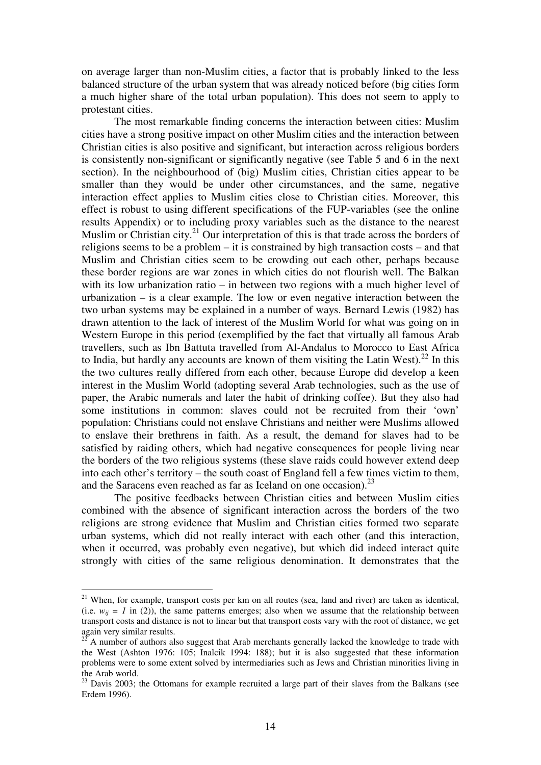on average larger than non-Muslim cities, a factor that is probably linked to the less balanced structure of the urban system that was already noticed before (big cities form a much higher share of the total urban population). This does not seem to apply to protestant cities.

The most remarkable finding concerns the interaction between cities: Muslim cities have a strong positive impact on other Muslim cities and the interaction between Christian cities is also positive and significant, but interaction across religious borders is consistently non-significant or significantly negative (see Table 5 and 6 in the next section). In the neighbourhood of (big) Muslim cities, Christian cities appear to be smaller than they would be under other circumstances, and the same, negative interaction effect applies to Muslim cities close to Christian cities. Moreover, this effect is robust to using different specifications of the FUP-variables (see the online results Appendix) or to including proxy variables such as the distance to the nearest Muslim or Christian city.[21] Our interpretation of this is that trade across the borders of religions seems to be a problem – it is constrained by high transaction costs – and that Muslim and Christian cities seem to be crowding out each other, perhaps because these border regions are war zones in which cities do not flourish well. The Balkan with its low urbanization ratio – in between two regions with a much higher level of urbanization – is a clear example. The low or even negative interaction between the two urban systems may be explained in a number of ways. Bernard Lewis (1982) has drawn attention to the lack of interest of the Muslim World for what was going on in Western Europe in this period (exemplified by the fact that virtually all famous Arab travellers, such as Ibn Battuta travelled from Al-Andalus to Morocco to East Africa to India, but hardly any accounts are known of them visiting the Latin West).[22] In this the two cultures really differed from each other, because Europe did develop a keen interest in the Muslim World (adopting several Arab technologies, such as the use of paper, the Arabic numerals and later the habit of drinking coffee). But they also had some institutions in common: slaves could not be recruited from their 'own' population: Christians could not enslave Christians and neither were Muslims allowed to enslave their brethrens in faith. As a result, the demand for slaves had to be satisfied by raiding others, which had negative consequences for people living near the borders of the two religious systems (these slave raids could however extend deep into each other's territory – the south coast of England fell a few times victim to them, and the Saracens even reached as far as Iceland on one occasion).[23]

The positive feedbacks between Christian cities and between Muslim cities combined with the absence of significant interaction across the borders of the two religions are strong evidence that Muslim and Christian cities formed two separate urban systems, which did not really interact with each other (and this interaction, when it occurred, was probably even negative), but which did indeed interact quite strongly with cities of the same religious denomination. It demonstrates that the

---

[21] When, for example, transport costs per km on all routes (sea, land and river) are taken as identical, (i.e. $w_{ij} = 1$ in (2)), the same patterns emerges; also when we assume that the relationship between transport costs and distance is not to linear but that transport costs vary with the root of distance, we get again very similar results.

[22] A number of authors also suggest that Arab merchants generally lacked the knowledge to trade with the West (Ashton 1976: 105; Inalcik 1994: 188); but it is also suggested that these information problems were to some extent solved by intermediaries such as Jews and Christian minorities living in the Arab world.

[23] Davis 2003; the Ottomans for example recruited a large part of their slaves from the Balkans (see Erdem 1996).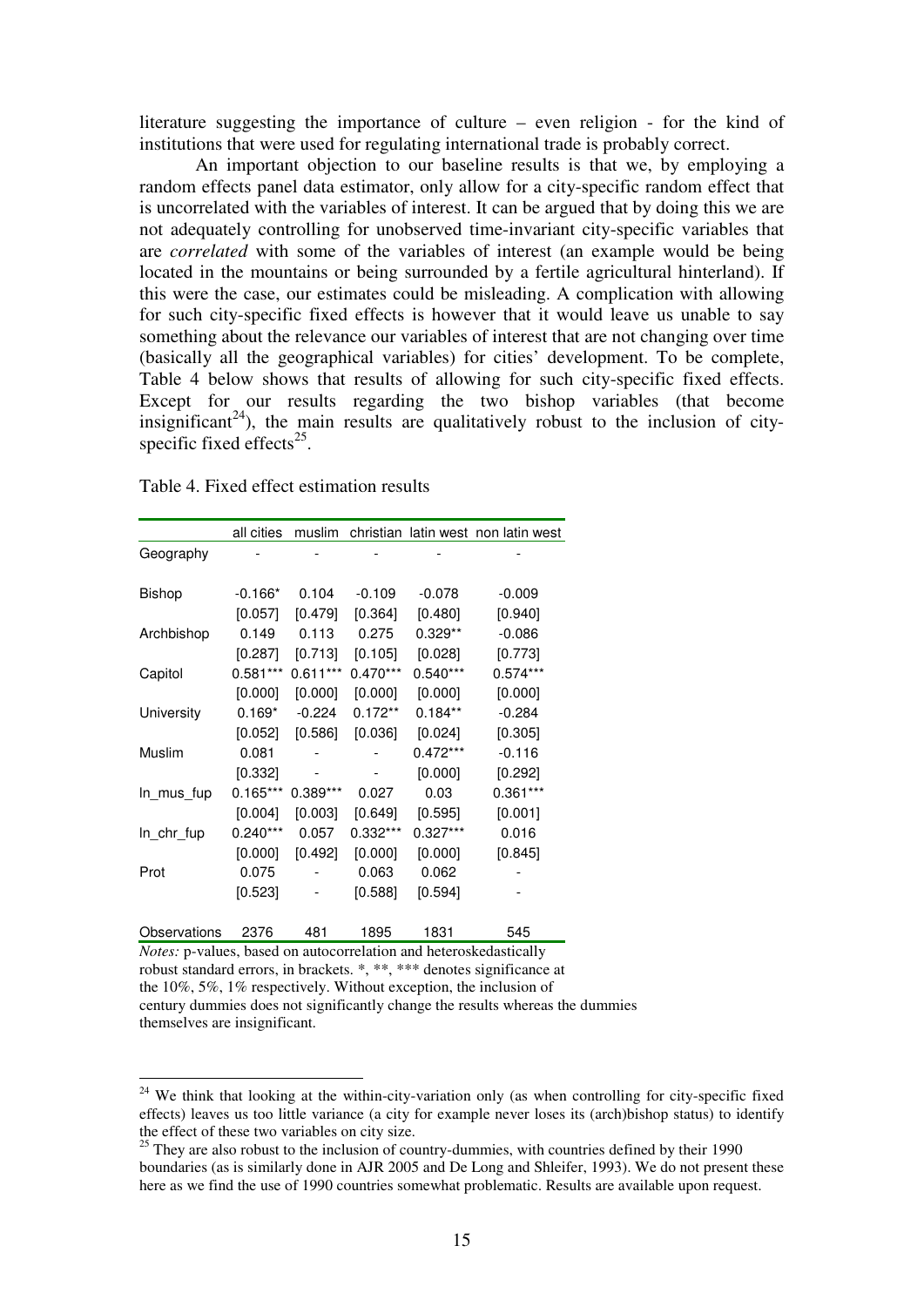literature suggesting the importance of culture – even religion - for the kind of institutions that were used for regulating international trade is probably correct.

An important objection to our baseline results is that we, by employing a random effects panel data estimator, only allow for a city-specific random effect that is uncorrelated with the variables of interest. It can be argued that by doing this we are not adequately controlling for unobserved time-invariant city-specific variables that are *correlated* with some of the variables of interest (an example would be being located in the mountains or being surrounded by a fertile agricultural hinterland). If this were the case, our estimates could be misleading. A complication with allowing for such city-specific fixed effects is however that it would leave us unable to say something about the relevance our variables of interest that are not changing over time (basically all the geographical variables) for cities' development. To be complete, Table 4 below shows that results of allowing for such city-specific fixed effects. Except for our results regarding the two bishop variables (that become insignificant[24]), the main results are qualitatively robust to the inclusion of city-specific fixed effects[25].

Table 4. Fixed effect estimation results

| | all cities | muslim | christian | latin west | non latin west |
|---|---|---|---|---|---|
| Geography | - | - | - | - | - |
| Bishop | -0.166* | 0.104 | -0.109 | -0.078 | -0.009 |
| | [0.057] | [0.479] | [0.364] | [0.480] | [0.940] |
| Archbishop | 0.149 | 0.113 | 0.275 | 0.329** | -0.086 |
| | [0.287] | [0.713] | [0.105] | [0.028] | [0.773] |
| Capitol | 0.581*** | 0.611*** | 0.470*** | 0.540*** | 0.574*** |
| | [0.000] | [0.000] | [0.000] | [0.000] | [0.000] |
| University | 0.169* | -0.224 | 0.172** | 0.184** | -0.284 |
| | [0.052] | [0.586] | [0.036] | [0.024] | [0.305] |
| Muslim | 0.081 | - | - | 0.472*** | -0.116 |
| | [0.332] | - | - | [0.000] | [0.292] |
| ln_mus_fup | 0.165*** | 0.389*** | 0.027 | 0.03 | 0.361*** |
| | [0.004] | [0.003] | [0.649] | [0.595] | [0.001] |
| ln_chr_fup | 0.240*** | 0.057 | 0.332*** | 0.327*** | 0.016 |
| | [0.000] | [0.492] | [0.000] | [0.000] | [0.845] |
| Prot | 0.075 | - | 0.063 | 0.062 | - |
| | [0.523] | - | [0.588] | [0.594] | - |
| Observations | 2376 | 481 | 1895 | 1831 | 545 |

*Notes:* p-values, based on autocorrelation and heteroskedastically robust standard errors, in brackets. *, **, *** denotes significance at the 10%, 5%, 1% respectively. Without exception, the inclusion of century dummies does not significantly change the results whereas the dummies themselves are insignificant.

---

[24] We think that looking at the within-city-variation only (as when controlling for city-specific fixed effects) leaves us too little variance (a city for example never loses its (arch)bishop status) to identify the effect of these two variables on city size.

[25] They are also robust to the inclusion of country-dummies, with countries defined by their 1990 boundaries (as is similarly done in AJR 2005 and De Long and Shleifer, 1993). We do not present these here as we find the use of 1990 countries somewhat problematic. Results are available upon request.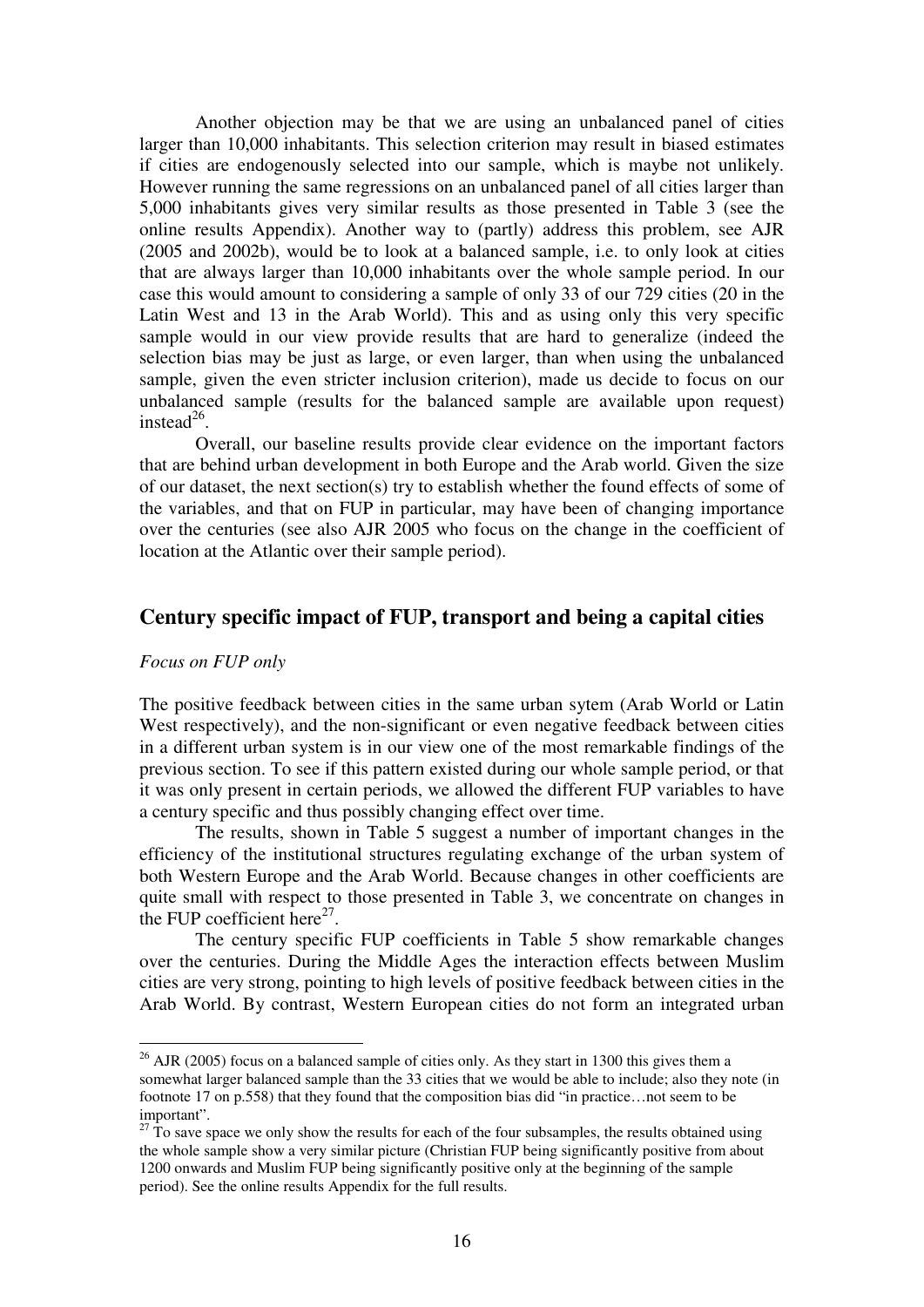Another objection may be that we are using an unbalanced panel of cities larger than 10,000 inhabitants. This selection criterion may result in biased estimates if cities are endogenously selected into our sample, which is maybe not unlikely. However running the same regressions on an unbalanced panel of all cities larger than 5,000 inhabitants gives very similar results as those presented in Table 3 (see the online results Appendix). Another way to (partly) address this problem, see AJR (2005 and 2002b), would be to look at a balanced sample, i.e. to only look at cities that are always larger than 10,000 inhabitants over the whole sample period. In our case this would amount to considering a sample of only 33 of our 729 cities (20 in the Latin West and 13 in the Arab World). This and as using only this very specific sample would in our view provide results that are hard to generalize (indeed the selection bias may be just as large, or even larger, than when using the unbalanced sample, given the even stricter inclusion criterion), made us decide to focus on our unbalanced sample (results for the balanced sample are available upon request) instead[26].

Overall, our baseline results provide clear evidence on the important factors that are behind urban development in both Europe and the Arab world. Given the size of our dataset, the next section(s) try to establish whether the found effects of some of the variables, and that on FUP in particular, may have been of changing importance over the centuries (see also AJR 2005 who focus on the change in the coefficient of location at the Atlantic over their sample period).

## Century specific impact of FUP, transport and being a capital cities

*Focus on FUP only*

The positive feedback between cities in the same urban sytem (Arab World or Latin West respectively), and the non-significant or even negative feedback between cities in a different urban system is in our view one of the most remarkable findings of the previous section. To see if this pattern existed during our whole sample period, or that it was only present in certain periods, we allowed the different FUP variables to have a century specific and thus possibly changing effect over time.

The results, shown in Table 5 suggest a number of important changes in the efficiency of the institutional structures regulating exchange of the urban system of both Western Europe and the Arab World. Because changes in other coefficients are quite small with respect to those presented in Table 3, we concentrate on changes in the FUP coefficient here[27].

The century specific FUP coefficients in Table 5 show remarkable changes over the centuries. During the Middle Ages the interaction effects between Muslim cities are very strong, pointing to high levels of positive feedback between cities in the Arab World. By contrast, Western European cities do not form an integrated urban

---

[26] AJR (2005) focus on a balanced sample of cities only. As they start in 1300 this gives them a somewhat larger balanced sample than the 33 cities that we would be able to include; also they note (in footnote 17 on p.558) that they found that the composition bias did "in practice…not seem to be important".

[27] To save space we only show the results for each of the four subsamples, the results obtained using the whole sample show a very similar picture (Christian FUP being significantly positive from about 1200 onwards and Muslim FUP being significantly positive only at the beginning of the sample period). See the online results Appendix for the full results.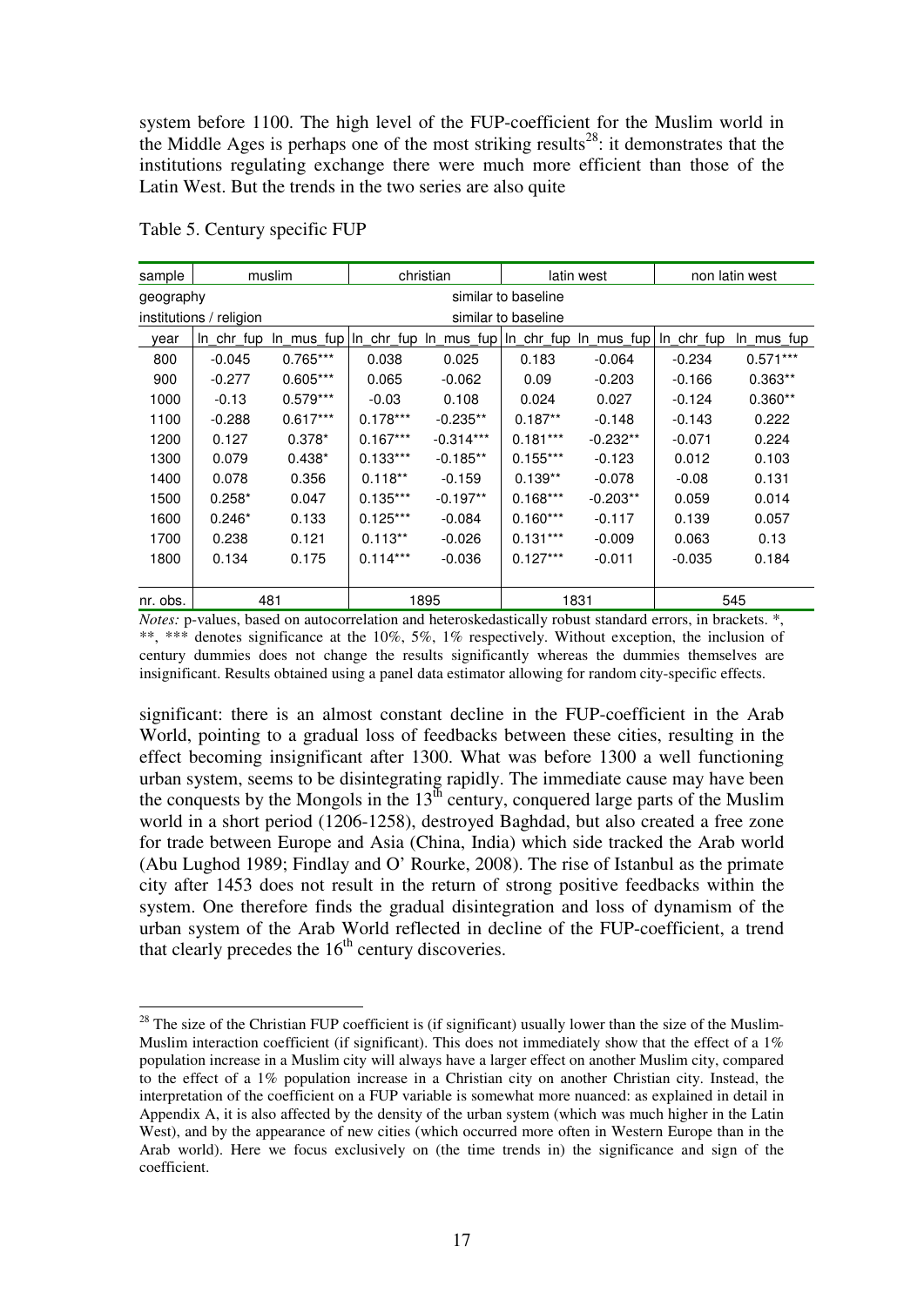system before 1100. The high level of the FUP-coefficient for the Muslim world in the Middle Ages is perhaps one of the most striking results[28]: it demonstrates that the institutions regulating exchange there were much more efficient than those of the Latin West. But the trends in the two series are also quite

Table 5. Century specific FUP

| sample | muslim | | christian | | latin west | | non latin west | |
|---|---|---|---|---|---|---|---|---|
| geography | similar to baseline | | | | | | | |
| institutions / religion | similar to baseline | | | | | | | |
| year | ln_chr_fup | ln_mus_fup | ln_chr_fup | ln_mus_fup | ln_chr_fup | ln_mus_fup | ln_chr_fup | ln_mus_fup |
| 800 | -0.045 | 0.765*** | 0.038 | 0.025 | 0.183 | -0.064 | -0.234 | 0.571*** |
| 900 | -0.277 | 0.605*** | 0.065 | -0.062 | 0.09 | -0.203 | -0.166 | 0.363** |
| 1000 | -0.13 | 0.579*** | -0.03 | 0.108 | 0.024 | 0.027 | -0.124 | 0.360** |
| 1100 | -0.288 | 0.617*** | 0.178*** | -0.235** | 0.187** | -0.148 | -0.143 | 0.222 |
| 1200 | 0.127 | 0.378* | 0.167*** | -0.314*** | 0.181*** | -0.232** | -0.071 | 0.224 |
| 1300 | 0.079 | 0.438* | 0.133*** | -0.185** | 0.155*** | -0.123 | 0.012 | 0.103 |
| 1400 | 0.078 | 0.356 | 0.118** | -0.159 | 0.139** | -0.078 | -0.08 | 0.131 |
| 1500 | 0.258* | 0.047 | 0.135*** | -0.197** | 0.168*** | -0.203** | 0.059 | 0.014 |
| 1600 | 0.246* | 0.133 | 0.125*** | -0.084 | 0.160*** | -0.117 | 0.139 | 0.057 |
| 1700 | 0.238 | 0.121 | 0.113** | -0.026 | 0.131*** | -0.009 | 0.063 | 0.13 |
| 1800 | 0.134 | 0.175 | 0.114*** | -0.036 | 0.127*** | -0.011 | -0.035 | 0.184 |
| nr. obs. | 481 | | 1895 | | 1831 | | 545 | |

*Notes:* p-values, based on autocorrelation and heteroskedastically robust standard errors, in brackets. *, **, *** denotes significance at the 10%, 5%, 1% respectively. Without exception, the inclusion of century dummies does not change the results significantly whereas the dummies themselves are insignificant. Results obtained using a panel data estimator allowing for random city-specific effects.

significant: there is an almost constant decline in the FUP-coefficient in the Arab World, pointing to a gradual loss of feedbacks between these cities, resulting in the effect becoming insignificant after 1300. What was before 1300 a well functioning urban system, seems to be disintegrating rapidly. The immediate cause may have been the conquests by the Mongols in the 13[th] century, conquered large parts of the Muslim world in a short period (1206-1258), destroyed Baghdad, but also created a free zone for trade between Europe and Asia (China, India) which side tracked the Arab world (Abu Lughod 1989; Findlay and O' Rourke, 2008). The rise of Istanbul as the primate city after 1453 does not result in the return of strong positive feedbacks within the system. One therefore finds the gradual disintegration and loss of dynamism of the urban system of the Arab World reflected in decline of the FUP-coefficient, a trend that clearly precedes the 16[th] century discoveries.

[28] The size of the Christian FUP coefficient is (if significant) usually lower than the size of the Muslim-Muslim interaction coefficient (if significant). This does not immediately show that the effect of a 1% population increase in a Muslim city will always have a larger effect on another Muslim city, compared to the effect of a 1% population increase in a Christian city on another Christian city. Instead, the interpretation of the coefficient on a FUP variable is somewhat more nuanced: as explained in detail in Appendix A, it is also affected by the density of the urban system (which was much higher in the Latin West), and by the appearance of new cities (which occurred more often in Western Europe than in the Arab world). Here we focus exclusively on (the time trends in) the significance and sign of the coefficient.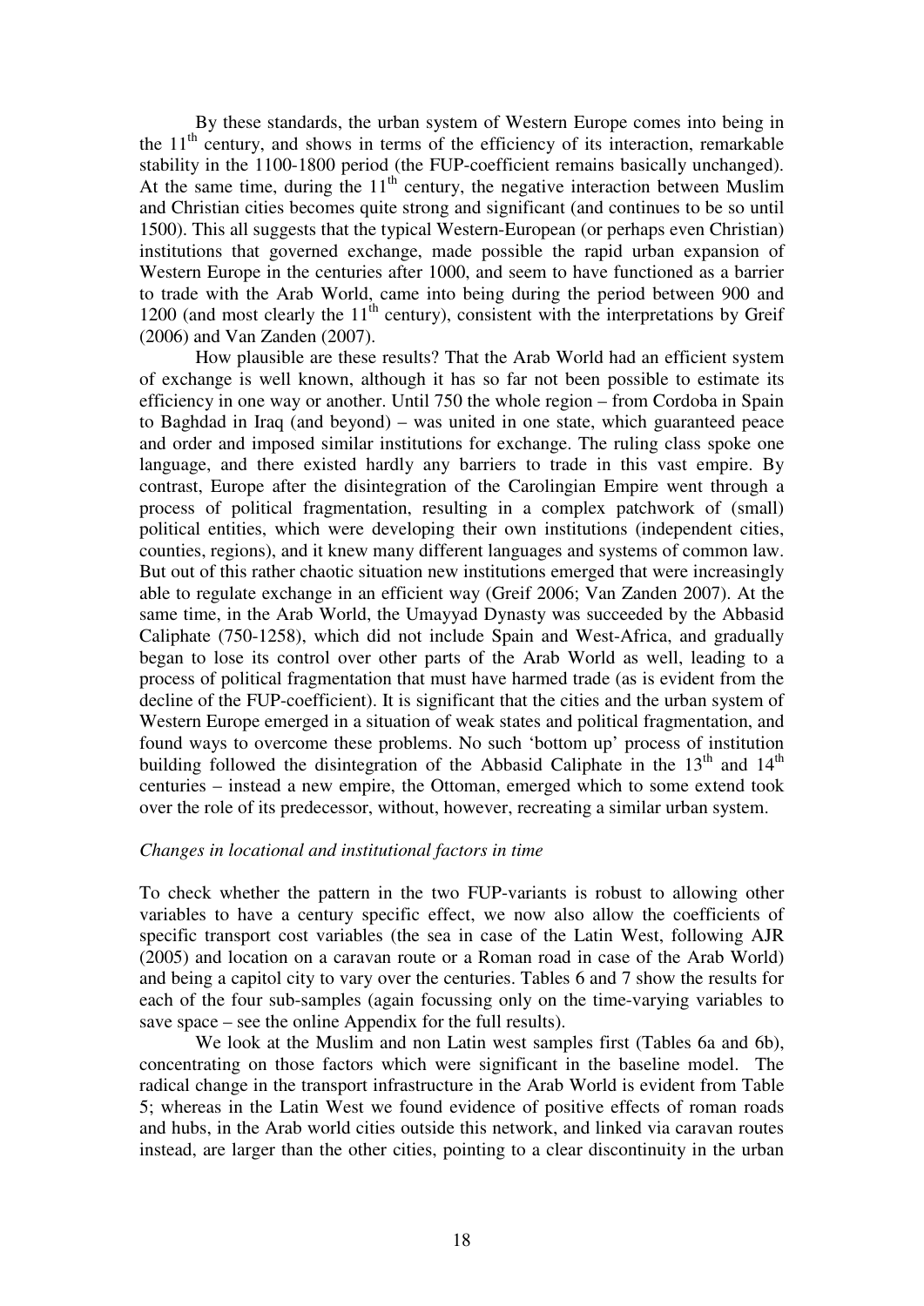By these standards, the urban system of Western Europe comes into being in the 11th century, and shows in terms of the efficiency of its interaction, remarkable stability in the 1100-1800 period (the FUP-coefficient remains basically unchanged). At the same time, during the 11th century, the negative interaction between Muslim and Christian cities becomes quite strong and significant (and continues to be so until 1500). This all suggests that the typical Western-European (or perhaps even Christian) institutions that governed exchange, made possible the rapid urban expansion of Western Europe in the centuries after 1000, and seem to have functioned as a barrier to trade with the Arab World, came into being during the period between 900 and 1200 (and most clearly the 11th century), consistent with the interpretations by Greif (2006) and Van Zanden (2007).

How plausible are these results? That the Arab World had an efficient system of exchange is well known, although it has so far not been possible to estimate its efficiency in one way or another. Until 750 the whole region – from Cordoba in Spain to Baghdad in Iraq (and beyond) – was united in one state, which guaranteed peace and order and imposed similar institutions for exchange. The ruling class spoke one language, and there existed hardly any barriers to trade in this vast empire. By contrast, Europe after the disintegration of the Carolingian Empire went through a process of political fragmentation, resulting in a complex patchwork of (small) political entities, which were developing their own institutions (independent cities, counties, regions), and it knew many different languages and systems of common law. But out of this rather chaotic situation new institutions emerged that were increasingly able to regulate exchange in an efficient way (Greif 2006; Van Zanden 2007). At the same time, in the Arab World, the Umayyad Dynasty was succeeded by the Abbasid Caliphate (750-1258), which did not include Spain and West-Africa, and gradually began to lose its control over other parts of the Arab World as well, leading to a process of political fragmentation that must have harmed trade (as is evident from the decline of the FUP-coefficient). It is significant that the cities and the urban system of Western Europe emerged in a situation of weak states and political fragmentation, and found ways to overcome these problems. No such 'bottom up' process of institution building followed the disintegration of the Abbasid Caliphate in the 13th and 14th centuries – instead a new empire, the Ottoman, emerged which to some extend took over the role of its predecessor, without, however, recreating a similar urban system.

*Changes in locational and institutional factors in time*

To check whether the pattern in the two FUP-variants is robust to allowing other variables to have a century specific effect, we now also allow the coefficients of specific transport cost variables (the sea in case of the Latin West, following AJR (2005) and location on a caravan route or a Roman road in case of the Arab World) and being a capitol city to vary over the centuries. Tables 6 and 7 show the results for each of the four sub-samples (again focussing only on the time-varying variables to save space – see the online Appendix for the full results).

We look at the Muslim and non Latin west samples first (Tables 6a and 6b), concentrating on those factors which were significant in the baseline model. The radical change in the transport infrastructure in the Arab World is evident from Table 5; whereas in the Latin West we found evidence of positive effects of roman roads and hubs, in the Arab world cities outside this network, and linked via caravan routes instead, are larger than the other cities, pointing to a clear discontinuity in the urban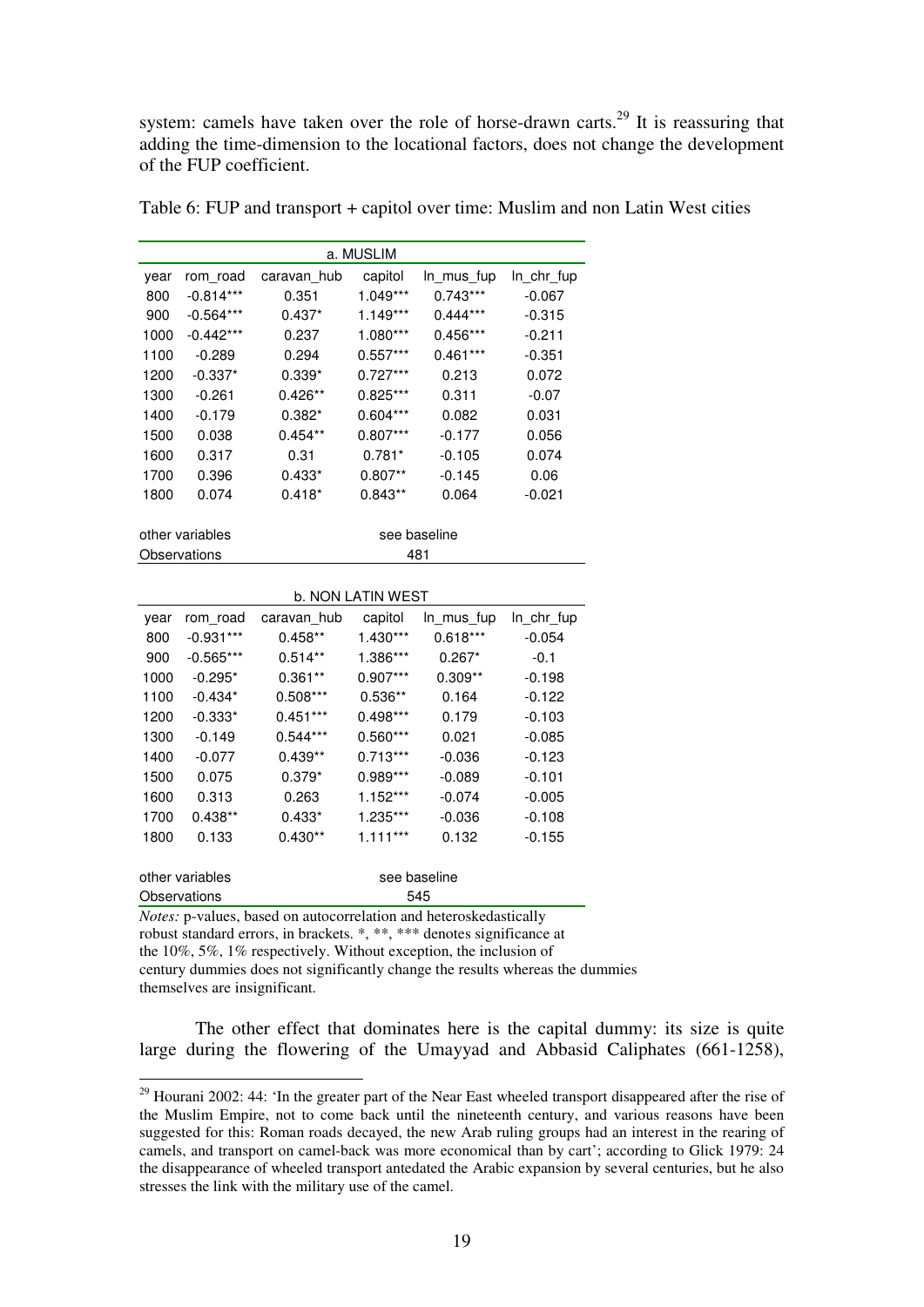system: camels have taken over the role of horse-drawn carts.[29] It is reassuring that adding the time-dimension to the locational factors, does not change the development of the FUP coefficient.

Table 6: FUP and transport + capitol over time: Muslim and non Latin West cities

| a. MUSLIM | | | | | |
|---|---|---|---|---|---|
| year | rom_road | caravan_hub | capitol | ln_mus_fup | ln_chr_fup |
| 800 | -0.814*** | 0.351 | 1.049*** | 0.743*** | -0.067 |
| 900 | -0.564*** | 0.437* | 1.149*** | 0.444*** | -0.315 |
| 1000 | -0.442*** | 0.237 | 1.080*** | 0.456*** | -0.211 |
| 1100 | -0.289 | 0.294 | 0.557*** | 0.461*** | -0.351 |
| 1200 | -0.337* | 0.339* | 0.727*** | 0.213 | 0.072 |
| 1300 | -0.261 | 0.426** | 0.825*** | 0.311 | -0.07 |
| 1400 | -0.179 | 0.382* | 0.604*** | 0.082 | 0.031 |
| 1500 | 0.038 | 0.454** | 0.807*** | -0.177 | 0.056 |
| 1600 | 0.317 | 0.31 | 0.781* | -0.105 | 0.074 |
| 1700 | 0.396 | 0.433* | 0.807** | -0.145 | 0.06 |
| 1800 | 0.074 | 0.418* | 0.843** | 0.064 | -0.021 |
| other variables | | | see baseline | | |
| Observations | | | 481 | | |

| b. NON LATIN WEST | | | | | |
|---|---|---|---|---|---|
| year | rom_road | caravan_hub | capitol | ln_mus_fup | ln_chr_fup |
| 800 | -0.931*** | 0.458** | 1.430*** | 0.618*** | -0.054 |
| 900 | -0.565*** | 0.514** | 1.386*** | 0.267* | -0.1 |
| 1000 | -0.295* | 0.361** | 0.907*** | 0.309** | -0.198 |
| 1100 | -0.434* | 0.508*** | 0.536** | 0.164 | -0.122 |
| 1200 | -0.333* | 0.451*** | 0.498*** | 0.179 | -0.103 |
| 1300 | -0.149 | 0.544*** | 0.560*** | 0.021 | -0.085 |
| 1400 | -0.077 | 0.439** | 0.713*** | -0.036 | -0.123 |
| 1500 | 0.075 | 0.379* | 0.989*** | -0.089 | -0.101 |
| 1600 | 0.313 | 0.263 | 1.152*** | -0.074 | -0.005 |
| 1700 | 0.438** | 0.433* | 1.235*** | -0.036 | -0.108 |
| 1800 | 0.133 | 0.430** | 1.111*** | 0.132 | -0.155 |
| other variables | | | see baseline | | |
| Observations | | | 545 | | |

*Notes:* p-values, based on autocorrelation and heteroskedastically robust standard errors, in brackets. *, **, *** denotes significance at the 10%, 5%, 1% respectively. Without exception, the inclusion of century dummies does not significantly change the results whereas the dummies themselves are insignificant.

The other effect that dominates here is the capital dummy: its size is quite large during the flowering of the Umayyad and Abbasid Caliphates (661-1258),

[29] Hourani 2002: 44: 'In the greater part of the Near East wheeled transport disappeared after the rise of the Muslim Empire, not to come back until the nineteenth century, and various reasons have been suggested for this: Roman roads decayed, the new Arab ruling groups had an interest in the rearing of camels, and transport on camel-back was more economical than by cart'; according to Glick 1979: 24 the disappearance of wheeled transport antedated the Arabic expansion by several centuries, but he also stresses the link with the military use of the camel.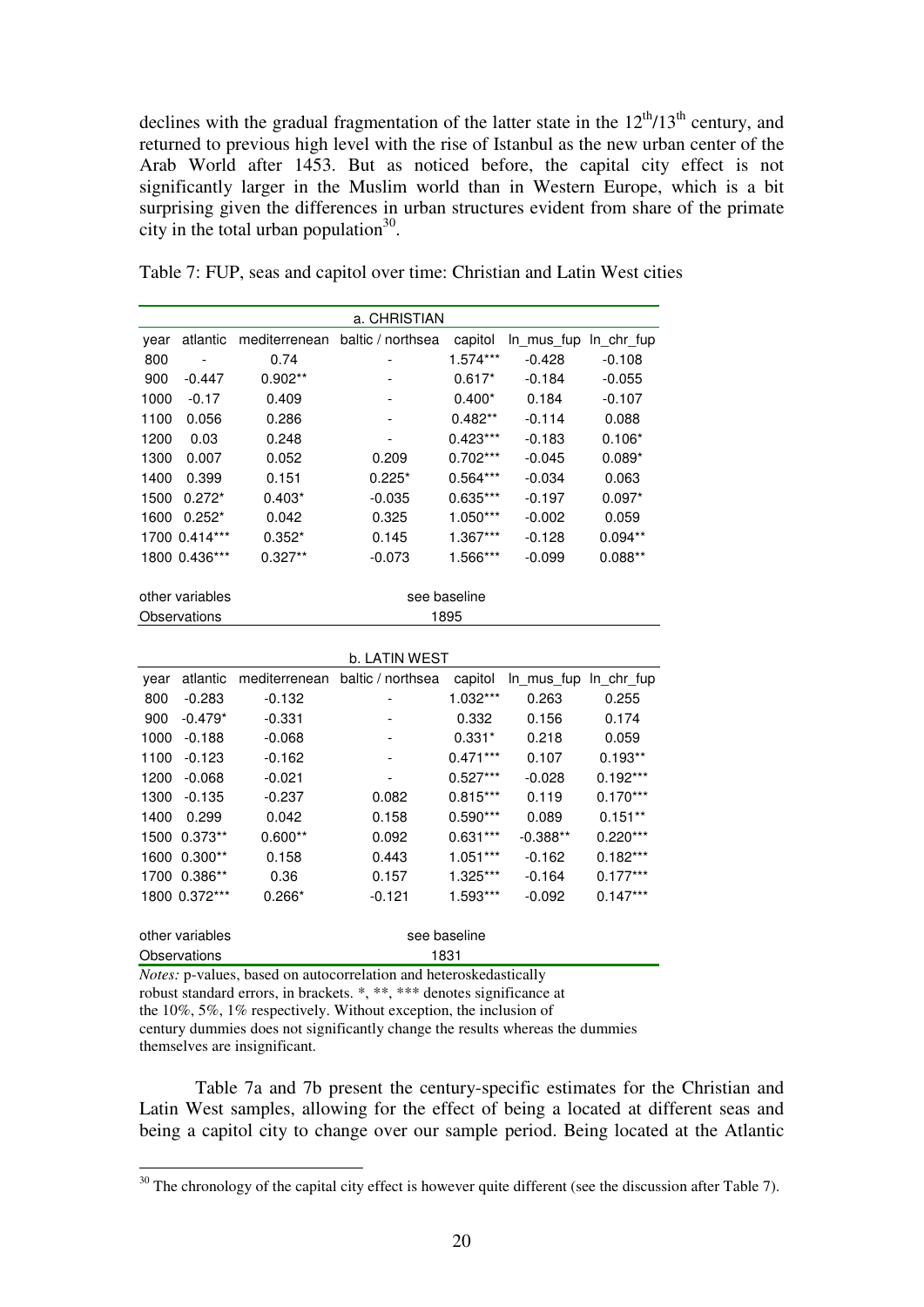declines with the gradual fragmentation of the latter state in the 12th/13th century, and returned to previous high level with the rise of Istanbul as the new urban center of the Arab World after 1453. But as noticed before, the capital city effect is not significantly larger in the Muslim world than in Western Europe, which is a bit surprising given the differences in urban structures evident from share of the primate city in the total urban population[30].

Table 7: FUP, seas and capitol over time: Christian and Latin West cities

| a. CHRISTIAN | | | | | | |
|---|---|---|---|---|---|---|
| year | atlantic | mediterrenean | baltic / northsea | capitol | ln_mus_fup | ln_chr_fup |
| 800 | - | 0.74 | - | 1.574*** | -0.428 | -0.108 |
| 900 | -0.447 | 0.902** | - | 0.617* | -0.184 | -0.055 |
| 1000 | -0.17 | 0.409 | - | 0.400* | 0.184 | -0.107 |
| 1100 | 0.056 | 0.286 | - | 0.482** | -0.114 | 0.088 |
| 1200 | 0.03 | 0.248 | - | 0.423*** | -0.183 | 0.106* |
| 1300 | 0.007 | 0.052 | 0.209 | 0.702*** | -0.045 | 0.089* |
| 1400 | 0.399 | 0.151 | 0.225* | 0.564*** | -0.034 | 0.063 |
| 1500 | 0.272* | 0.403* | -0.035 | 0.635*** | -0.197 | 0.097* |
| 1600 | 0.252* | 0.042 | 0.325 | 1.050*** | -0.002 | 0.059 |
| 1700 | 0.414*** | 0.352* | 0.145 | 1.367*** | -0.128 | 0.094** |
| 1800 | 0.436*** | 0.327** | -0.073 | 1.566*** | -0.099 | 0.088** |
| other variables | | | | see baseline | | |
| Observations | | | | 1895 | | |

| b. LATIN WEST | | | | | | |
|---|---|---|---|---|---|---|
| year | atlantic | mediterrenean | baltic / northsea | capitol | ln_mus_fup | ln_chr_fup |
| 800 | -0.283 | -0.132 | - | 1.032*** | 0.263 | 0.255 |
| 900 | -0.479* | -0.331 | - | 0.332 | 0.156 | 0.174 |
| 1000 | -0.188 | -0.068 | - | 0.331* | 0.218 | 0.059 |
| 1100 | -0.123 | -0.162 | - | 0.471*** | 0.107 | 0.193** |
| 1200 | -0.068 | -0.021 | - | 0.527*** | -0.028 | 0.192*** |
| 1300 | -0.135 | -0.237 | 0.082 | 0.815*** | 0.119 | 0.170*** |
| 1400 | 0.299 | 0.042 | 0.158 | 0.590*** | 0.089 | 0.151** |
| 1500 | 0.373** | 0.600** | 0.092 | 0.631*** | -0.388** | 0.220*** |
| 1600 | 0.300** | 0.158 | 0.443 | 1.051*** | -0.162 | 0.182*** |
| 1700 | 0.386** | 0.36 | 0.157 | 1.325*** | -0.164 | 0.177*** |
| 1800 | 0.372*** | 0.266* | -0.121 | 1.593*** | -0.092 | 0.147*** |
| other variables | | | | see baseline | | |
| Observations | | | | 1831 | | |

*Notes:* p-values, based on autocorrelation and heteroskedastically robust standard errors, in brackets. *, **, *** denotes significance at the 10%, 5%, 1% respectively. Without exception, the inclusion of century dummies does not significantly change the results whereas the dummies themselves are insignificant.

Table 7a and 7b present the century-specific estimates for the Christian and Latin West samples, allowing for the effect of being a located at different seas and being a capitol city to change over our sample period. Being located at the Atlantic

[30] The chronology of the capital city effect is however quite different (see the discussion after Table 7).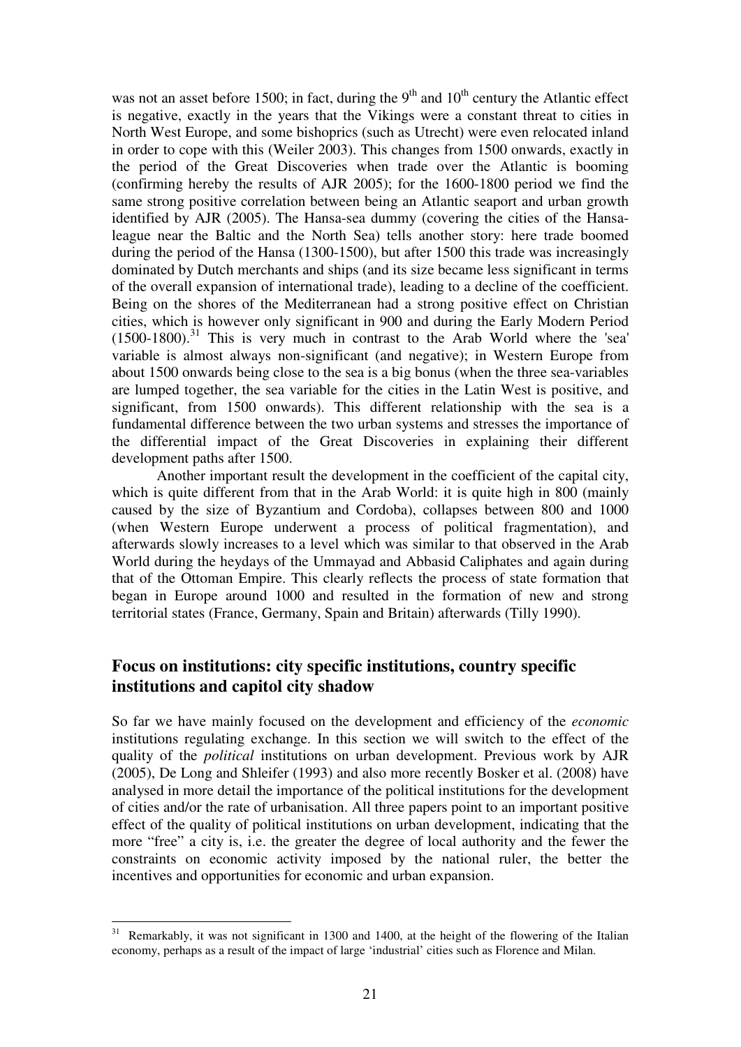was not an asset before 1500; in fact, during the 9th and 10th century the Atlantic effect is negative, exactly in the years that the Vikings were a constant threat to cities in North West Europe, and some bishoprics (such as Utrecht) were even relocated inland in order to cope with this (Weiler 2003). This changes from 1500 onwards, exactly in the period of the Great Discoveries when trade over the Atlantic is booming (confirming hereby the results of AJR 2005); for the 1600-1800 period we find the same strong positive correlation between being an Atlantic seaport and urban growth identified by AJR (2005). The Hansa-sea dummy (covering the cities of the Hansa-league near the Baltic and the North Sea) tells another story: here trade boomed during the period of the Hansa (1300-1500), but after 1500 this trade was increasingly dominated by Dutch merchants and ships (and its size became less significant in terms of the overall expansion of international trade), leading to a decline of the coefficient. Being on the shores of the Mediterranean had a strong positive effect on Christian cities, which is however only significant in 900 and during the Early Modern Period (1500-1800).[31] This is very much in contrast to the Arab World where the 'sea' variable is almost always non-significant (and negative); in Western Europe from about 1500 onwards being close to the sea is a big bonus (when the three sea-variables are lumped together, the sea variable for the cities in the Latin West is positive, and significant, from 1500 onwards). This different relationship with the sea is a fundamental difference between the two urban systems and stresses the importance of the differential impact of the Great Discoveries in explaining their different development paths after 1500.

Another important result the development in the coefficient of the capital city, which is quite different from that in the Arab World: it is quite high in 800 (mainly caused by the size of Byzantium and Cordoba), collapses between 800 and 1000 (when Western Europe underwent a process of political fragmentation), and afterwards slowly increases to a level which was similar to that observed in the Arab World during the heydays of the Ummayad and Abbasid Caliphates and again during that of the Ottoman Empire. This clearly reflects the process of state formation that began in Europe around 1000 and resulted in the formation of new and strong territorial states (France, Germany, Spain and Britain) afterwards (Tilly 1990).

## Focus on institutions: city specific institutions, country specific institutions and capitol city shadow

So far we have mainly focused on the development and efficiency of the *economic* institutions regulating exchange. In this section we will switch to the effect of the quality of the *political* institutions on urban development. Previous work by AJR (2005), De Long and Shleifer (1993) and also more recently Bosker et al. (2008) have analysed in more detail the importance of the political institutions for the development of cities and/or the rate of urbanisation. All three papers point to an important positive effect of the quality of political institutions on urban development, indicating that the more "free" a city is, i.e. the greater the degree of local authority and the fewer the constraints on economic activity imposed by the national ruler, the better the incentives and opportunities for economic and urban expansion.

[31] Remarkably, it was not significant in 1300 and 1400, at the height of the flowering of the Italian economy, perhaps as a result of the impact of large 'industrial' cities such as Florence and Milan.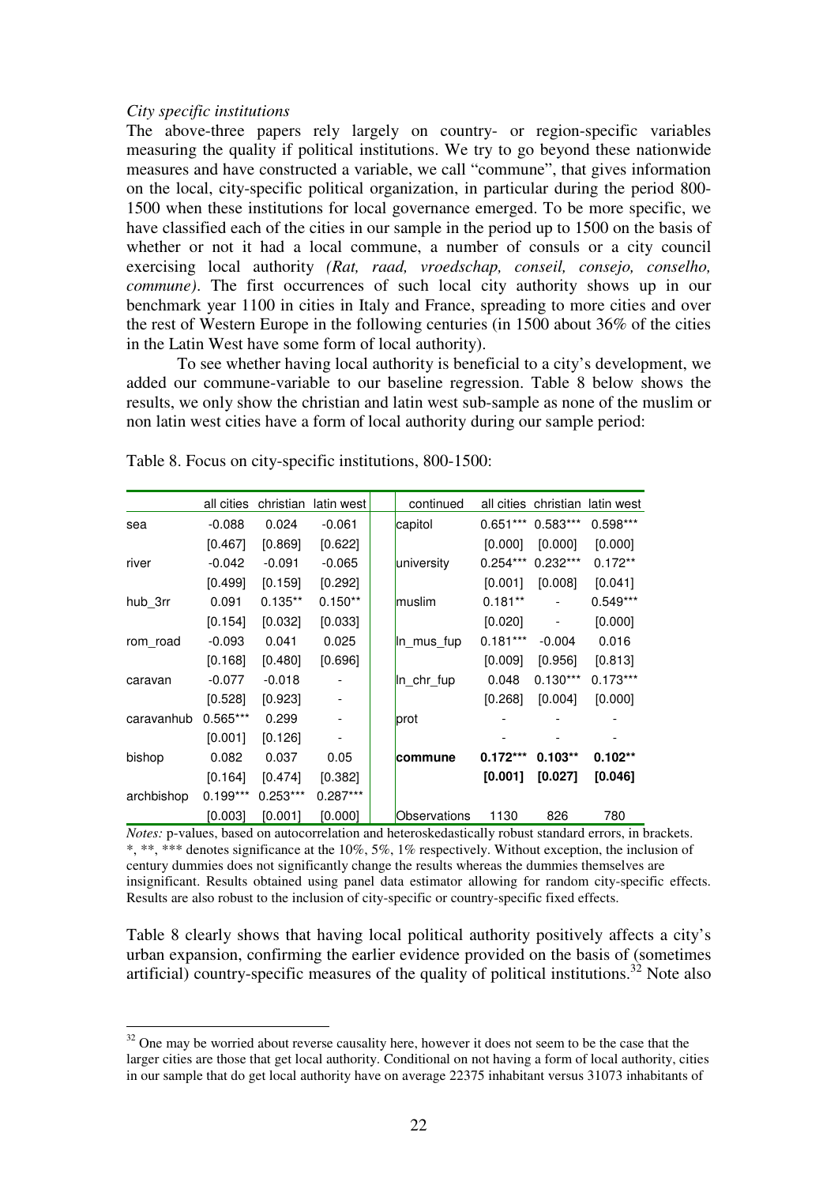*City specific institutions*

The above-three papers rely largely on country- or region-specific variables measuring the quality if political institutions. We try to go beyond these nationwide measures and have constructed a variable, we call "commune", that gives information on the local, city-specific political organization, in particular during the period 800-1500 when these institutions for local governance emerged. To be more specific, we have classified each of the cities in our sample in the period up to 1500 on the basis of whether or not it had a local commune, a number of consuls or a city council exercising local authority *(Rat, raad, vroedschap, conseil, consejo, conselho, commune)*. The first occurrences of such local city authority shows up in our benchmark year 1100 in cities in Italy and France, spreading to more cities and over the rest of Western Europe in the following centuries (in 1500 about 36% of the cities in the Latin West have some form of local authority).

To see whether having local authority is beneficial to a city's development, we added our commune-variable to our baseline regression. Table 8 below shows the results, we only show the christian and latin west sub-sample as none of the muslim or non latin west cities have a form of local authority during our sample period:

Table 8. Focus on city-specific institutions, 800-1500:

| | all cities | christian | latin west | continued | all cities | christian | latin west |
|---|---|---|---|---|---|---|---|
| sea | -0.088 | 0.024 | -0.061 | capitol | 0.651*** | 0.583*** | 0.598*** |
| | [0.467] | [0.869] | [0.622] | | [0.000] | [0.000] | [0.000] |
| river | -0.042 | -0.091 | -0.065 | university | 0.254*** | 0.232*** | 0.172** |
| | [0.499] | [0.159] | [0.292] | | [0.001] | [0.008] | [0.041] |
| hub_3rr | 0.091 | 0.135** | 0.150** | muslim | 0.181** | - | 0.549*** |
| | [0.154] | [0.032] | [0.033] | | [0.020] | - | [0.000] |
| rom_road | -0.093 | 0.041 | 0.025 | ln_mus_fup | 0.181*** | -0.004 | 0.016 |
| | [0.168] | [0.480] | [0.696] | | [0.009] | [0.956] | [0.813] |
| caravan | -0.077 | -0.018 | - | ln_chr_fup | 0.048 | 0.130*** | 0.173*** |
| | [0.528] | [0.923] | - | | [0.268] | [0.004] | [0.000] |
| caravanhub | 0.565*** | 0.299 | - | prot | - | - | - |
| | [0.001] | [0.126] | - | | - | - | - |
| bishop | 0.082 | 0.037 | 0.05 | **commune** | **0.172*** ** | **0.103** ** | **0.102** ** |
| | [0.164] | [0.474] | [0.382] | | **[0.001]** | **[0.027]** | **[0.046]** |
| archbishop | 0.199*** | 0.253*** | 0.287*** | | | | |
| | [0.003] | [0.001] | [0.000] | Observations | 1130 | 826 | 780 |

*Notes:* p-values, based on autocorrelation and heteroskedastically robust standard errors, in brackets. *, **, *** denotes significance at the 10%, 5%, 1% respectively. Without exception, the inclusion of century dummies does not significantly change the results whereas the dummies themselves are insignificant. Results obtained using panel data estimator allowing for random city-specific effects. Results are also robust to the inclusion of city-specific or country-specific fixed effects.

Table 8 clearly shows that having local political authority positively affects a city's urban expansion, confirming the earlier evidence provided on the basis of (sometimes artificial) country-specific measures of the quality of political institutions.[32] Note also

[32] One may be worried about reverse causality here, however it does not seem to be the case that the larger cities are those that get local authority. Conditional on not having a form of local authority, cities in our sample that do get local authority have on average 22375 inhabitant versus 31073 inhabitants of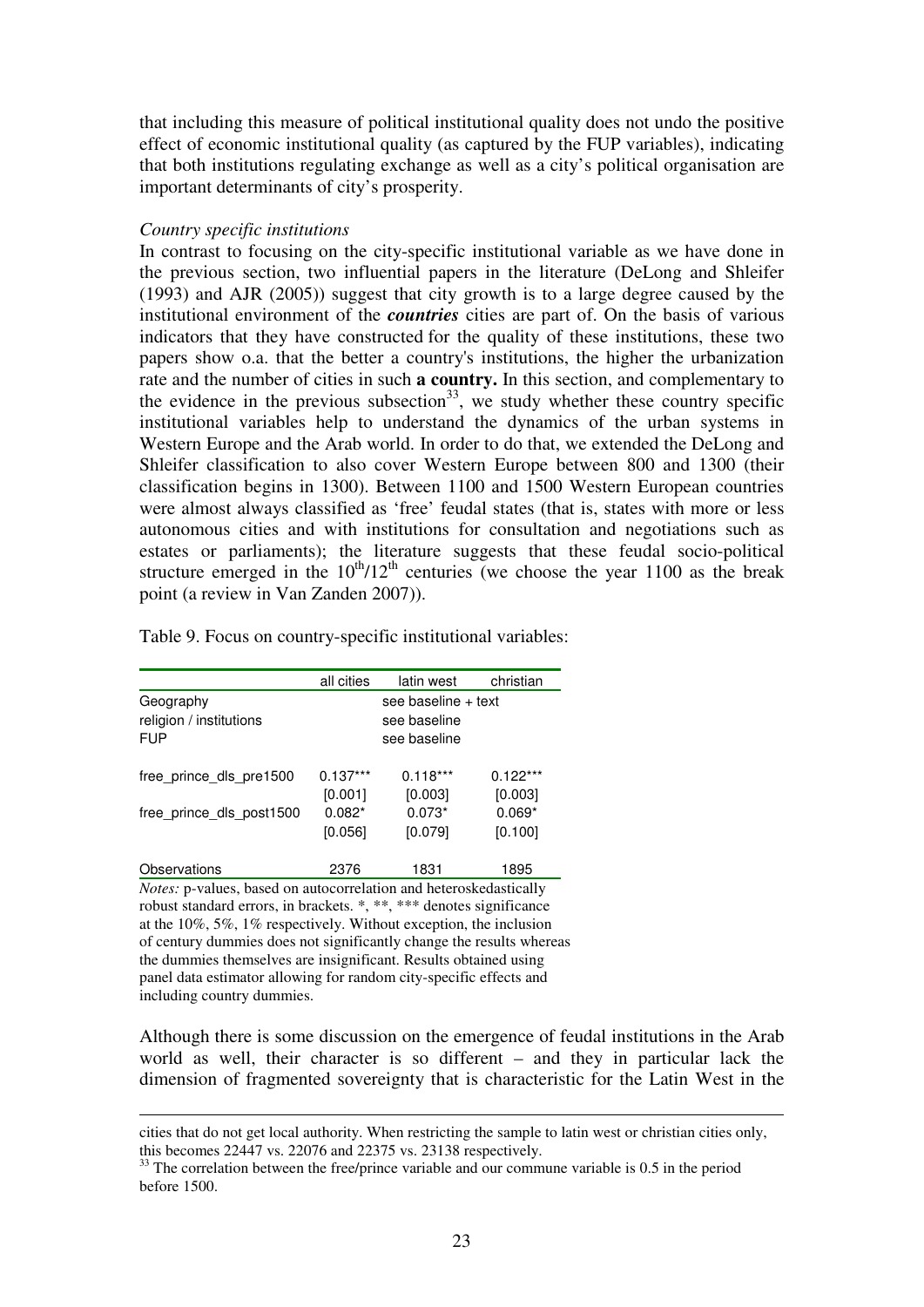that including this measure of political institutional quality does not undo the positive effect of economic institutional quality (as captured by the FUP variables), indicating that both institutions regulating exchange as well as a city's political organisation are important determinants of city's prosperity.

*Country specific institutions*

In contrast to focusing on the city-specific institutional variable as we have done in the previous section, two influential papers in the literature (DeLong and Shleifer (1993) and AJR (2005)) suggest that city growth is to a large degree caused by the institutional environment of the ***countries*** cities are part of. On the basis of various indicators that they have constructed for the quality of these institutions, these two papers show o.a. that the better a country's institutions, the higher the urbanization rate and the number of cities in such **a country.** In this section, and complementary to the evidence in the previous subsection[33], we study whether these country specific institutional variables help to understand the dynamics of the urban systems in Western Europe and the Arab world. In order to do that, we extended the DeLong and Shleifer classification to also cover Western Europe between 800 and 1300 (their classification begins in 1300). Between 1100 and 1500 Western European countries were almost always classified as 'free' feudal states (that is, states with more or less autonomous cities and with institutions for consultation and negotiations such as estates or parliaments); the literature suggests that these feudal socio-political structure emerged in the $10^{th}/12^{th}$ centuries (we choose the year 1100 as the break point (a review in Van Zanden 2007)).

Table 9. Focus on country-specific institutional variables:

| | all cities | latin west | christian |
|---|---|---|---|
| Geography | | see baseline + text | |
| religion / institutions | | see baseline | |
| FUP | | see baseline | |
| | | | |
| free_prince_dls_pre1500 | 0.137*** | 0.118*** | 0.122*** |
| | [0.001] | [0.003] | [0.003] |
| free_prince_dls_post1500 | 0.082* | 0.073* | 0.069* |
| | [0.056] | [0.079] | [0.100] |
| | | | |
| Observations | 2376 | 1831 | 1895 |

*Notes:* p-values, based on autocorrelation and heteroskedastically robust standard errors, in brackets. *, **, *** denotes significance at the 10%, 5%, 1% respectively. Without exception, the inclusion of century dummies does not significantly change the results whereas the dummies themselves are insignificant. Results obtained using panel data estimator allowing for random city-specific effects and including country dummies.

Although there is some discussion on the emergence of feudal institutions in the Arab world as well, their character is so different – and they in particular lack the dimension of fragmented sovereignty that is characteristic for the Latin West in the

cities that do not get local authority. When restricting the sample to latin west or christian cities only, this becomes 22447 vs. 22076 and 22375 vs. 23138 respectively.

[33] The correlation between the free/prince variable and our commune variable is 0.5 in the period before 1500.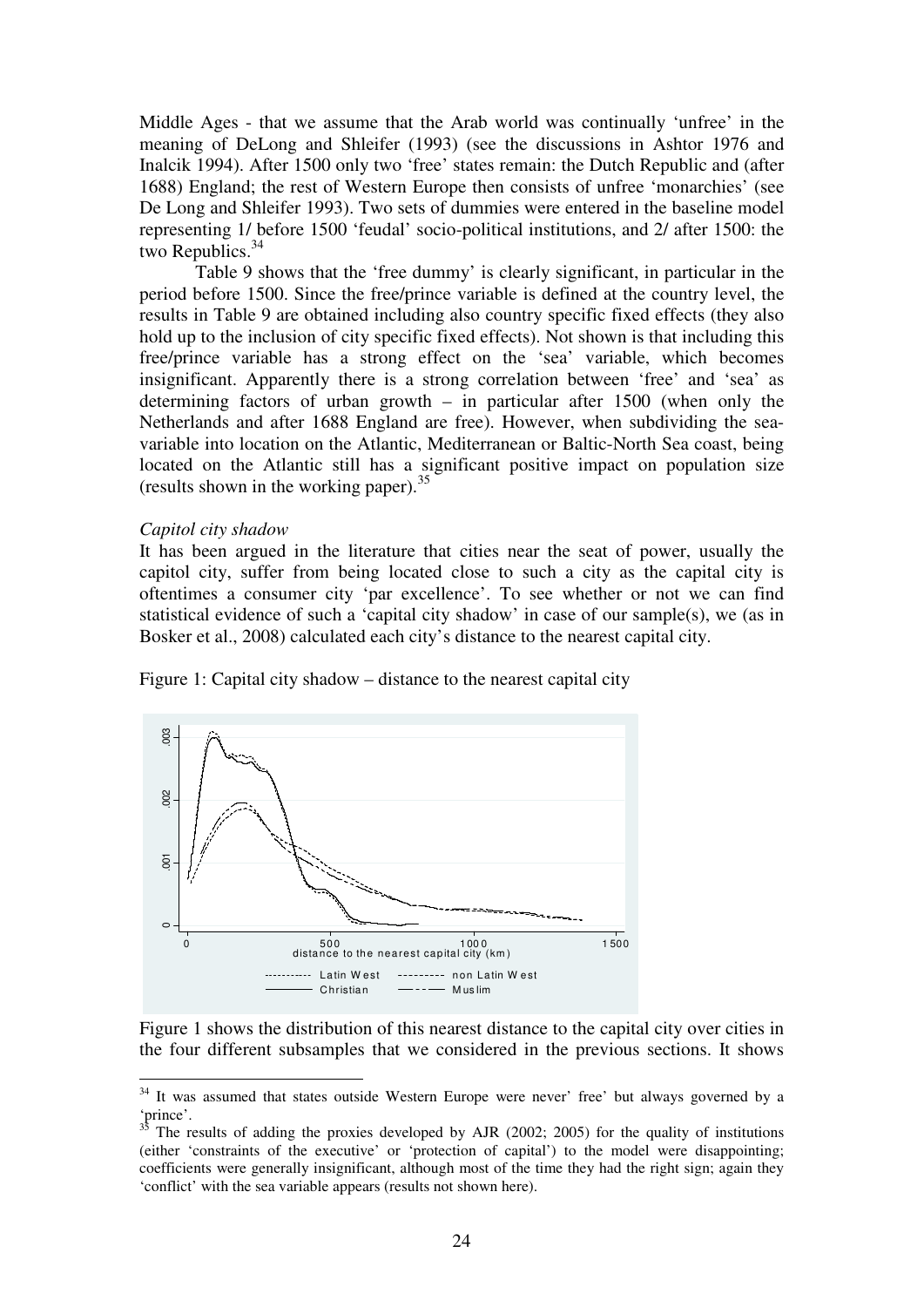Middle Ages - that we assume that the Arab world was continually 'unfree' in the meaning of DeLong and Shleifer (1993) (see the discussions in Ashtor 1976 and Inalcik 1994). After 1500 only two 'free' states remain: the Dutch Republic and (after 1688) England; the rest of Western Europe then consists of unfree 'monarchies' (see De Long and Shleifer 1993). Two sets of dummies were entered in the baseline model representing 1/ before 1500 'feudal' socio-political institutions, and 2/ after 1500: the two Republics.[34]

Table 9 shows that the 'free dummy' is clearly significant, in particular in the period before 1500. Since the free/prince variable is defined at the country level, the results in Table 9 are obtained including also country specific fixed effects (they also hold up to the inclusion of city specific fixed effects). Not shown is that including this free/prince variable has a strong effect on the 'sea' variable, which becomes insignificant. Apparently there is a strong correlation between 'free' and 'sea' as determining factors of urban growth – in particular after 1500 (when only the Netherlands and after 1688 England are free). However, when subdividing the sea-variable into location on the Atlantic, Mediterranean or Baltic-North Sea coast, being located on the Atlantic still has a significant positive impact on population size (results shown in the working paper).[35]

*Capitol city shadow*

It has been argued in the literature that cities near the seat of power, usually the capitol city, suffer from being located close to such a city as the capital city is oftentimes a consumer city 'par excellence'. To see whether or not we can find statistical evidence of such a 'capital city shadow' in case of our sample(s), we (as in Bosker et al., 2008) calculated each city's distance to the nearest capital city.

Figure 1: Capital city shadow – distance to the nearest capital city

Figure 1 shows the distribution of this nearest distance to the capital city over cities in the four different subsamples that we considered in the previous sections. It shows

[34] It was assumed that states outside Western Europe were never' free' but always governed by a 'prince'.

[35] The results of adding the proxies developed by AJR (2002; 2005) for the quality of institutions (either 'constraints of the executive' or 'protection of capital') to the model were disappointing; coefficients were generally insignificant, although most of the time they had the right sign; again they 'conflict' with the sea variable appears (results not shown here).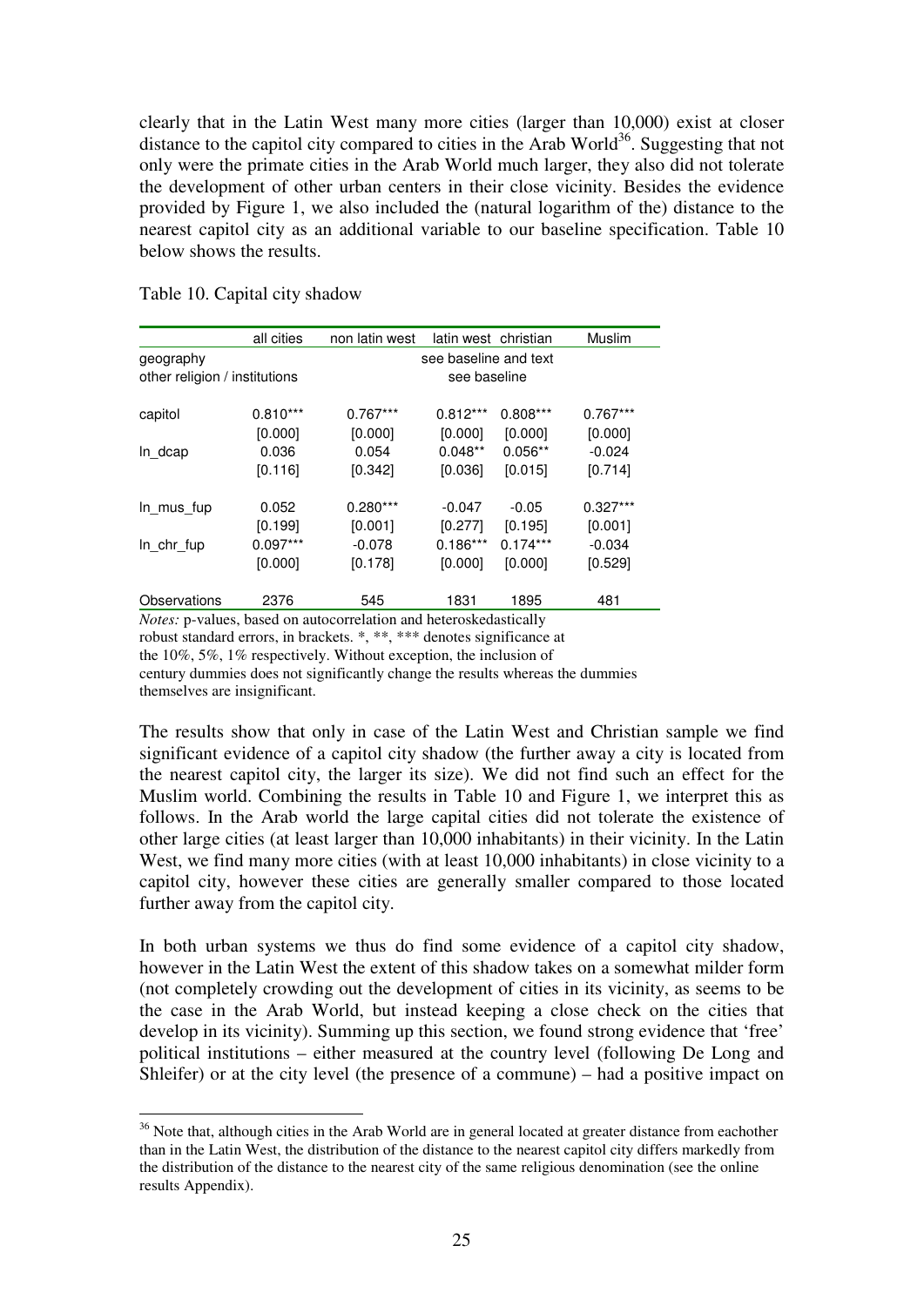clearly that in the Latin West many more cities (larger than 10,000) exist at closer distance to the capitol city compared to cities in the Arab World[36]. Suggesting that not only were the primate cities in the Arab World much larger, they also did not tolerate the development of other urban centers in their close vicinity. Besides the evidence provided by Figure 1, we also included the (natural logarithm of the) distance to the nearest capitol city as an additional variable to our baseline specification. Table 10 below shows the results.

Table 10. Capital city shadow

| | all cities | non latin west | latin west | christian | Muslim |
|---|---|---|---|---|---|
| geography | see baseline and text | | | | |
| other religion / institutions | see baseline | | | | |
| capitol | 0.810*** | 0.767*** | 0.812*** | 0.808*** | 0.767*** |
| | [0.000] | [0.000] | [0.000] | [0.000] | [0.000] |
| ln_dcap | 0.036 | 0.054 | 0.048** | 0.056** | -0.024 |
| | [0.116] | [0.342] | [0.036] | [0.015] | [0.714] |
| ln_mus_fup | 0.052 | 0.280*** | -0.047 | -0.05 | 0.327*** |
| | [0.199] | [0.001] | [0.277] | [0.195] | [0.001] |
| ln_chr_fup | 0.097*** | -0.078 | 0.186*** | 0.174*** | -0.034 |
| | [0.000] | [0.178] | [0.000] | [0.000] | [0.529] |
| Observations | 2376 | 545 | 1831 | 1895 | 481 |

*Notes:* p-values, based on autocorrelation and heteroskedastically robust standard errors, in brackets. *, **, *** denotes significance at the 10%, 5%, 1% respectively. Without exception, the inclusion of century dummies does not significantly change the results whereas the dummies themselves are insignificant.

The results show that only in case of the Latin West and Christian sample we find significant evidence of a capitol city shadow (the further away a city is located from the nearest capitol city, the larger its size). We did not find such an effect for the Muslim world. Combining the results in Table 10 and Figure 1, we interpret this as follows. In the Arab world the large capital cities did not tolerate the existence of other large cities (at least larger than 10,000 inhabitants) in their vicinity. In the Latin West, we find many more cities (with at least 10,000 inhabitants) in close vicinity to a capitol city, however these cities are generally smaller compared to those located further away from the capitol city.

In both urban systems we thus do find some evidence of a capitol city shadow, however in the Latin West the extent of this shadow takes on a somewhat milder form (not completely crowding out the development of cities in its vicinity, as seems to be the case in the Arab World, but instead keeping a close check on the cities that develop in its vicinity). Summing up this section, we found strong evidence that 'free' political institutions – either measured at the country level (following De Long and Shleifer) or at the city level (the presence of a commune) – had a positive impact on

[36] Note that, although cities in the Arab World are in general located at greater distance from eachother than in the Latin West, the distribution of the distance to the nearest capitol city differs markedly from the distribution of the distance to the nearest city of the same religious denomination (see the online results Appendix).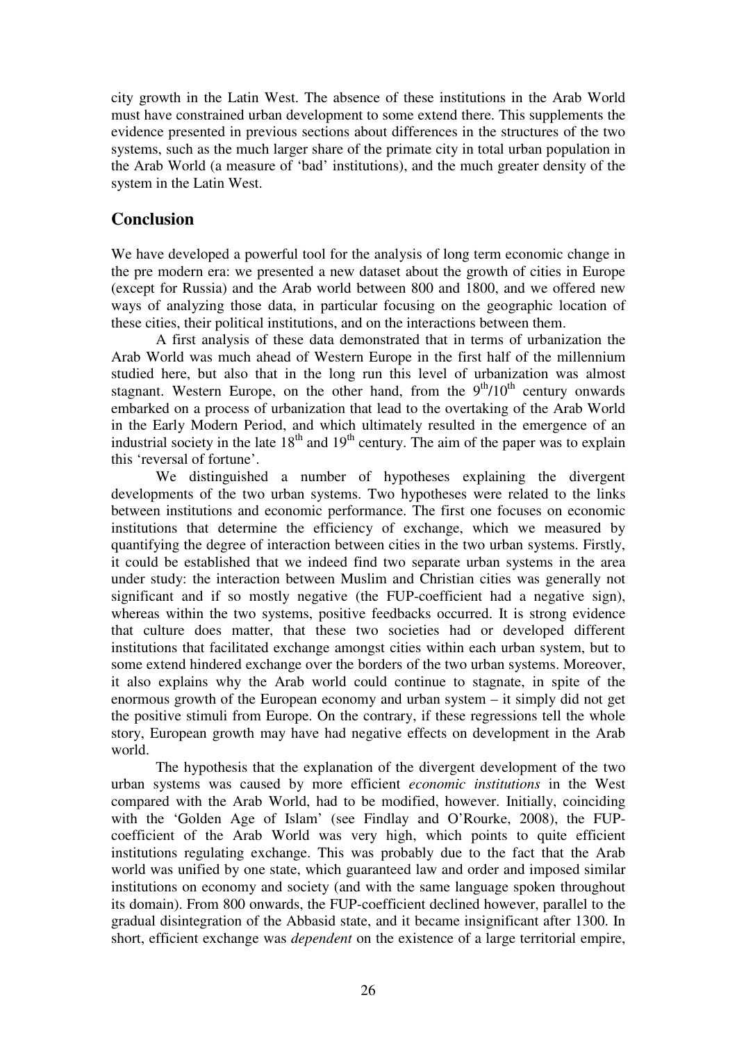city growth in the Latin West. The absence of these institutions in the Arab World must have constrained urban development to some extend there. This supplements the evidence presented in previous sections about differences in the structures of the two systems, such as the much larger share of the primate city in total urban population in the Arab World (a measure of 'bad' institutions), and the much greater density of the system in the Latin West.

## Conclusion

We have developed a powerful tool for the analysis of long term economic change in the pre modern era: we presented a new dataset about the growth of cities in Europe (except for Russia) and the Arab world between 800 and 1800, and we offered new ways of analyzing those data, in particular focusing on the geographic location of these cities, their political institutions, and on the interactions between them.

A first analysis of these data demonstrated that in terms of urbanization the Arab World was much ahead of Western Europe in the first half of the millennium studied here, but also that in the long run this level of urbanization was almost stagnant. Western Europe, on the other hand, from the $9^{th}/10^{th}$ century onwards embarked on a process of urbanization that lead to the overtaking of the Arab World in the Early Modern Period, and which ultimately resulted in the emergence of an industrial society in the late $18^{th}$ and $19^{th}$ century. The aim of the paper was to explain this 'reversal of fortune'.

We distinguished a number of hypotheses explaining the divergent developments of the two urban systems. Two hypotheses were related to the links between institutions and economic performance. The first one focuses on economic institutions that determine the efficiency of exchange, which we measured by quantifying the degree of interaction between cities in the two urban systems. Firstly, it could be established that we indeed find two separate urban systems in the area under study: the interaction between Muslim and Christian cities was generally not significant and if so mostly negative (the FUP-coefficient had a negative sign), whereas within the two systems, positive feedbacks occurred. It is strong evidence that culture does matter, that these two societies had or developed different institutions that facilitated exchange amongst cities within each urban system, but to some extend hindered exchange over the borders of the two urban systems. Moreover, it also explains why the Arab world could continue to stagnate, in spite of the enormous growth of the European economy and urban system – it simply did not get the positive stimuli from Europe. On the contrary, if these regressions tell the whole story, European growth may have had negative effects on development in the Arab world.

The hypothesis that the explanation of the divergent development of the two urban systems was caused by more efficient *economic institutions* in the West compared with the Arab World, had to be modified, however. Initially, coinciding with the 'Golden Age of Islam' (see Findlay and O'Rourke, 2008), the FUP-coefficient of the Arab World was very high, which points to quite efficient institutions regulating exchange. This was probably due to the fact that the Arab world was unified by one state, which guaranteed law and order and imposed similar institutions on economy and society (and with the same language spoken throughout its domain). From 800 onwards, the FUP-coefficient declined however, parallel to the gradual disintegration of the Abbasid state, and it became insignificant after 1300. In short, efficient exchange was *dependent* on the existence of a large territorial empire,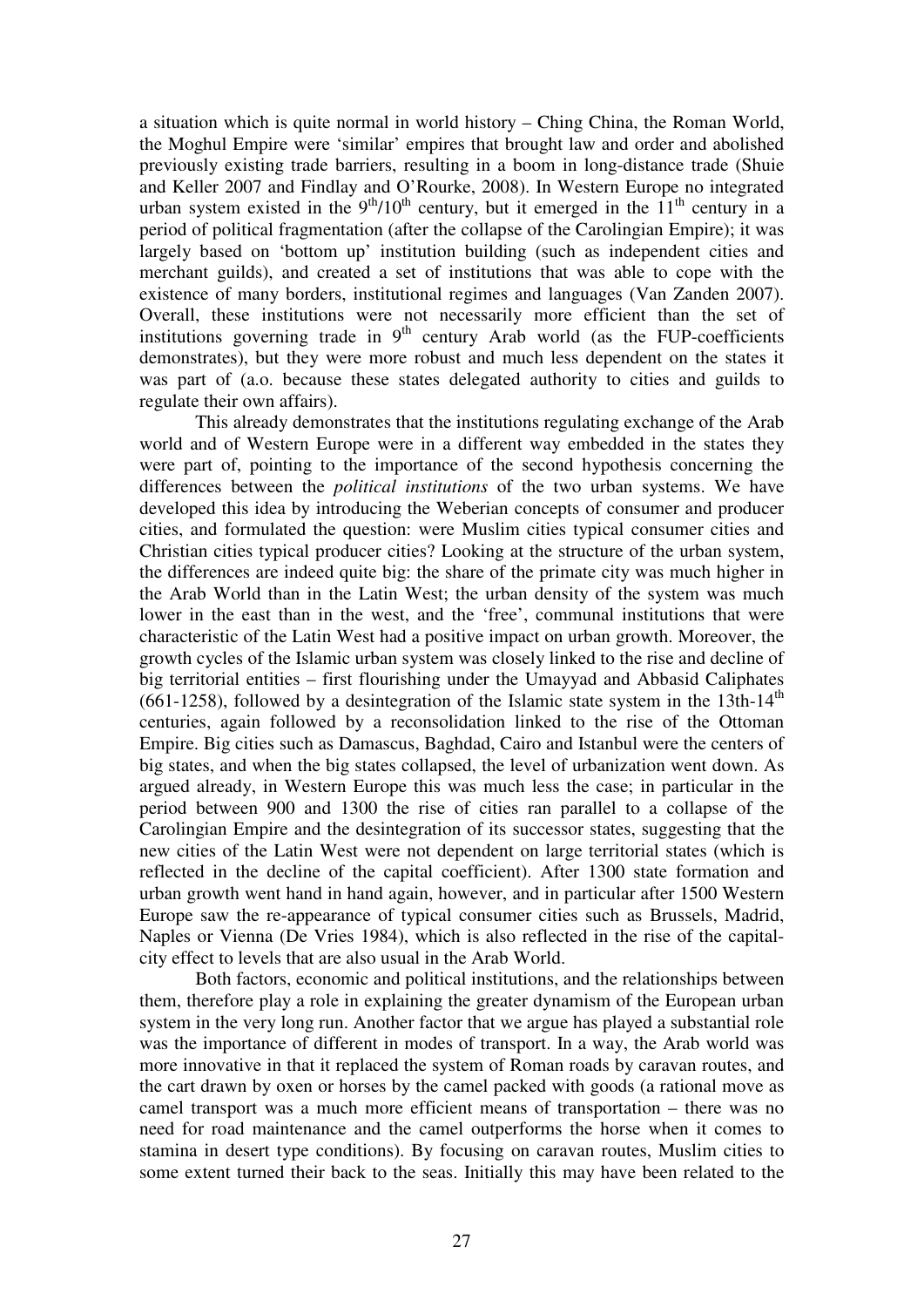a situation which is quite normal in world history – Ching China, the Roman World, the Moghul Empire were 'similar' empires that brought law and order and abolished previously existing trade barriers, resulting in a boom in long-distance trade (Shuie and Keller 2007 and Findlay and O'Rourke, 2008). In Western Europe no integrated urban system existed in the 9th/10th century, but it emerged in the 11th century in a period of political fragmentation (after the collapse of the Carolingian Empire); it was largely based on 'bottom up' institution building (such as independent cities and merchant guilds), and created a set of institutions that was able to cope with the existence of many borders, institutional regimes and languages (Van Zanden 2007). Overall, these institutions were not necessarily more efficient than the set of institutions governing trade in 9th century Arab world (as the FUP-coefficients demonstrates), but they were more robust and much less dependent on the states it was part of (a.o. because these states delegated authority to cities and guilds to regulate their own affairs).

This already demonstrates that the institutions regulating exchange of the Arab world and of Western Europe were in a different way embedded in the states they were part of, pointing to the importance of the second hypothesis concerning the differences between the *political institutions* of the two urban systems. We have developed this idea by introducing the Weberian concepts of consumer and producer cities, and formulated the question: were Muslim cities typical consumer cities and Christian cities typical producer cities? Looking at the structure of the urban system, the differences are indeed quite big: the share of the primate city was much higher in the Arab World than in the Latin West; the urban density of the system was much lower in the east than in the west, and the 'free', communal institutions that were characteristic of the Latin West had a positive impact on urban growth. Moreover, the growth cycles of the Islamic urban system was closely linked to the rise and decline of big territorial entities – first flourishing under the Umayyad and Abbasid Caliphates (661-1258), followed by a desintegration of the Islamic state system in the 13th-14th centuries, again followed by a reconsolidation linked to the rise of the Ottoman Empire. Big cities such as Damascus, Baghdad, Cairo and Istanbul were the centers of big states, and when the big states collapsed, the level of urbanization went down. As argued already, in Western Europe this was much less the case; in particular in the period between 900 and 1300 the rise of cities ran parallel to a collapse of the Carolingian Empire and the desintegration of its successor states, suggesting that the new cities of the Latin West were not dependent on large territorial states (which is reflected in the decline of the capital coefficient). After 1300 state formation and urban growth went hand in hand again, however, and in particular after 1500 Western Europe saw the re-appearance of typical consumer cities such as Brussels, Madrid, Naples or Vienna (De Vries 1984), which is also reflected in the rise of the capital-city effect to levels that are also usual in the Arab World.

Both factors, economic and political institutions, and the relationships between them, therefore play a role in explaining the greater dynamism of the European urban system in the very long run. Another factor that we argue has played a substantial role was the importance of different in modes of transport. In a way, the Arab world was more innovative in that it replaced the system of Roman roads by caravan routes, and the cart drawn by oxen or horses by the camel packed with goods (a rational move as camel transport was a much more efficient means of transportation – there was no need for road maintenance and the camel outperforms the horse when it comes to stamina in desert type conditions). By focusing on caravan routes, Muslim cities to some extent turned their back to the seas. Initially this may have been related to the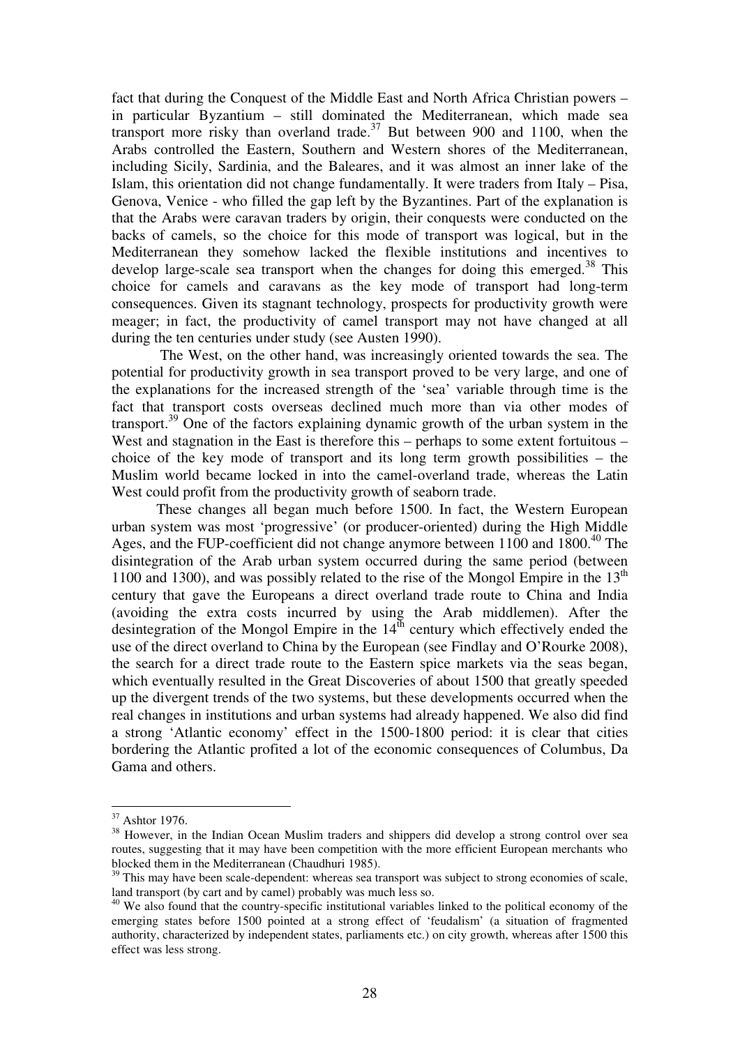fact that during the Conquest of the Middle East and North Africa Christian powers – in particular Byzantium – still dominated the Mediterranean, which made sea transport more risky than overland trade.[37] But between 900 and 1100, when the Arabs controlled the Eastern, Southern and Western shores of the Mediterranean, including Sicily, Sardinia, and the Baleares, and it was almost an inner lake of the Islam, this orientation did not change fundamentally. It were traders from Italy – Pisa, Genova, Venice - who filled the gap left by the Byzantines. Part of the explanation is that the Arabs were caravan traders by origin, their conquests were conducted on the backs of camels, so the choice for this mode of transport was logical, but in the Mediterranean they somehow lacked the flexible institutions and incentives to develop large-scale sea transport when the changes for doing this emerged.[38] This choice for camels and caravans as the key mode of transport had long-term consequences. Given its stagnant technology, prospects for productivity growth were meager; in fact, the productivity of camel transport may not have changed at all during the ten centuries under study (see Austen 1990).

The West, on the other hand, was increasingly oriented towards the sea. The potential for productivity growth in sea transport proved to be very large, and one of the explanations for the increased strength of the 'sea' variable through time is the fact that transport costs overseas declined much more than via other modes of transport.[39] One of the factors explaining dynamic growth of the urban system in the West and stagnation in the East is therefore this – perhaps to some extent fortuitous – choice of the key mode of transport and its long term growth possibilities – the Muslim world became locked in into the camel-overland trade, whereas the Latin West could profit from the productivity growth of seaborn trade.

These changes all began much before 1500. In fact, the Western European urban system was most 'progressive' (or producer-oriented) during the High Middle Ages, and the FUP-coefficient did not change anymore between 1100 and 1800.[40] The disintegration of the Arab urban system occurred during the same period (between 1100 and 1300), and was possibly related to the rise of the Mongol Empire in the 13th century that gave the Europeans a direct overland trade route to China and India (avoiding the extra costs incurred by using the Arab middlemen). After the desintegration of the Mongol Empire in the 14th century which effectively ended the use of the direct overland to China by the European (see Findlay and O'Rourke 2008), the search for a direct trade route to the Eastern spice markets via the seas began, which eventually resulted in the Great Discoveries of about 1500 that greatly speeded up the divergent trends of the two systems, but these developments occurred when the real changes in institutions and urban systems had already happened. We also did find a strong 'Atlantic economy' effect in the 1500-1800 period: it is clear that cities bordering the Atlantic profited a lot of the economic consequences of Columbus, Da Gama and others.

---

[37] Ashtor 1976.

[38] However, in the Indian Ocean Muslim traders and shippers did develop a strong control over sea routes, suggesting that it may have been competition with the more efficient European merchants who blocked them in the Mediterranean (Chaudhuri 1985).

[39] This may have been scale-dependent: whereas sea transport was subject to strong economies of scale, land transport (by cart and by camel) probably was much less so.

[40] We also found that the country-specific institutional variables linked to the political economy of the emerging states before 1500 pointed at a strong effect of 'feudalism' (a situation of fragmented authority, characterized by independent states, parliaments etc.) on city growth, whereas after 1500 this effect was less strong.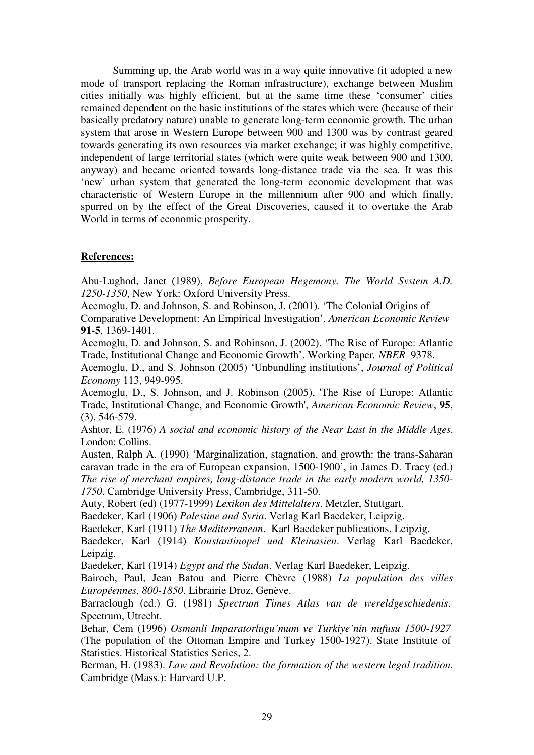Summing up, the Arab world was in a way quite innovative (it adopted a new mode of transport replacing the Roman infrastructure), exchange between Muslim cities initially was highly efficient, but at the same time these 'consumer' cities remained dependent on the basic institutions of the states which were (because of their basically predatory nature) unable to generate long-term economic growth. The urban system that arose in Western Europe between 900 and 1300 was by contrast geared towards generating its own resources via market exchange; it was highly competitive, independent of large territorial states (which were quite weak between 900 and 1300, anyway) and became oriented towards long-distance trade via the sea. It was this 'new' urban system that generated the long-term economic development that was characteristic of Western Europe in the millennium after 900 and which finally, spurred on by the effect of the Great Discoveries, caused it to overtake the Arab World in terms of economic prosperity.

**References:**

Abu-Lughod, Janet (1989), *Before European Hegemony. The World System A.D. 1250-1350*, New York: Oxford University Press.

Acemoglu, D. and Johnson, S. and Robinson, J. (2001). 'The Colonial Origins of Comparative Development: An Empirical Investigation'. *American Economic Review* **91-5**, 1369-1401.

Acemoglu, D. and Johnson, S. and Robinson, J. (2002). 'The Rise of Europe: Atlantic Trade, Institutional Change and Economic Growth'. Working Paper*, NBER* 9378.

Acemoglu, D., and S. Johnson (2005) 'Unbundling institutions', *Journal of Political Economy* 113, 949-995.

Acemoglu, D., S. Johnson, and J. Robinson (2005), 'The Rise of Europe: Atlantic Trade, Institutional Change, and Economic Growth', *American Economic Review*, **95**, (3), 546-579.

Ashtor, E. (1976) *A social and economic history of the Near East in the Middle Ages*. London: Collins.

Austen, Ralph A. (1990) 'Marginalization, stagnation, and growth: the trans-Saharan caravan trade in the era of European expansion, 1500-1900', in James D. Tracy (ed.) *The rise of merchant empires, long-distance trade in the early modern world, 1350-1750*. Cambridge University Press, Cambridge, 311-50.

Auty, Robert (ed) (1977-1999) *Lexikon des Mittelalters*. Metzler, Stuttgart.

Baedeker, Karl (1906) *Palestine and Syria*. Verlag Karl Baedeker, Leipzig.

Baedeker, Karl (1911) *The Mediterranean*. Karl Baedeker publications, Leipzig.

Baedeker, Karl (1914) *Konstantinopel und Kleinasien*. Verlag Karl Baedeker, Leipzig.

Baedeker, Karl (1914) *Egypt and the Sudan*. Verlag Karl Baedeker, Leipzig.

Bairoch, Paul, Jean Batou and Pierre Chèvre (1988) *La population des villes Européennes, 800-1850*. Librairie Droz, Genève.

Barraclough (ed.) G. (1981) *Spectrum Times Atlas van de wereldgeschiedenis*. Spectrum, Utrecht.

Behar, Cem (1996) *Osmanli Imparatorlugu'mum ve Turkiye'nin nufusu 1500-1927* (The population of the Ottoman Empire and Turkey 1500-1927). State Institute of Statistics. Historical Statistics Series, 2.

Berman, H. (1983). *Law and Revolution: the formation of the western legal tradition*. Cambridge (Mass.): Harvard U.P.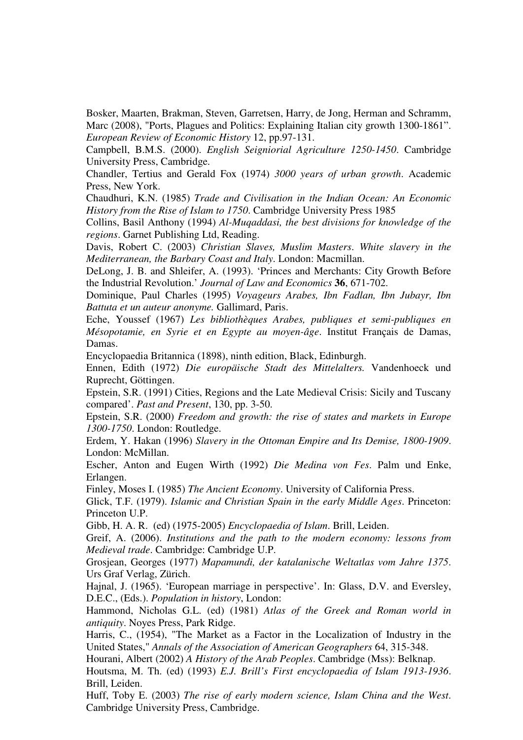Bosker, Maarten, Brakman, Steven, Garretsen, Harry, de Jong, Herman and Schramm, Marc (2008), "Ports, Plagues and Politics: Explaining Italian city growth 1300-1861". *European Review of Economic History* 12, pp.97-131.

Campbell, B.M.S. (2000). *English Seigniorial Agriculture 1250-1450*. Cambridge University Press, Cambridge.

Chandler, Tertius and Gerald Fox (1974) *3000 years of urban growth*. Academic Press, New York.

Chaudhuri, K.N. (1985) *Trade and Civilisation in the Indian Ocean: An Economic History from the Rise of Islam to 1750*. Cambridge University Press 1985

Collins, Basil Anthony (1994) *Al-Muqaddasi, the best divisions for knowledge of the regions*. Garnet Publishing Ltd, Reading.

Davis, Robert C. (2003) *Christian Slaves, Muslim Masters*. *White slavery in the Mediterranean, the Barbary Coast and Italy*. London: Macmillan.

DeLong, J. B. and Shleifer, A. (1993). 'Princes and Merchants: City Growth Before the Industrial Revolution.' *Journal of Law and Economics* **36**, 671-702.

Dominique, Paul Charles (1995) *Voyageurs Arabes, Ibn Fadlan, Ibn Jubayr, Ibn Battuta et un auteur anonyme.* Gallimard, Paris.

Eche, Youssef (1967) *Les bibliothèques Arabes, publiques et semi-publiques en Mésopotamie, en Syrie et en Egypte au moyen-âge*. Institut Français de Damas, Damas.

Encyclopaedia Britannica (1898), ninth edition, Black, Edinburgh.

Ennen, Edith (1972) *Die europäische Stadt des Mittelalters.* Vandenhoeck und Ruprecht, Göttingen.

Epstein, S.R. (1991) Cities, Regions and the Late Medieval Crisis: Sicily and Tuscany compared'. *Past and Present*, 130, pp. 3-50.

Epstein, S.R. (2000) *Freedom and growth: the rise of states and markets in Europe 1300-1750*. London: Routledge.

Erdem, Y. Hakan (1996) *Slavery in the Ottoman Empire and Its Demise, 1800-1909*. London: McMillan.

Escher, Anton and Eugen Wirth (1992) *Die Medina von Fes*. Palm und Enke, Erlangen.

Finley, Moses I. (1985) *The Ancient Economy*. University of California Press.

Glick, T.F. (1979). *Islamic and Christian Spain in the early Middle Ages*. Princeton: Princeton U.P.

Gibb, H. A. R. (ed) (1975-2005) *Encyclopaedia of Islam*. Brill, Leiden.

Greif, A. (2006). *Institutions and the path to the modern economy: lessons from Medieval trade*. Cambridge: Cambridge U.P.

Grosjean, Georges (1977) *Mapamundi, der katalanische Weltatlas vom Jahre 1375*. Urs Graf Verlag, Zürich.

Hajnal, J. (1965). 'European marriage in perspective'. In: Glass, D.V. and Eversley, D.E.C., (Eds.). *Population in history*, London:

Hammond, Nicholas G.L. (ed) (1981) *Atlas of the Greek and Roman world in antiquity*. Noyes Press, Park Ridge.

Harris, C., (1954), "The Market as a Factor in the Localization of Industry in the United States," *Annals of the Association of American Geographers* 64, 315-348.

Hourani, Albert (2002) *A History of the Arab Peoples*. Cambridge (Mss): Belknap.

Houtsma, M. Th. (ed) (1993) *E.J. Brill's First encyclopaedia of Islam 1913-1936*. Brill, Leiden.

Huff, Toby E. (2003) *The rise of early modern science, Islam China and the West*. Cambridge University Press, Cambridge.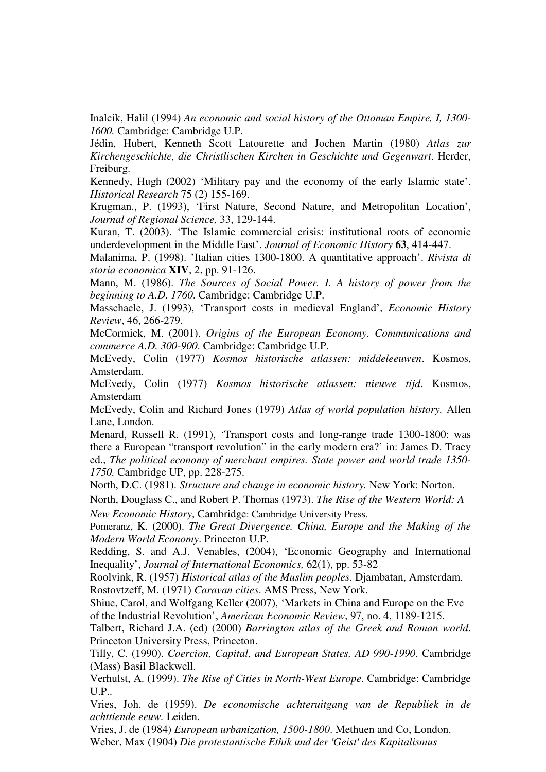Inalcik, Halil (1994) *An economic and social history of the Ottoman Empire, I, 1300-1600.* Cambridge: Cambridge U.P.

Jédin, Hubert, Kenneth Scott Latourette and Jochen Martin (1980) *Atlas zur Kirchengeschichte, die Christlischen Kirchen in Geschichte und Gegenwart*. Herder, Freiburg.

Kennedy, Hugh (2002) 'Military pay and the economy of the early Islamic state'. *Historical Research* 75 (2) 155-169.

Krugman., P. (1993), 'First Nature, Second Nature, and Metropolitan Location', *Journal of Regional Science,* 33, 129-144.

Kuran, T. (2003). 'The Islamic commercial crisis: institutional roots of economic underdevelopment in the Middle East'. *Journal of Economic History* **63**, 414-447.

Malanima, P. (1998). 'Italian cities 1300-1800. A quantitative approach'. *Rivista di storia economica* **XIV**, 2, pp. 91-126.

Mann, M. (1986). *The Sources of Social Power. I. A history of power from the beginning to A.D. 1760*. Cambridge: Cambridge U.P.

Masschaele, J. (1993), 'Transport costs in medieval England', *Economic History Review*, 46, 266-279.

McCormick, M. (2001). *Origins of the European Economy. Communications and commerce A.D. 300-900*. Cambridge: Cambridge U.P.

McEvedy, Colin (1977) *Kosmos historische atlassen: middeleeuwen*. Kosmos, Amsterdam.

McEvedy, Colin (1977) *Kosmos historische atlassen: nieuwe tijd*. Kosmos, Amsterdam

McEvedy, Colin and Richard Jones (1979) *Atlas of world population history.* Allen Lane, London.

Menard, Russell R. (1991), 'Transport costs and long-range trade 1300-1800: was there a European "transport revolution" in the early modern era?' in: James D. Tracy ed., *The political economy of merchant empires. State power and world trade 1350-1750.* Cambridge UP, pp. 228-275.

North, D.C. (1981). *Structure and change in economic history.* New York: Norton.

North, Douglass C., and Robert P. Thomas (1973). *The Rise of the Western World: A New Economic History*, Cambridge: Cambridge University Press.

Pomeranz, K. (2000). *The Great Divergence. China, Europe and the Making of the Modern World Economy*. Princeton U.P.

Redding, S. and A.J. Venables, (2004), 'Economic Geography and International Inequality', *Journal of International Economics,* 62(1), pp. 53-82

Roolvink, R. (1957) *Historical atlas of the Muslim peoples*. Djambatan, Amsterdam.

Rostovtzeff, M. (1971) *Caravan cities*. AMS Press, New York.

Shiue, Carol, and Wolfgang Keller (2007), 'Markets in China and Europe on the Eve of the Industrial Revolution', *American Economic Review*, 97, no. 4, 1189-1215.

Talbert, Richard J.A. (ed) (2000) *Barrington atlas of the Greek and Roman world*. Princeton University Press, Princeton.

Tilly, C. (1990). *Coercion, Capital, and European States, AD 990-1990*. Cambridge (Mass) Basil Blackwell.

Verhulst, A. (1999). *The Rise of Cities in North-West Europe*. Cambridge: Cambridge U.P..

Vries, Joh. de (1959). *De economische achteruitgang van de Republiek in de achttiende eeuw.* Leiden.

Vries, J. de (1984) *European urbanization, 1500-1800*. Methuen and Co, London.

Weber, Max (1904) *Die protestantische Ethik und der 'Geist' des Kapitalismus*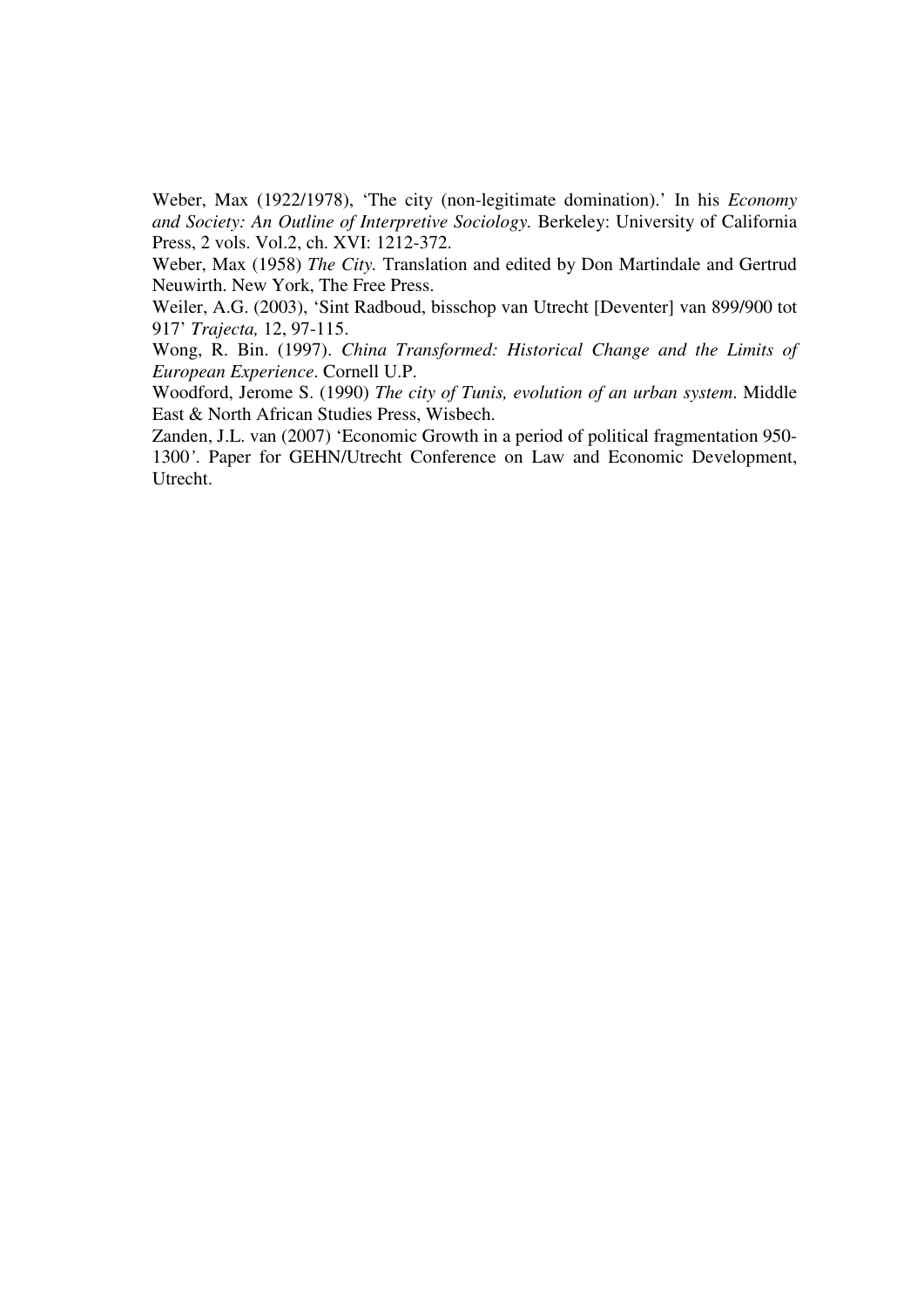Weber, Max (1922/1978), 'The city (non-legitimate domination).' In his *Economy and Society: An Outline of Interpretive Sociology.* Berkeley: University of California Press, 2 vols. Vol.2, ch. XVI: 1212-372.

Weber, Max (1958) *The City.* Translation and edited by Don Martindale and Gertrud Neuwirth. New York, The Free Press.

Weiler, A.G. (2003), 'Sint Radboud, bisschop van Utrecht [Deventer] van 899/900 tot 917' *Trajecta,* 12, 97-115.

Wong, R. Bin. (1997). *China Transformed: Historical Change and the Limits of European Experience*. Cornell U.P.

Woodford, Jerome S. (1990) *The city of Tunis, evolution of an urban system*. Middle East & North African Studies Press, Wisbech.

Zanden, J.L. van (2007) 'Economic Growth in a period of political fragmentation 950-1300'. Paper for GEHN/Utrecht Conference on Law and Economic Development, Utrecht.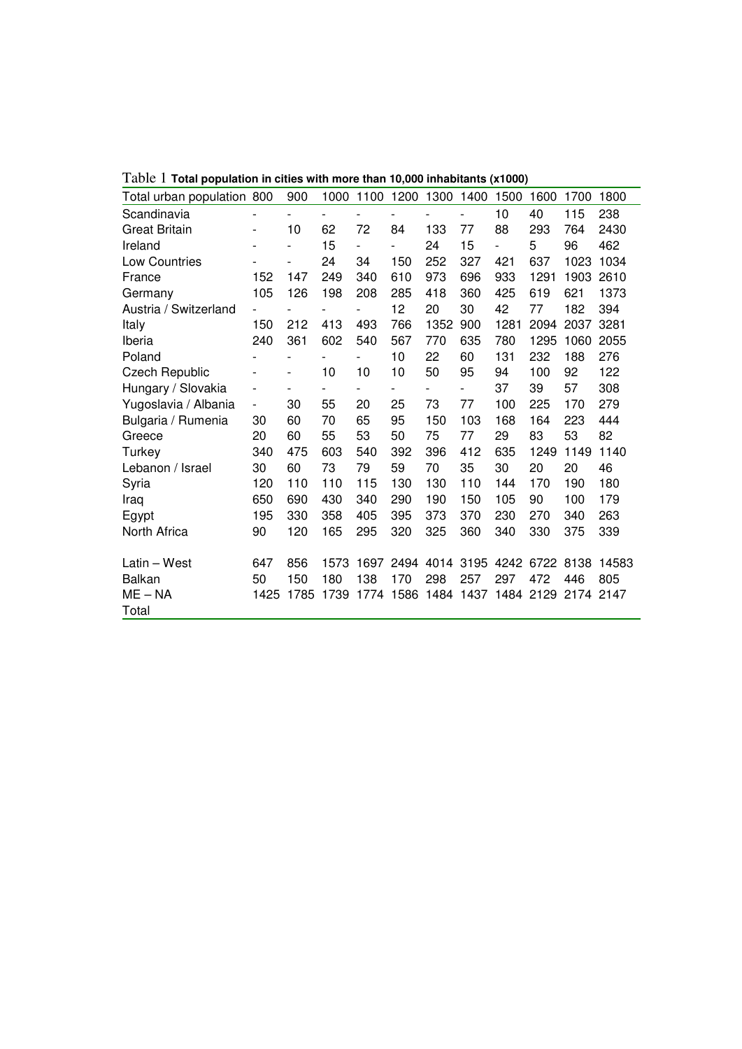Table 1 **Total population in cities with more than 10,000 inhabitants (x1000)**

| Total urban population | 800 | 900 | 1000 | 1100 | 1200 | 1300 | 1400 | 1500 | 1600 | 1700 | 1800 |
|---|---|---|---|---|---|---|---|---|---|---|---|
| Scandinavia | - | - | - | - | - | - | - | 10 | 40 | 115 | 238 |
| Great Britain | - | 10 | 62 | 72 | 84 | 133 | 77 | 88 | 293 | 764 | 2430 |
| Ireland | - | - | 15 | - | - | 24 | 15 | - | 5 | 96 | 462 |
| Low Countries | - | - | 24 | 34 | 150 | 252 | 327 | 421 | 637 | 1023 | 1034 |
| France | 152 | 147 | 249 | 340 | 610 | 973 | 696 | 933 | 1291 | 1903 | 2610 |
| Germany | 105 | 126 | 198 | 208 | 285 | 418 | 360 | 425 | 619 | 621 | 1373 |
| Austria / Switzerland | - | - | - | - | 12 | 20 | 30 | 42 | 77 | 182 | 394 |
| Italy | 150 | 212 | 413 | 493 | 766 | 1352 | 900 | 1281 | 2094 | 2037 | 3281 |
| Iberia | 240 | 361 | 602 | 540 | 567 | 770 | 635 | 780 | 1295 | 1060 | 2055 |
| Poland | - | - | - | - | 10 | 22 | 60 | 131 | 232 | 188 | 276 |
| Czech Republic | - | - | 10 | 10 | 10 | 50 | 95 | 94 | 100 | 92 | 122 |
| Hungary / Slovakia | - | - | - | - | - | - | - | 37 | 39 | 57 | 308 |
| Yugoslavia / Albania | - | 30 | 55 | 20 | 25 | 73 | 77 | 100 | 225 | 170 | 279 |
| Bulgaria / Rumenia | 30 | 60 | 70 | 65 | 95 | 150 | 103 | 168 | 164 | 223 | 444 |
| Greece | 20 | 60 | 55 | 53 | 50 | 75 | 77 | 29 | 83 | 53 | 82 |
| Turkey | 340 | 475 | 603 | 540 | 392 | 396 | 412 | 635 | 1249 | 1149 | 1140 |
| Lebanon / Israel | 30 | 60 | 73 | 79 | 59 | 70 | 35 | 30 | 20 | 20 | 46 |
| Syria | 120 | 110 | 110 | 115 | 130 | 130 | 110 | 144 | 170 | 190 | 180 |
| Iraq | 650 | 690 | 430 | 340 | 290 | 190 | 150 | 105 | 90 | 100 | 179 |
| Egypt | 195 | 330 | 358 | 405 | 395 | 373 | 370 | 230 | 270 | 340 | 263 |
| North Africa | 90 | 120 | 165 | 295 | 320 | 325 | 360 | 340 | 330 | 375 | 339 |
| | | | | | | | | | | | |
| Latin – West | 647 | 856 | 1573 | 1697 | 2494 | 4014 | 3195 | 4242 | 6722 | 8138 | 14583 |
| Balkan | 50 | 150 | 180 | 138 | 170 | 298 | 257 | 297 | 472 | 446 | 805 |
| ME – NA | 1425 | 1785 | 1739 | 1774 | 1586 | 1484 | 1437 | 1484 | 2129 | 2174 | 2147 |
| Total | | | | | | | | | | | |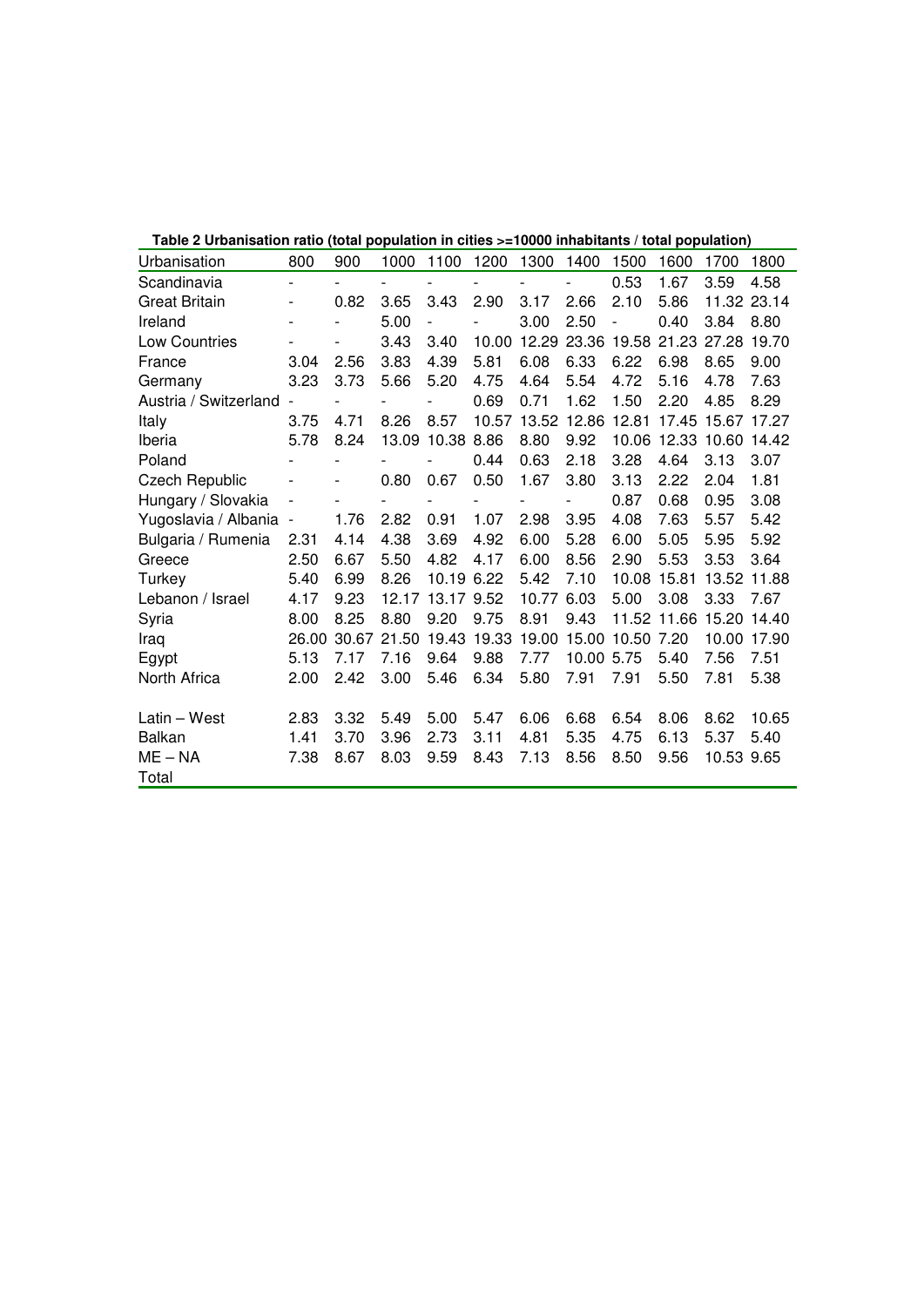**Table 2 Urbanisation ratio (total population in cities >=10000 inhabitants / total population)**

| Urbanisation | 800 | 900 | 1000 | 1100 | 1200 | 1300 | 1400 | 1500 | 1600 | 1700 | 1800 |
|---|---|---|---|---|---|---|---|---|---|---|---|
| Scandinavia | - | - | - | - | - | - | - | 0.53 | 1.67 | 3.59 | 4.58 |
| Great Britain | - | 0.82 | 3.65 | 3.43 | 2.90 | 3.17 | 2.66 | 2.10 | 5.86 | 11.32 | 23.14 |
| Ireland | - | - | 5.00 | - | - | 3.00 | 2.50 | - | 0.40 | 3.84 | 8.80 |
| Low Countries | - | - | 3.43 | 3.40 | 10.00 | 12.29 | 23.36 | 19.58 | 21.23 | 27.28 | 19.70 |
| France | 3.04 | 2.56 | 3.83 | 4.39 | 5.81 | 6.08 | 6.33 | 6.22 | 6.98 | 8.65 | 9.00 |
| Germany | 3.23 | 3.73 | 5.66 | 5.20 | 4.75 | 4.64 | 5.54 | 4.72 | 5.16 | 4.78 | 7.63 |
| Austria / Switzerland | - | - | - | - | 0.69 | 0.71 | 1.62 | 1.50 | 2.20 | 4.85 | 8.29 |
| Italy | 3.75 | 4.71 | 8.26 | 8.57 | 10.57 | 13.52 | 12.86 | 12.81 | 17.45 | 15.67 | 17.27 |
| Iberia | 5.78 | 8.24 | 13.09 | 10.38 | 8.86 | 8.80 | 9.92 | 10.06 | 12.33 | 10.60 | 14.42 |
| Poland | - | - | - | - | 0.44 | 0.63 | 2.18 | 3.28 | 4.64 | 3.13 | 3.07 |
| Czech Republic | - | - | 0.80 | 0.67 | 0.50 | 1.67 | 3.80 | 3.13 | 2.22 | 2.04 | 1.81 |
| Hungary / Slovakia | - | - | - | - | - | - | - | 0.87 | 0.68 | 0.95 | 3.08 |
| Yugoslavia / Albania | - | 1.76 | 2.82 | 0.91 | 1.07 | 2.98 | 3.95 | 4.08 | 7.63 | 5.57 | 5.42 |
| Bulgaria / Rumenia | 2.31 | 4.14 | 4.38 | 3.69 | 4.92 | 6.00 | 5.28 | 6.00 | 5.05 | 5.95 | 5.92 |
| Greece | 2.50 | 6.67 | 5.50 | 4.82 | 4.17 | 6.00 | 8.56 | 2.90 | 5.53 | 3.53 | 3.64 |
| Turkey | 5.40 | 6.99 | 8.26 | 10.19 | 6.22 | 5.42 | 7.10 | 10.08 | 15.81 | 13.52 | 11.88 |
| Lebanon / Israel | 4.17 | 9.23 | 12.17 | 13.17 | 9.52 | 10.77 | 6.03 | 5.00 | 3.08 | 3.33 | 7.67 |
| Syria | 8.00 | 8.25 | 8.80 | 9.20 | 9.75 | 8.91 | 9.43 | 11.52 | 11.66 | 15.20 | 14.40 |
| Iraq | 26.00 | 30.67 | 21.50 | 19.43 | 19.33 | 19.00 | 15.00 | 10.50 | 7.20 | 10.00 | 17.90 |
| Egypt | 5.13 | 7.17 | 7.16 | 9.64 | 9.88 | 7.77 | 10.00 | 5.75 | 5.40 | 7.56 | 7.51 |
| North Africa | 2.00 | 2.42 | 3.00 | 5.46 | 6.34 | 5.80 | 7.91 | 7.91 | 5.50 | 7.81 | 5.38 |
| | | | | | | | | | | | |
| Latin – West | 2.83 | 3.32 | 5.49 | 5.00 | 5.47 | 6.06 | 6.68 | 6.54 | 8.06 | 8.62 | 10.65 |
| Balkan | 1.41 | 3.70 | 3.96 | 2.73 | 3.11 | 4.81 | 5.35 | 4.75 | 6.13 | 5.37 | 5.40 |
| ME – NA | 7.38 | 8.67 | 8.03 | 9.59 | 8.43 | 7.13 | 8.56 | 8.50 | 9.56 | 10.53 | 9.65 |
| Total | | | | | | | | | | | |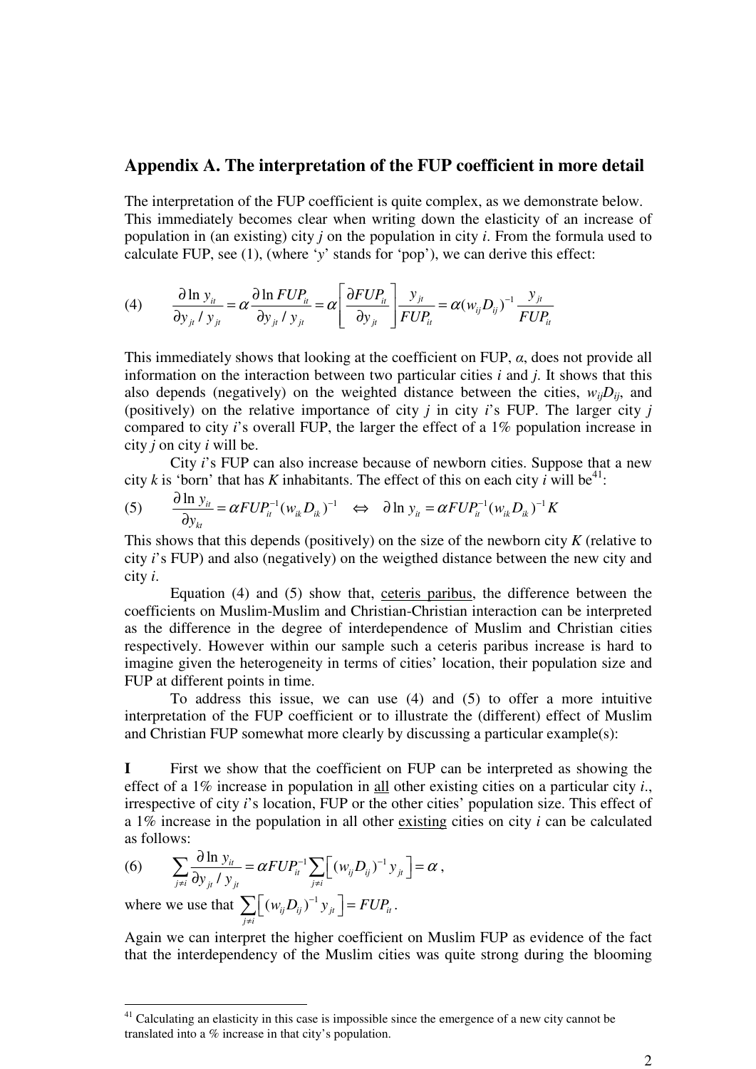## Appendix A. The interpretation of the FUP coefficient in more detail

The interpretation of the FUP coefficient is quite complex, as we demonstrate below. This immediately becomes clear when writing down the elasticity of an increase of population in (an existing) city $j$ on the population in city $i$. From the formula used to calculate FUP, see (1), (where '$y$' stands for 'pop'), we can derive this effect:

$$\text{(4)} \qquad \frac{\partial \ln y_{it}}{\partial y_{jt} / y_{jt}} = \alpha \frac{\partial \ln FUP_{it}}{\partial y_{jt} / y_{jt}} = \alpha \left[ \frac{\partial FUP_{it}}{\partial y_{jt}} \right] \frac{y_{jt}}{FUP_{it}} = \alpha (w_{ij} D_{ij})^{-1} \frac{y_{jt}}{FUP_{it}}$$

This immediately shows that looking at the coefficient on FUP, $\alpha$, does not provide all information on the interaction between two particular cities $i$ and $j$. It shows that this also depends (negatively) on the weighted distance between the cities, $w_{ij}D_{ij}$, and (positively) on the relative importance of city $j$ in city $i$'s FUP. The larger city $j$ compared to city $i$'s overall FUP, the larger the effect of a 1% population increase in city $j$ on city $i$ will be.

City $i$'s FUP can also increase because of newborn cities. Suppose that a new city $k$ is 'born' that has $K$ inhabitants. The effect of this on each city $i$ will be[41]:

$$\text{(5)} \qquad \frac{\partial \ln y_{it}}{\partial y_{kt}} = \alpha FUP_{it}^{-1} (w_{ik} D_{ik})^{-1} \quad \Leftrightarrow \quad \partial \ln y_{it} = \alpha FUP_{it}^{-1} (w_{ik} D_{ik})^{-1} K$$

This shows that this depends (positively) on the size of the newborn city $K$ (relative to city $i$'s FUP) and also (negatively) on the weigthed distance between the new city and city $i$.

Equation (4) and (5) show that, ceteris paribus, the difference between the coefficients on Muslim-Muslim and Christian-Christian interaction can be interpreted as the difference in the degree of interdependence of Muslim and Christian cities respectively. However within our sample such a ceteris paribus increase is hard to imagine given the heterogeneity in terms of cities' location, their population size and FUP at different points in time.

To address this issue, we can use (4) and (5) to offer a more intuitive interpretation of the FUP coefficient or to illustrate the (different) effect of Muslim and Christian FUP somewhat more clearly by discussing a particular example(s):

**I** First we show that the coefficient on FUP can be interpreted as showing the effect of a 1% increase in population in all other existing cities on a particular city $i$., irrespective of city $i$'s location, FUP or the other cities' population size. This effect of a 1% increase in the population in all other existing cities on city $i$ can be calculated as follows:

$$\text{(6)} \qquad \sum_{j \neq i} \frac{\partial \ln y_{it}}{\partial y_{jt} / y_{jt}} = \alpha FUP_{it}^{-1} \sum_{j \neq i} \left[ (w_{ij} D_{ij})^{-1} y_{jt} \right] = \alpha \, ,$$

where we use that $\sum_{j \neq i} \left[ (w_{ij} D_{ij})^{-1} y_{jt} \right] = FUP_{it}$.

Again we can interpret the higher coefficient on Muslim FUP as evidence of the fact that the interdependency of the Muslim cities was quite strong during the blooming

[41] Calculating an elasticity in this case is impossible since the emergence of a new city cannot be translated into a % increase in that city's population.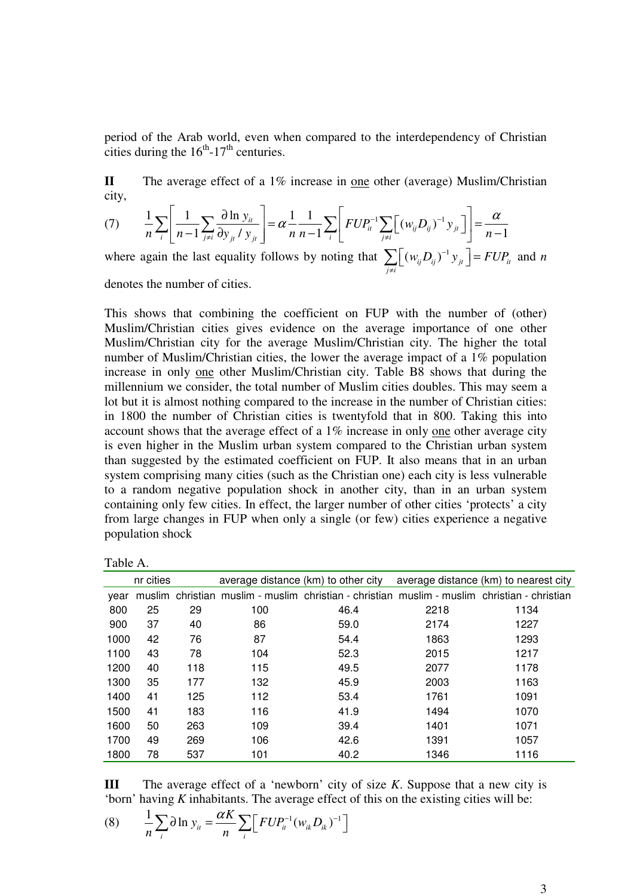period of the Arab world, even when compared to the interdependency of Christian cities during the 16th-17th centuries.

**II** The average effect of a 1% increase in <u>one</u> other (average) Muslim/Christian city,

$$(7) \qquad \frac{1}{n}\sum_{i}\left[\frac{1}{n-1}\sum_{j\neq i}\frac{\partial \ln y_{it}}{\partial y_{jt}/y_{jt}}\right]=\alpha\frac{1}{n}\frac{1}{n-1}\sum_{i}\left[FUP_{it}^{-1}\sum_{j\neq i}\left[(w_{ij}D_{ij})^{-1}y_{jt}\right]\right]=\frac{\alpha}{n-1}$$

where again the last equality follows by noting that $\sum_{j\neq i}\left[(w_{ij}D_{ij})^{-1}y_{jt}\right]=FUP_{it}$ and $n$ denotes the number of cities.

This shows that combining the coefficient on FUP with the number of (other) Muslim/Christian cities gives evidence on the average importance of one other Muslim/Christian city for the average Muslim/Christian city. The higher the total number of Muslim/Christian cities, the lower the average impact of a 1% population increase in only <u>one</u> other Muslim/Christian city. Table B8 shows that during the millennium we consider, the total number of Muslim cities doubles. This may seem a lot but it is almost nothing compared to the increase in the number of Christian cities: in 1800 the number of Christian cities is twentyfold that in 800. Taking this into account shows that the average effect of a 1% increase in only <u>one</u> other average city is even higher in the Muslim urban system compared to the Christian urban system than suggested by the estimated coefficient on FUP. It also means that in an urban system comprising many cities (such as the Christian one) each city is less vulnerable to a random negative population shock in another city, than in an urban system containing only few cities. In effect, the larger number of other cities 'protects' a city from large changes in FUP when only a single (or few) cities experience a negative population shock

Table A.

| | nr cities | | average distance (km) to other city | | average distance (km) to nearest city | |
|---|---|---|---|---|---|---|
| year | muslim | christian | muslim - muslim | christian - christian | muslim - muslim | christian - christian |
| 800 | 25 | 29 | 100 | 46.4 | 2218 | 1134 |
| 900 | 37 | 40 | 86 | 59.0 | 2174 | 1227 |
| 1000 | 42 | 76 | 87 | 54.4 | 1863 | 1293 |
| 1100 | 43 | 78 | 104 | 52.3 | 2015 | 1217 |
| 1200 | 40 | 118 | 115 | 49.5 | 2077 | 1178 |
| 1300 | 35 | 177 | 132 | 45.9 | 2003 | 1163 |
| 1400 | 41 | 125 | 112 | 53.4 | 1761 | 1091 |
| 1500 | 41 | 183 | 116 | 41.9 | 1494 | 1070 |
| 1600 | 50 | 263 | 109 | 39.4 | 1401 | 1071 |
| 1700 | 49 | 269 | 106 | 42.6 | 1391 | 1057 |
| 1800 | 78 | 537 | 101 | 40.2 | 1346 | 1116 |

**III** The average effect of a 'newborn' city of size $K$. Suppose that a new city is 'born' having $K$ inhabitants. The average effect of this on the existing cities will be:

$$(8) \qquad \frac{1}{n}\sum_{i}\partial \ln y_{it}=\frac{\alpha K}{n}\sum_{i}\left[FUP_{it}^{-1}(w_{ik}D_{ik})^{-1}\right]$$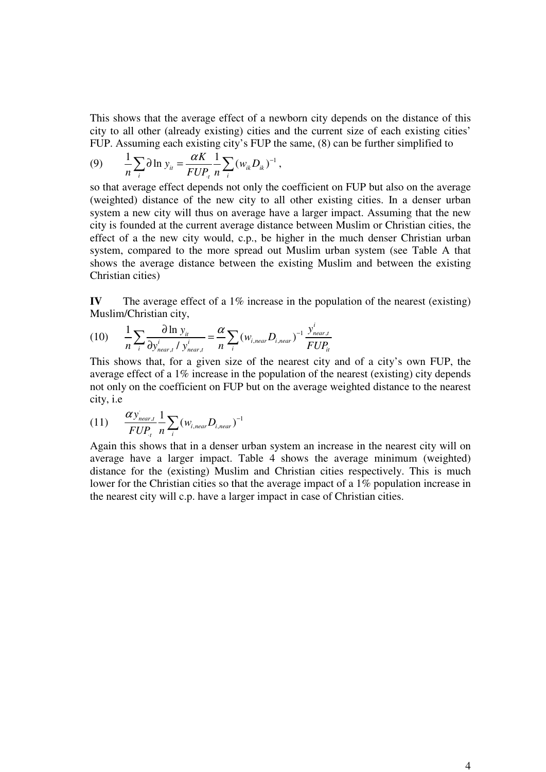This shows that the average effect of a newborn city depends on the distance of this city to all other (already existing) cities and the current size of each existing cities' FUP. Assuming each existing city's FUP the same, (8) can be further simplified to

$$(9) \qquad \frac{1}{n}\sum_{i}\partial \ln y_{it} = \frac{\alpha K}{FUP_{.t}}\frac{1}{n}\sum_{i}(w_{ik}D_{ik})^{-1},$$

so that average effect depends not only the coefficient on FUP but also on the average (weighted) distance of the new city to all other existing cities. In a denser urban system a new city will thus on average have a larger impact. Assuming that the new city is founded at the current average distance between Muslim or Christian cities, the effect of a the new city would, c.p., be higher in the much denser Christian urban system, compared to the more spread out Muslim urban system (see Table A that shows the average distance between the existing Muslim and between the existing Christian cities)

**IV** The average effect of a 1% increase in the population of the nearest (existing) Muslim/Christian city,

$$(10) \qquad \frac{1}{n}\sum_{i}\frac{\partial \ln y_{it}}{\partial y^{i}_{near,t} / y^{i}_{near,t}} = \frac{\alpha}{n}\sum_{i}(w_{i,near}D_{i,near})^{-1}\frac{y^{i}_{near,t}}{FUP_{it}}$$

This shows that, for a given size of the nearest city and of a city's own FUP, the average effect of a 1% increase in the population of the nearest (existing) city depends not only on the coefficient on FUP but on the average weighted distance to the nearest city, i.e

$$(11) \qquad \frac{\alpha y^{'}_{near,t}}{FUP_{.t}}\frac{1}{n}\sum_{i}(w_{i,near}D_{i,near})^{-1}$$

Again this shows that in a denser urban system an increase in the nearest city will on average have a larger impact. Table 4 shows the average minimum (weighted) distance for the (existing) Muslim and Christian cities respectively. This is much lower for the Christian cities so that the average impact of a 1% population increase in the nearest city will c.p. have a larger impact in case of Christian cities.